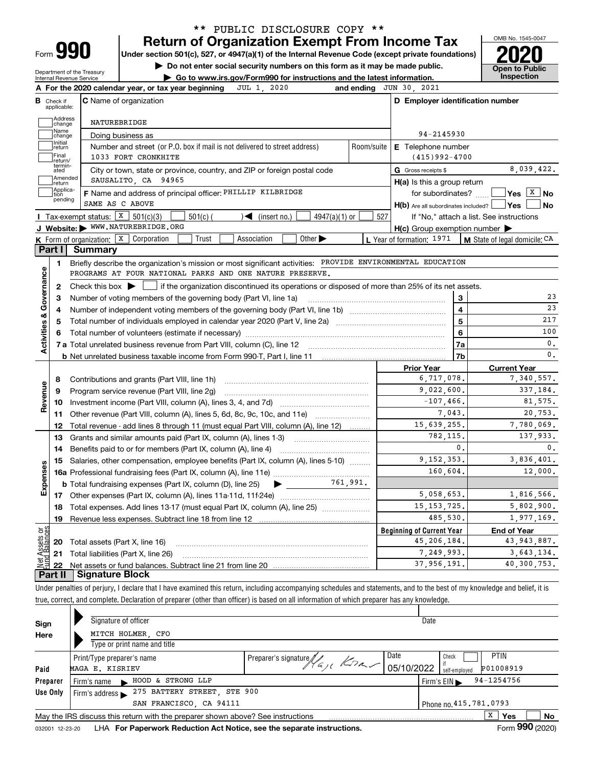** PUBLIC DISCLOSURE COPY **

# Form 990 — Return of Organization Exempt From Income Tax (2020)

Under section 501(c), 527, or 4947(a)(1) of the Internal Revenue Code (except private foundations)

▶ Do not enter social security numbers on this form as it may be made public.

▶ Go to www.irs.gov/Form990 for instructions and the latest information.

Department of the Treasury
Internal Revenue Service

OMB No. 1545-0047

**Open to Public Inspection**

**A** For the 2020 calendar year, or tax year beginning JUL 1, 2020 and ending JUN 30, 2021

**B** Check if applicable: Address change, Name change, Initial return, Final return/terminated, Amended return, Application pending

**C** Name of organization: NATUREBRIDGE

Doing business as

Number and street (or P.O. box if mail is not delivered to street address): 1033 FORT CRONKHITE — Room/suite

City or town, state or province, country, and ZIP or foreign postal code: SAUSALITO, CA 94965

**F** Name and address of principal officer: PHILLIP KILBRIDGE, SAME AS C ABOVE

**D** Employer identification number: 94-2145930

**E** Telephone number: (415)992-4700

**G** Gross receipts $ 8,039,422.

**H(a)** Is this a group return for subordinates? ☐ Yes ☒ No

**H(b)** Are all subordinates included? ☐ Yes ☐ No — If "No," attach a list. See instructions

**H(c)** Group exemption number ▶

**I** Tax-exempt status: ☒ 501(c)(3) ☐ 501(c) ( ) ◀ (insert no.) ☐ 4947(a)(1) or ☐ 527

**J** Website: ▶ WWW.NATUREBRIDGE.ORG

**K** Form of organization: ☒ Corporation ☐ Trust ☐ Association ☐ Other ▶

**L** Year of formation: 1971

**M** State of legal domicile: CA

## Part I Summary

**Activities & Governance**

1. Briefly describe the organization's mission or most significant activities: PROVIDE ENVIRONMENTAL EDUCATION PROGRAMS AT FOUR NATIONAL PARKS AND ONE NATURE PRESERVE.
2. Check this box ▶ ☐ if the organization discontinued its operations or disposed of more than 25% of its net assets.

| Line | Description | | Value |
|---|---|---|---|
| 3 | Number of voting members of the governing body (Part VI, line 1a) | 3 | 23 |
| 4 | Number of independent voting members of the governing body (Part VI, line 1b) | 4 | 23 |
| 5 | Total number of individuals employed in calendar year 2020 (Part V, line 2a) | 5 | 217 |
| 6 | Total number of volunteers (estimate if necessary) | 6 | 100 |
| 7a | Total unrelated business revenue from Part VIII, column (C), line 12 | 7a | 0. |
| 7b | Net unrelated business taxable income from Form 990-T, Part I, line 11 | 7b | 0. |

| Line | Description | Prior Year | Current Year |
|---|---|---|---|
| | **Revenue** | | |
| 8 | Contributions and grants (Part VIII, line 1h) | 6,717,078. | 7,340,557. |
| 9 | Program service revenue (Part VIII, line 2g) | 9,022,600. | 337,184. |
| 10 | Investment income (Part VIII, column (A), lines 3, 4, and 7d) | -107,466. | 81,575. |
| 11 | Other revenue (Part VIII, column (A), lines 5, 6d, 8c, 9c, 10c, and 11e) | 7,043. | 20,753. |
| 12 | Total revenue - add lines 8 through 11 (must equal Part VIII, column (A), line 12) | 15,639,255. | 7,780,069. |
| | **Expenses** | | |
| 13 | Grants and similar amounts paid (Part IX, column (A), lines 1-3) | 782,115. | 137,933. |
| 14 | Benefits paid to or for members (Part IX, column (A), line 4) | 0. | 0. |
| 15 | Salaries, other compensation, employee benefits (Part IX, column (A), lines 5-10) | 9,152,353. | 3,836,401. |
| 16a | Professional fundraising fees (Part IX, column (A), line 11e) | 160,604. | 12,000. |
| b | Total fundraising expenses (Part IX, column (D), line 25) ▶ 761,991. | | |
| 17 | Other expenses (Part IX, column (A), lines 11a-11d, 11f-24e) | 5,058,653. | 1,816,566. |
| 18 | Total expenses. Add lines 13-17 (must equal Part IX, column (A), line 25) | 15,153,725. | 5,802,900. |
| 19 | Revenue less expenses. Subtract line 18 from line 12 | 485,530. | 1,977,169. |

| Line | Net Assets or Fund Balances | Beginning of Current Year | End of Year |
|---|---|---|---|
| 20 | Total assets (Part X, line 16) | 45,206,184. | 43,943,887. |
| 21 | Total liabilities (Part X, line 26) | 7,249,993. | 3,643,134. |
| 22 | Net assets or fund balances. Subtract line 21 from line 20 | 37,956,191. | 40,300,753. |

## Part II Signature Block

Under penalties of perjury, I declare that I have examined this return, including accompanying schedules and statements, and to the best of my knowledge and belief, it is true, correct, and complete. Declaration of preparer (other than officer) is based on all information of which preparer has any knowledge.

**Sign Here**

Signature of officer — Date

MITCH HOLMER, CFO
Type or print name and title

**Paid Preparer Use Only**

| Print/Type preparer's name | Preparer's signature | Date | Check ☐ if self-employed | PTIN |
|---|---|---|---|---|
| MAGA E. KISRIEV | Maga Kisriev | 05/10/2022 | | P01008919 |

Firm's name ▶ HOOD & STRONG LLP — Firm's EIN ▶ 94-1254756

Firm's address ▶ 275 BATTERY STREET, STE 900, SAN FRANCISCO, CA 94111 — Phone no. 415.781.0793

May the IRS discuss this return with the preparer shown above? See instructions ☒ Yes ☐ No

032001 12-23-20 LHA For Paperwork Reduction Act Notice, see the separate instructions. Form **990** (2020)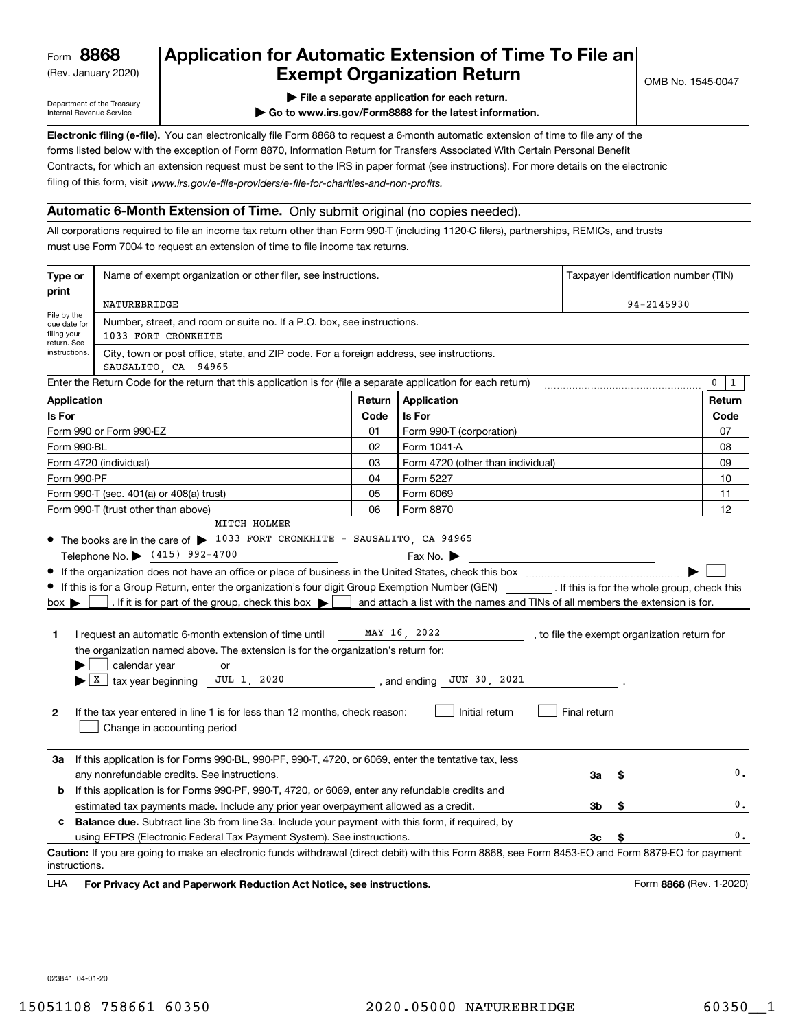Form **8868** (Rev. January 2020)

Department of the Treasury Internal Revenue Service

# Application for Automatic Extension of Time To File an Exempt Organization Return

▶ File a separate application for each return.

▶ Go to www.irs.gov/Form8868 for the latest information.

OMB No. 1545-0047

**Electronic filing (e-file).** You can electronically file Form 8868 to request a 6-month automatic extension of time to file any of the forms listed below with the exception of Form 8870, Information Return for Transfers Associated With Certain Personal Benefit Contracts, for which an extension request must be sent to the IRS in paper format (see instructions). For more details on the electronic filing of this form, visit *www.irs.gov/e-file-providers/e-file-for-charities-and-non-profits.*

## Automatic 6-Month Extension of Time. Only submit original (no copies needed).

All corporations required to file an income tax return other than Form 990-T (including 1120-C filers), partnerships, REMICs, and trusts must use Form 7004 to request an extension of time to file income tax returns.

| Type or print | | |
|---|---|---|
| File by the due date for filing your return. See instructions. | Name of exempt organization or other filer, see instructions.<br>NATUREBRIDGE | Taxpayer identification number (TIN)<br>94-2145930 |
| | Number, street, and room or suite no. If a P.O. box, see instructions.<br>1033 FORT CRONKHITE | |
| | City, town or post office, state, and ZIP code. For a foreign address, see instructions.<br>SAUSALITO, CA 94965 | |

Enter the Return Code for the return that this application is for (file a separate application for each return) 0 1

| Application Is For | Return Code | Application Is For | Return Code |
|---|---|---|---|
| Form 990 or Form 990-EZ | 01 | Form 990-T (corporation) | 07 |
| Form 990-BL | 02 | Form 1041-A | 08 |
| Form 4720 (individual) | 03 | Form 4720 (other than individual) | 09 |
| Form 990-PF | 04 | Form 5227 | 10 |
| Form 990-T (sec. 401(a) or 408(a) trust) | 05 | Form 6069 | 11 |
| Form 990-T (trust other than above) | 06 | Form 8870 | 12 |

- The books are in the care of ▶ MITCH HOLMER 1033 FORT CRONKHITE - SAUSALITO, CA 94965

  Telephone No. ▶ (415) 992-4700 Fax No. ▶
- If the organization does not have an office or place of business in the United States, check this box ▶ ☐
- If this is for a Group Return, enter the organization's four digit Group Exemption Number (GEN) ______ . If this is for the whole group, check this box ▶ ☐ . If it is for part of the group, check this box ▶ ☐ and attach a list with the names and TINs of all members the extension is for.

**1** I request an automatic 6-month extension of time until MAY 16, 2022 , to file the exempt organization return for the organization named above. The extension is for the organization's return for:

▶ ☐ calendar year ______ or

▶ ☒ tax year beginning JUL 1, 2020 , and ending JUN 30, 2021 .

**2** If the tax year entered in line 1 is for less than 12 months, check reason: ☐ Initial return ☐ Final return ☐ Change in accounting period

| | | | |
|---|---|---|---|
| **3a** | If this application is for Forms 990-BL, 990-PF, 990-T, 4720, or 6069, enter the tentative tax, less any nonrefundable credits. See instructions. | 3a | $ 0. |
| **b** | If this application is for Forms 990-PF, 990-T, 4720, or 6069, enter any refundable credits and estimated tax payments made. Include any prior year overpayment allowed as a credit. | 3b | $ 0. |
| **c** | **Balance due.** Subtract line 3b from line 3a. Include your payment with this form, if required, by using EFTPS (Electronic Federal Tax Payment System). See instructions. | 3c | $ 0. |

**Caution:** If you are going to make an electronic funds withdrawal (direct debit) with this Form 8868, see Form 8453-EO and Form 8879-EO for payment instructions.

LHA **For Privacy Act and Paperwork Reduction Act Notice, see instructions.** Form **8868** (Rev. 1-2020)

023841 04-01-20

15051108 758661 60350 2020.05000 NATUREBRIDGE 60350__1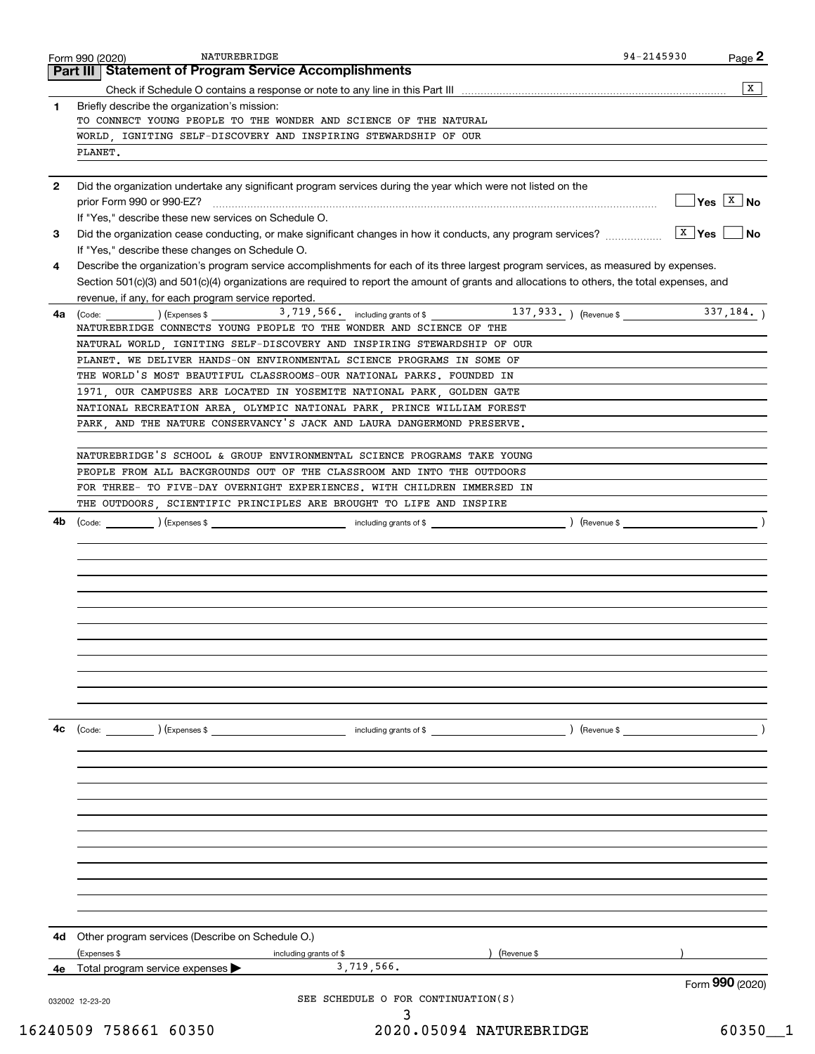Form 990 (2020) NATUREBRIDGE 94-2145930 Page **2**

## Part III | Statement of Program Service Accomplishments

Check if Schedule O contains a response or note to any line in this Part III .......... [X]

**1** Briefly describe the organization's mission:

TO CONNECT YOUNG PEOPLE TO THE WONDER AND SCIENCE OF THE NATURAL WORLD, IGNITING SELF-DISCOVERY AND INSPIRING STEWARDSHIP OF OUR PLANET.

**2** Did the organization undertake any significant program services during the year which were not listed on the prior Form 990 or 990-EZ? .......... [ ] Yes [X] No

If "Yes," describe these new services on Schedule O.

**3** Did the organization cease conducting, or make significant changes in how it conducts, any program services? .......... [X] Yes [ ] No

If "Yes," describe these changes on Schedule O.

**4** Describe the organization's program service accomplishments for each of its three largest program services, as measured by expenses. Section 501(c)(3) and 501(c)(4) organizations are required to report the amount of grants and allocations to others, the total expenses, and revenue, if any, for each program service reported.

**4a** (Code: ) (Expenses $ 3,719,566. including grants of $ 137,933. ) (Revenue $ 337,184. )

NATUREBRIDGE CONNECTS YOUNG PEOPLE TO THE WONDER AND SCIENCE OF THE NATURAL WORLD, IGNITING SELF-DISCOVERY AND INSPIRING STEWARDSHIP OF OUR PLANET. WE DELIVER HANDS-ON ENVIRONMENTAL SCIENCE PROGRAMS IN SOME OF THE WORLD'S MOST BEAUTIFUL CLASSROOMS-OUR NATIONAL PARKS. FOUNDED IN 1971, OUR CAMPUSES ARE LOCATED IN YOSEMITE NATIONAL PARK, GOLDEN GATE NATIONAL RECREATION AREA, OLYMPIC NATIONAL PARK, PRINCE WILLIAM FOREST PARK, AND THE NATURE CONSERVANCY'S JACK AND LAURA DANGERMOND PRESERVE.

NATUREBRIDGE'S SCHOOL & GROUP ENVIRONMENTAL SCIENCE PROGRAMS TAKE YOUNG PEOPLE FROM ALL BACKGROUNDS OUT OF THE CLASSROOM AND INTO THE OUTDOORS FOR THREE- TO FIVE-DAY OVERNIGHT EXPERIENCES. WITH CHILDREN IMMERSED IN THE OUTDOORS, SCIENTIFIC PRINCIPLES ARE BROUGHT TO LIFE AND INSPIRE

**4b** (Code: ) (Expenses $ including grants of $ ) (Revenue $ )

**4c** (Code: ) (Expenses $ including grants of $ ) (Revenue $ )

**4d** Other program services (Describe on Schedule O.)

(Expenses $ including grants of $ ) (Revenue $ )

**4e** Total program service expenses ▶ 3,719,566.

Form **990** (2020)

032002 12-23-20

SEE SCHEDULE O FOR CONTINUATION(S)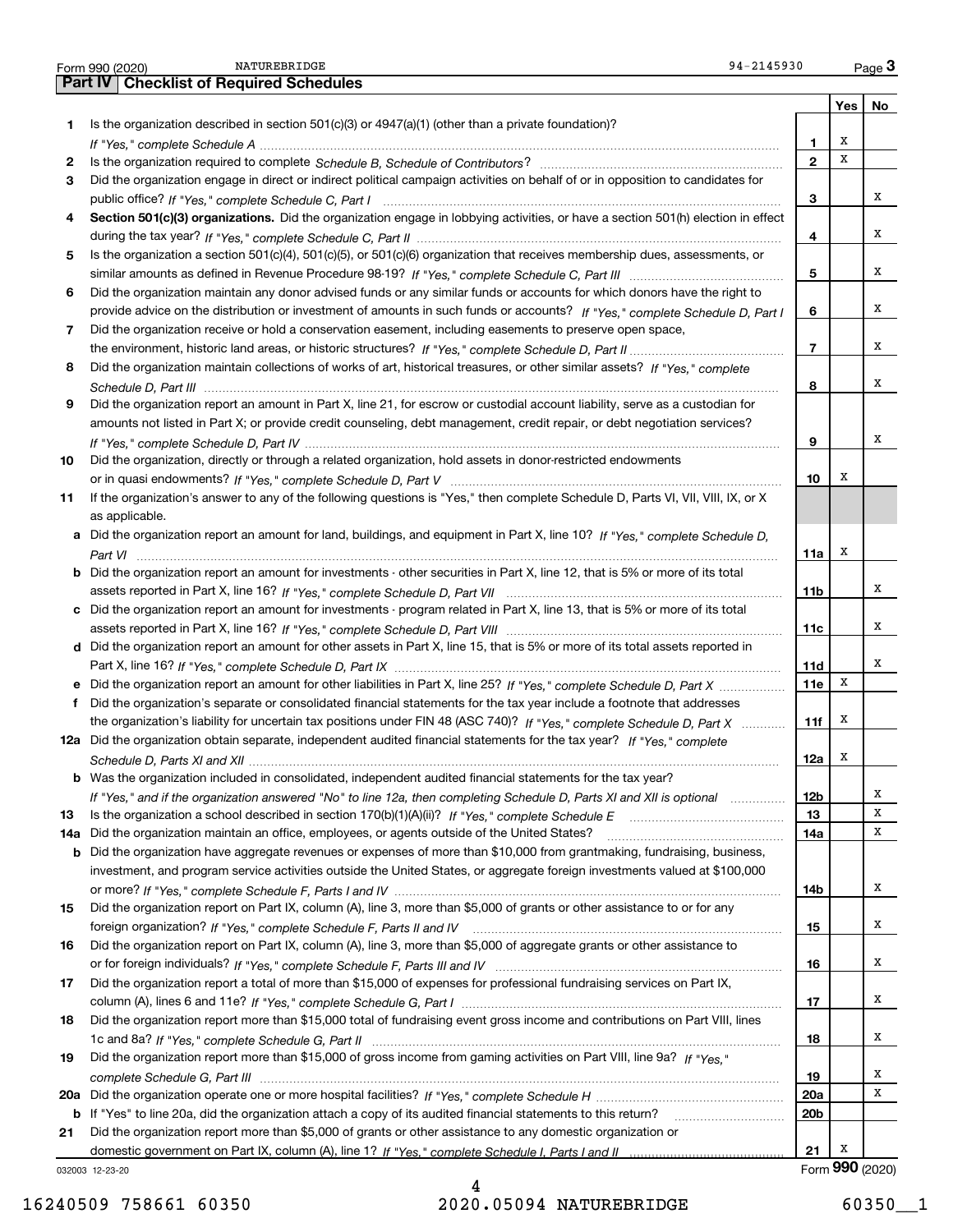Form 990 (2020) NATUREBRIDGE 94-2145930 Page **3**

## Part IV Checklist of Required Schedules

| | | | Yes | No |
|---|---|---|---|---|
| **1** | Is the organization described in section 501(c)(3) or 4947(a)(1) (other than a private foundation)? *If "Yes," complete Schedule A* | **1** | X | |
| **2** | Is the organization required to complete *Schedule B, Schedule of Contributors*? | **2** | X | |
| **3** | Did the organization engage in direct or indirect political campaign activities on behalf of or in opposition to candidates for public office? *If "Yes," complete Schedule C, Part I* | **3** | | X |
| **4** | **Section 501(c)(3) organizations.** Did the organization engage in lobbying activities, or have a section 501(h) election in effect during the tax year? *If "Yes," complete Schedule C, Part II* | **4** | | X |
| **5** | Is the organization a section 501(c)(4), 501(c)(5), or 501(c)(6) organization that receives membership dues, assessments, or similar amounts as defined in Revenue Procedure 98-19? *If "Yes," complete Schedule C, Part III* | **5** | | X |
| **6** | Did the organization maintain any donor advised funds or any similar funds or accounts for which donors have the right to provide advice on the distribution or investment of amounts in such funds or accounts? *If "Yes," complete Schedule D, Part I* | **6** | | X |
| **7** | Did the organization receive or hold a conservation easement, including easements to preserve open space, the environment, historic land areas, or historic structures? *If "Yes," complete Schedule D, Part II* | **7** | | X |
| **8** | Did the organization maintain collections of works of art, historical treasures, or other similar assets? *If "Yes," complete Schedule D, Part III* | **8** | | X |
| **9** | Did the organization report an amount in Part X, line 21, for escrow or custodial account liability, serve as a custodian for amounts not listed in Part X; or provide credit counseling, debt management, credit repair, or debt negotiation services? *If "Yes," complete Schedule D, Part IV* | **9** | | X |
| **10** | Did the organization, directly or through a related organization, hold assets in donor-restricted endowments or in quasi endowments? *If "Yes," complete Schedule D, Part V* | **10** | X | |
| **11** | If the organization's answer to any of the following questions is "Yes," then complete Schedule D, Parts VI, VII, VIII, IX, or X as applicable. | | | |
| **a** | Did the organization report an amount for land, buildings, and equipment in Part X, line 10? *If "Yes," complete Schedule D, Part VI* | **11a** | X | |
| **b** | Did the organization report an amount for investments - other securities in Part X, line 12, that is 5% or more of its total assets reported in Part X, line 16? *If "Yes," complete Schedule D, Part VII* | **11b** | | X |
| **c** | Did the organization report an amount for investments - program related in Part X, line 13, that is 5% or more of its total assets reported in Part X, line 16? *If "Yes," complete Schedule D, Part VIII* | **11c** | | X |
| **d** | Did the organization report an amount for other assets in Part X, line 15, that is 5% or more of its total assets reported in Part X, line 16? *If "Yes," complete Schedule D, Part IX* | **11d** | | X |
| **e** | Did the organization report an amount for other liabilities in Part X, line 25? *If "Yes," complete Schedule D, Part X* | **11e** | X | |
| **f** | Did the organization's separate or consolidated financial statements for the tax year include a footnote that addresses the organization's liability for uncertain tax positions under FIN 48 (ASC 740)? *If "Yes," complete Schedule D, Part X* | **11f** | X | |
| **12a** | Did the organization obtain separate, independent audited financial statements for the tax year? *If "Yes," complete Schedule D, Parts XI and XII* | **12a** | X | |
| **b** | Was the organization included in consolidated, independent audited financial statements for the tax year? *If "Yes," and if the organization answered "No" to line 12a, then completing Schedule D, Parts XI and XII is optional* | **12b** | | X |
| **13** | Is the organization a school described in section 170(b)(1)(A)(ii)? *If "Yes," complete Schedule E* | **13** | | X |
| **14a** | Did the organization maintain an office, employees, or agents outside of the United States? | **14a** | | X |
| **b** | Did the organization have aggregate revenues or expenses of more than $10,000 from grantmaking, fundraising, business, investment, and program service activities outside the United States, or aggregate foreign investments valued at $100,000 or more? *If "Yes," complete Schedule F, Parts I and IV* | **14b** | | X |
| **15** | Did the organization report on Part IX, column (A), line 3, more than $5,000 of grants or other assistance to or for any foreign organization? *If "Yes," complete Schedule F, Parts II and IV* | **15** | | X |
| **16** | Did the organization report on Part IX, column (A), line 3, more than $5,000 of aggregate grants or other assistance to or for foreign individuals? *If "Yes," complete Schedule F, Parts III and IV* | **16** | | X |
| **17** | Did the organization report a total of more than $15,000 of expenses for professional fundraising services on Part IX, column (A), lines 6 and 11e? *If "Yes," complete Schedule G, Part I* | **17** | | X |
| **18** | Did the organization report more than $15,000 total of fundraising event gross income and contributions on Part VIII, lines 1c and 8a? *If "Yes," complete Schedule G, Part II* | **18** | | X |
| **19** | Did the organization report more than $15,000 of gross income from gaming activities on Part VIII, line 9a? *If "Yes," complete Schedule G, Part III* | **19** | | X |
| **20a** | Did the organization operate one or more hospital facilities? *If "Yes," complete Schedule H* | **20a** | | X |
| **b** | If "Yes" to line 20a, did the organization attach a copy of its audited financial statements to this return? | **20b** | | |
| **21** | Did the organization report more than $5,000 of grants or other assistance to any domestic organization or domestic government on Part IX, column (A), line 1? *If "Yes," complete Schedule I, Parts I and II* | **21** | X | |

032003 12-23-20 Form **990** (2020)

16240509 758661 60350 2020.05094 NATUREBRIDGE 60350__1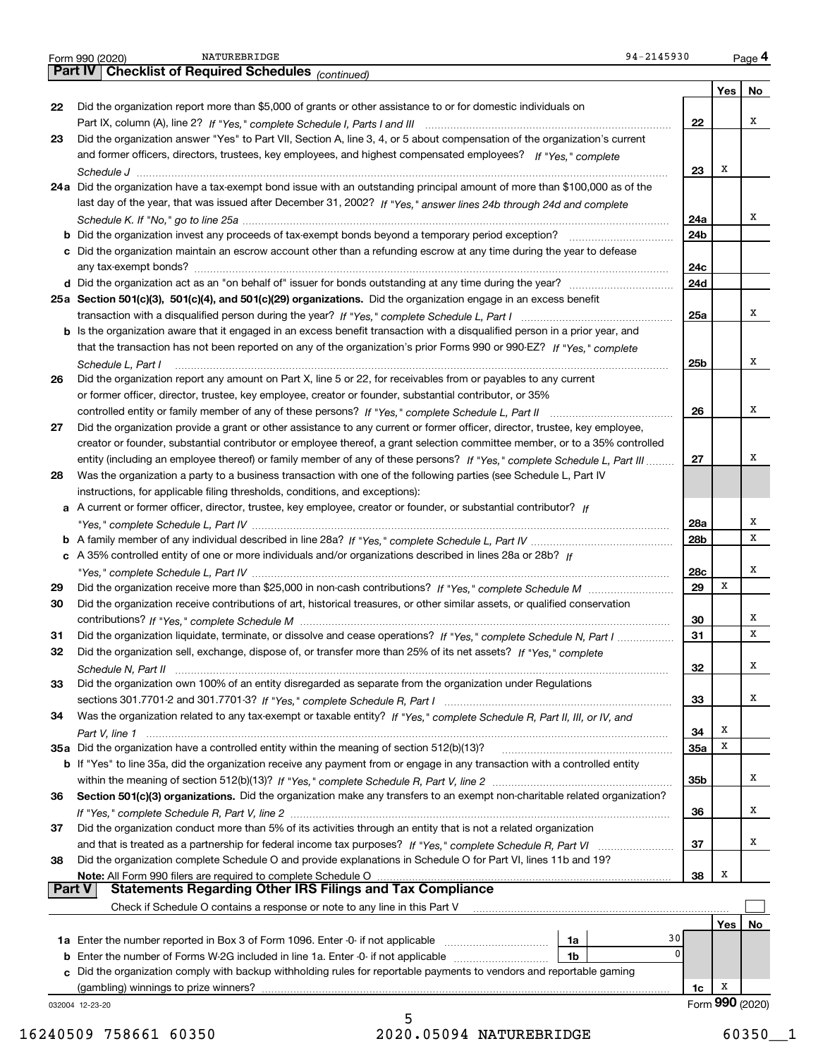Form 990 (2020) NATUREBRIDGE 94-2145930 Page 4

## Part IV Checklist of Required Schedules *(continued)*

| | | | Yes | No |
|---|---|---|---|---|
| 22 | Did the organization report more than $5,000 of grants or other assistance to or for domestic individuals on Part IX, column (A), line 2? *If "Yes," complete Schedule I, Parts I and III* | 22 | | X |
| 23 | Did the organization answer "Yes" to Part VII, Section A, line 3, 4, or 5 about compensation of the organization's current and former officers, directors, trustees, key employees, and highest compensated employees? *If "Yes," complete Schedule J* | 23 | X | |
| 24a | Did the organization have a tax-exempt bond issue with an outstanding principal amount of more than $100,000 as of the last day of the year, that was issued after December 31, 2002? *If "Yes," answer lines 24b through 24d and complete Schedule K. If "No," go to line 25a* | 24a | | X |
| b | Did the organization invest any proceeds of tax-exempt bonds beyond a temporary period exception? | 24b | | |
| c | Did the organization maintain an escrow account other than a refunding escrow at any time during the year to defease any tax-exempt bonds? | 24c | | |
| d | Did the organization act as an "on behalf of" issuer for bonds outstanding at any time during the year? | 24d | | |
| 25a | **Section 501(c)(3), 501(c)(4), and 501(c)(29) organizations.** Did the organization engage in an excess benefit transaction with a disqualified person during the year? *If "Yes," complete Schedule L, Part I* | 25a | | X |
| b | Is the organization aware that it engaged in an excess benefit transaction with a disqualified person in a prior year, and that the transaction has not been reported on any of the organization's prior Forms 990 or 990-EZ? *If "Yes," complete Schedule L, Part I* | 25b | | X |
| 26 | Did the organization report any amount on Part X, line 5 or 22, for receivables from or payables to any current or former officer, director, trustee, key employee, creator or founder, substantial contributor, or 35% controlled entity or family member of any of these persons? *If "Yes," complete Schedule L, Part II* | 26 | | X |
| 27 | Did the organization provide a grant or other assistance to any current or former officer, director, trustee, key employee, creator or founder, substantial contributor or employee thereof, a grant selection committee member, or to a 35% controlled entity (including an employee thereof) or family member of any of these persons? *If "Yes," complete Schedule L, Part III* | 27 | | X |
| 28 | Was the organization a party to a business transaction with one of the following parties (see Schedule L, Part IV instructions, for applicable filing thresholds, conditions, and exceptions): | | | |
| a | A current or former officer, director, trustee, key employee, creator or founder, or substantial contributor? *If "Yes," complete Schedule L, Part IV* | 28a | | X |
| b | A family member of any individual described in line 28a? *If "Yes," complete Schedule L, Part IV* | 28b | | X |
| c | A 35% controlled entity of one or more individuals and/or organizations described in lines 28a or 28b? *If "Yes," complete Schedule L, Part IV* | 28c | | X |
| 29 | Did the organization receive more than $25,000 in non-cash contributions? *If "Yes," complete Schedule M* | 29 | X | |
| 30 | Did the organization receive contributions of art, historical treasures, or other similar assets, or qualified conservation contributions? *If "Yes," complete Schedule M* | 30 | | X |
| 31 | Did the organization liquidate, terminate, or dissolve and cease operations? *If "Yes," complete Schedule N, Part I* | 31 | | X |
| 32 | Did the organization sell, exchange, dispose of, or transfer more than 25% of its net assets? *If "Yes," complete Schedule N, Part II* | 32 | | X |
| 33 | Did the organization own 100% of an entity disregarded as separate from the organization under Regulations sections 301.7701-2 and 301.7701-3? *If "Yes," complete Schedule R, Part I* | 33 | | X |
| 34 | Was the organization related to any tax-exempt or taxable entity? *If "Yes," complete Schedule R, Part II, III, or IV, and Part V, line 1* | 34 | X | |
| 35a | Did the organization have a controlled entity within the meaning of section 512(b)(13)? | 35a | X | |
| b | If "Yes" to line 35a, did the organization receive any payment from or engage in any transaction with a controlled entity within the meaning of section 512(b)(13)? *If "Yes," complete Schedule R, Part V, line 2* | 35b | | X |
| 36 | **Section 501(c)(3) organizations.** Did the organization make any transfers to an exempt non-charitable related organization? *If "Yes," complete Schedule R, Part V, line 2* | 36 | | X |
| 37 | Did the organization conduct more than 5% of its activities through an entity that is not a related organization and that is treated as a partnership for federal income tax purposes? *If "Yes," complete Schedule R, Part VI* | 37 | | X |
| 38 | Did the organization complete Schedule O and provide explanations in Schedule O for Part VI, lines 11b and 19? **Note:** All Form 990 filers are required to complete Schedule O | 38 | X | |

## Part V Statements Regarding Other IRS Filings and Tax Compliance

Check if Schedule O contains a response or note to any line in this Part V ☐

| | | | | | Yes | No |
|---|---|---|---|---|---|---|
| 1a | Enter the number reported in Box 3 of Form 1096. Enter -0- if not applicable | 1a | 30 | | | |
| b | Enter the number of Forms W-2G included in line 1a. Enter -0- if not applicable | 1b | 0 | | | |
| c | Did the organization comply with backup withholding rules for reportable payments to vendors and reportable gaming (gambling) winnings to prize winners? | | | 1c | X | |

032004 12-23-20 Form **990** (2020)

16240509 758661 60350 2020.05094 NATUREBRIDGE 60350__1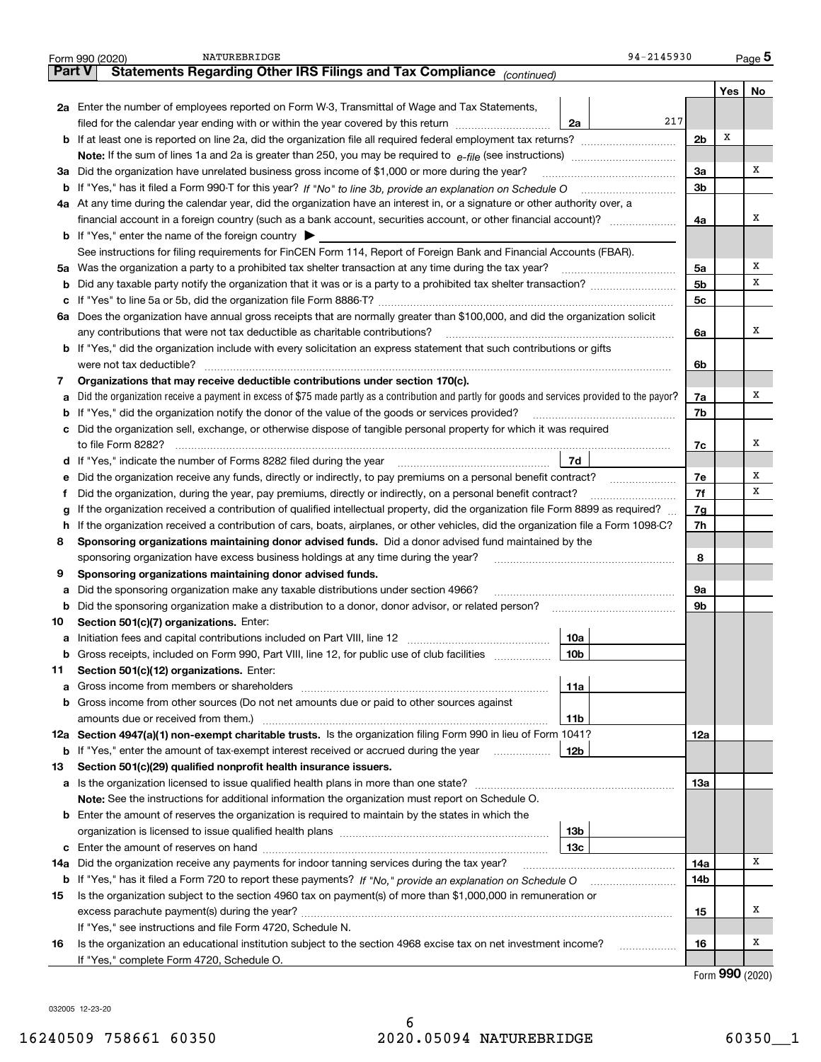Form 990 (2020) NATUREBRIDGE 94-2145930 Page 5

## Part V Statements Regarding Other IRS Filings and Tax Compliance *(continued)*

| | | | | Yes | No |
|---|---|---|---|---|---|
| **2a** | Enter the number of employees reported on Form W-3, Transmittal of Wage and Tax Statements, filed for the calendar year ending with or within the year covered by this return | 2a: 217 | | | |
| **b** | If at least one is reported on line 2a, did the organization file all required federal employment tax returns? | | 2b | X | |
| | **Note:** If the sum of lines 1a and 2a is greater than 250, you may be required to *e-file* (see instructions) | | | | |
| **3a** | Did the organization have unrelated business gross income of $1,000 or more during the year? | | 3a | | X |
| **b** | If "Yes," has it filed a Form 990-T for this year? *If "No" to line 3b, provide an explanation on Schedule O* | | 3b | | |
| **4a** | At any time during the calendar year, did the organization have an interest in, or a signature or other authority over, a financial account in a foreign country (such as a bank account, securities account, or other financial account)? | | 4a | | X |
| **b** | If "Yes," enter the name of the foreign country ▶ | | | | |
| | See instructions for filing requirements for FinCEN Form 114, Report of Foreign Bank and Financial Accounts (FBAR). | | | | |
| **5a** | Was the organization a party to a prohibited tax shelter transaction at any time during the tax year? | | 5a | | X |
| **b** | Did any taxable party notify the organization that it was or is a party to a prohibited tax shelter transaction? | | 5b | | X |
| **c** | If "Yes" to line 5a or 5b, did the organization file Form 8886-T? | | 5c | | |
| **6a** | Does the organization have annual gross receipts that are normally greater than $100,000, and did the organization solicit any contributions that were not tax deductible as charitable contributions? | | 6a | | X |
| **b** | If "Yes," did the organization include with every solicitation an express statement that such contributions or gifts were not tax deductible? | | 6b | | |
| **7** | **Organizations that may receive deductible contributions under section 170(c).** | | | | |
| **a** | Did the organization receive a payment in excess of $75 made partly as a contribution and partly for goods and services provided to the payor? | | 7a | | X |
| **b** | If "Yes," did the organization notify the donor of the value of the goods or services provided? | | 7b | | |
| **c** | Did the organization sell, exchange, or otherwise dispose of tangible personal property for which it was required to file Form 8282? | | 7c | | X |
| **d** | If "Yes," indicate the number of Forms 8282 filed during the year | 7d | | | |
| **e** | Did the organization receive any funds, directly or indirectly, to pay premiums on a personal benefit contract? | | 7e | | X |
| **f** | Did the organization, during the year, pay premiums, directly or indirectly, on a personal benefit contract? | | 7f | | X |
| **g** | If the organization received a contribution of qualified intellectual property, did the organization file Form 8899 as required? | | 7g | | |
| **h** | If the organization received a contribution of cars, boats, airplanes, or other vehicles, did the organization file a Form 1098-C? | | 7h | | |
| **8** | **Sponsoring organizations maintaining donor advised funds.** Did a donor advised fund maintained by the sponsoring organization have excess business holdings at any time during the year? | | 8 | | |
| **9** | **Sponsoring organizations maintaining donor advised funds.** | | | | |
| **a** | Did the sponsoring organization make any taxable distributions under section 4966? | | 9a | | |
| **b** | Did the sponsoring organization make a distribution to a donor, donor advisor, or related person? | | 9b | | |
| **10** | **Section 501(c)(7) organizations.** Enter: | | | | |
| **a** | Initiation fees and capital contributions included on Part VIII, line 12 | 10a | | | |
| **b** | Gross receipts, included on Form 990, Part VIII, line 12, for public use of club facilities | 10b | | | |
| **11** | **Section 501(c)(12) organizations.** Enter: | | | | |
| **a** | Gross income from members or shareholders | 11a | | | |
| **b** | Gross income from other sources (Do not net amounts due or paid to other sources against amounts due or received from them.) | 11b | | | |
| **12a** | **Section 4947(a)(1) non-exempt charitable trusts.** Is the organization filing Form 990 in lieu of Form 1041? | | 12a | | |
| **b** | If "Yes," enter the amount of tax-exempt interest received or accrued during the year | 12b | | | |
| **13** | **Section 501(c)(29) qualified nonprofit health insurance issuers.** | | | | |
| **a** | Is the organization licensed to issue qualified health plans in more than one state? | | 13a | | |
| | **Note:** See the instructions for additional information the organization must report on Schedule O. | | | | |
| **b** | Enter the amount of reserves the organization is required to maintain by the states in which the organization is licensed to issue qualified health plans | 13b | | | |
| **c** | Enter the amount of reserves on hand | 13c | | | |
| **14a** | Did the organization receive any payments for indoor tanning services during the tax year? | | 14a | | X |
| **b** | If "Yes," has it filed a Form 720 to report these payments? *If "No," provide an explanation on Schedule O* | | 14b | | |
| **15** | Is the organization subject to the section 4960 tax on payment(s) of more than $1,000,000 in remuneration or excess parachute payment(s) during the year? | | 15 | | X |
| | If "Yes," see instructions and file Form 4720, Schedule N. | | | | |
| **16** | Is the organization an educational institution subject to the section 4968 excise tax on net investment income? | | 16 | | X |
| | If "Yes," complete Form 4720, Schedule O. | | | | |

Form **990** (2020)

032005 12-23-20

16240509 758661 60350 2020.05094 NATUREBRIDGE 60350__1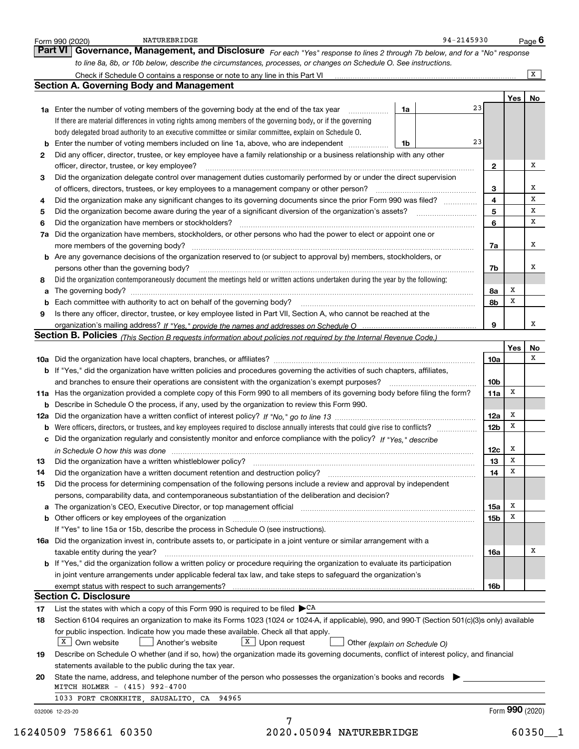Form 990 (2020) NATUREBRIDGE 94-2145930 Page **6**

## Part VI Governance, Management, and Disclosure

*For each "Yes" response to lines 2 through 7b below, and for a "No" response to line 8a, 8b, or 10b below, describe the circumstances, processes, or changes on Schedule O. See instructions.*

Check if Schedule O contains a response or note to any line in this Part VI ..... X

### Section A. Governing Body and Management

| | | | | Yes | No |
|---|---|---|---|---|---|
| **1a** | Enter the number of voting members of the governing body at the end of the tax year ..... **1a** 23. If there are material differences in voting rights among members of the governing body, or if the governing body delegated broad authority to an executive committee or similar committee, explain on Schedule O. | | | | |
| **b** | Enter the number of voting members included on line 1a, above, who are independent ..... **1b** 23 | | | | |
| **2** | Did any officer, director, trustee, or key employee have a family relationship or a business relationship with any other officer, director, trustee, or key employee? | **2** | | | X |
| **3** | Did the organization delegate control over management duties customarily performed by or under the direct supervision of officers, directors, trustees, or key employees to a management company or other person? | **3** | | | X |
| **4** | Did the organization make any significant changes to its governing documents since the prior Form 990 was filed? | **4** | | | X |
| **5** | Did the organization become aware during the year of a significant diversion of the organization's assets? | **5** | | | X |
| **6** | Did the organization have members or stockholders? | **6** | | | X |
| **7a** | Did the organization have members, stockholders, or other persons who had the power to elect or appoint one or more members of the governing body? | **7a** | | | X |
| **b** | Are any governance decisions of the organization reserved to (or subject to approval by) members, stockholders, or persons other than the governing body? | **7b** | | | X |
| **8** | Did the organization contemporaneously document the meetings held or written actions undertaken during the year by the following: | | | | |
| **a** | The governing body? | **8a** | | X | |
| **b** | Each committee with authority to act on behalf of the governing body? | **8b** | | X | |
| **9** | Is there any officer, director, trustee, or key employee listed in Part VII, Section A, who cannot be reached at the organization's mailing address? *If "Yes," provide the names and addresses on Schedule O* | **9** | | | X |

### Section B. Policies *(This Section B requests information about policies not required by the Internal Revenue Code.)*

| | | | Yes | No |
|---|---|---|---|---|
| **10a** | Did the organization have local chapters, branches, or affiliates? | **10a** | | X |
| **b** | If "Yes," did the organization have written policies and procedures governing the activities of such chapters, affiliates, and branches to ensure their operations are consistent with the organization's exempt purposes? | **10b** | | |
| **11a** | Has the organization provided a complete copy of this Form 990 to all members of its governing body before filing the form? | **11a** | X | |
| **b** | Describe in Schedule O the process, if any, used by the organization to review this Form 990. | | | |
| **12a** | Did the organization have a written conflict of interest policy? *If "No," go to line 13* | **12a** | X | |
| **b** | Were officers, directors, or trustees, and key employees required to disclose annually interests that could give rise to conflicts? | **12b** | X | |
| **c** | Did the organization regularly and consistently monitor and enforce compliance with the policy? *If "Yes," describe in Schedule O how this was done* | **12c** | X | |
| **13** | Did the organization have a written whistleblower policy? | **13** | X | |
| **14** | Did the organization have a written document retention and destruction policy? | **14** | X | |
| **15** | Did the process for determining compensation of the following persons include a review and approval by independent persons, comparability data, and contemporaneous substantiation of the deliberation and decision? | | | |
| **a** | The organization's CEO, Executive Director, or top management official | **15a** | X | |
| **b** | Other officers or key employees of the organization | **15b** | X | |
| | If "Yes" to line 15a or 15b, describe the process in Schedule O (see instructions). | | | |
| **16a** | Did the organization invest in, contribute assets to, or participate in a joint venture or similar arrangement with a taxable entity during the year? | **16a** | | X |
| **b** | If "Yes," did the organization follow a written policy or procedure requiring the organization to evaluate its participation in joint venture arrangements under applicable federal tax law, and take steps to safeguard the organization's exempt status with respect to such arrangements? | **16b** | | |

### Section C. Disclosure

**17** List the states with which a copy of this Form 990 is required to be filed ▶ CA

**18** Section 6104 requires an organization to make its Forms 1023 (1024 or 1024-A, if applicable), 990, and 990-T (Section 501(c)(3)s only) available for public inspection. Indicate how you made these available. Check all that apply.

[X] Own website [ ] Another's website [X] Upon request [ ] Other *(explain on Schedule O)*

**19** Describe on Schedule O whether (and if so, how) the organization made its governing documents, conflict of interest policy, and financial statements available to the public during the tax year.

**20** State the name, address, and telephone number of the person who possesses the organization's books and records ▶

MITCH HOLMER - (415) 992-4700

1033 FORT CRONKHITE, SAUSALITO, CA 94965

032006 12-23-20 Form **990** (2020)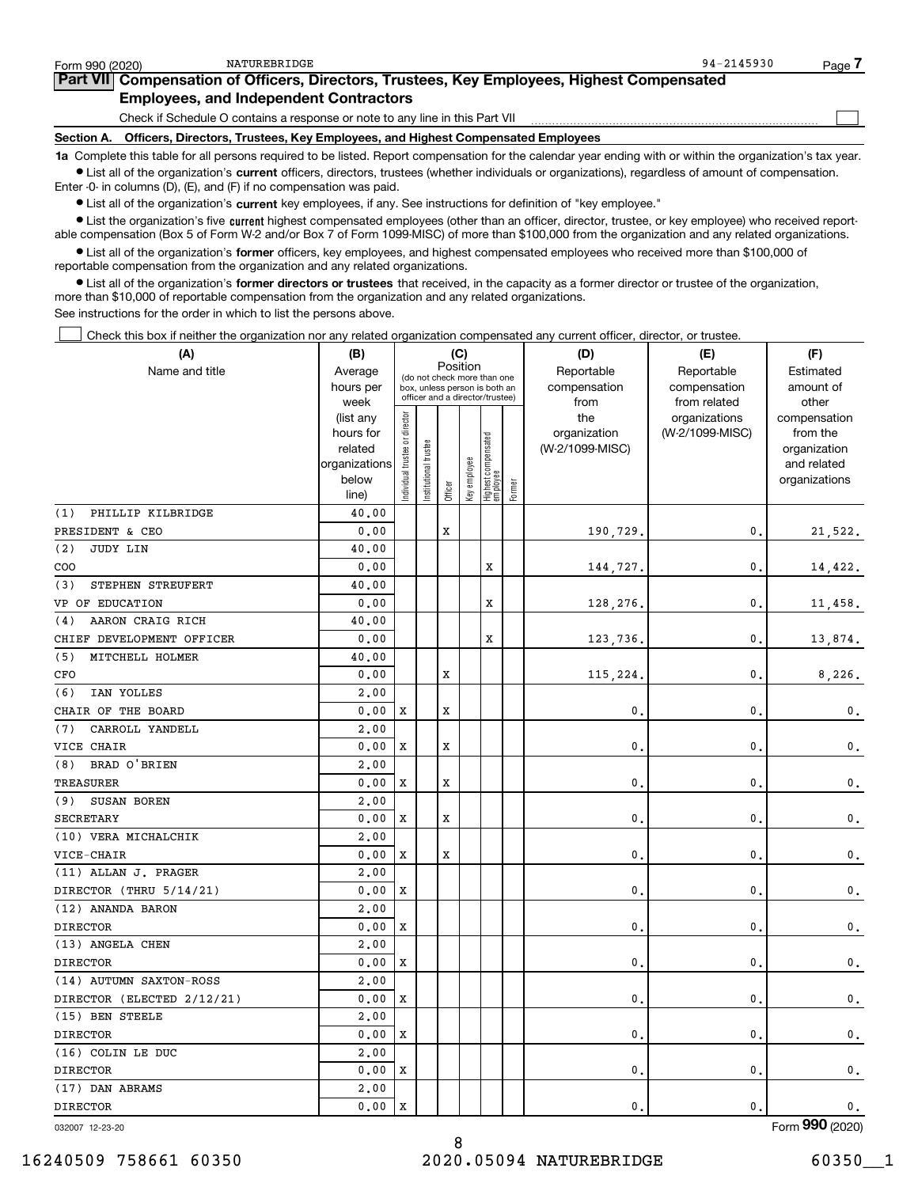Form 990 (2020) NATUREBRIDGE 94-2145930 Page 7

## Part VII Compensation of Officers, Directors, Trustees, Key Employees, Highest Compensated Employees, and Independent Contractors

Check if Schedule O contains a response or note to any line in this Part VII ☐

### Section A. Officers, Directors, Trustees, Key Employees, and Highest Compensated Employees

**1a** Complete this table for all persons required to be listed. Report compensation for the calendar year ending with or within the organization's tax year.

- List all of the organization's **current** officers, directors, trustees (whether individuals or organizations), regardless of amount of compensation. Enter -0- in columns (D), (E), and (F) if no compensation was paid.
- List all of the organization's **current** key employees, if any. See instructions for definition of "key employee."
- List the organization's five **current** highest compensated employees (other than an officer, director, trustee, or key employee) who received reportable compensation (Box 5 of Form W-2 and/or Box 7 of Form 1099-MISC) of more than $100,000 from the organization and any related organizations.
- List all of the organization's **former** officers, key employees, and highest compensated employees who received more than $100,000 of reportable compensation from the organization and any related organizations.
- List all of the organization's **former directors or trustees** that received, in the capacity as a former director or trustee of the organization, more than $10,000 of reportable compensation from the organization and any related organizations.

See instructions for the order in which to list the persons above.

☐ Check this box if neither the organization nor any related organization compensated any current officer, director, or trustee.

| (A) Name and title | (B) Average hours per week (list any hours for related organizations below line) | (C) Position: Individual trustee or director | Institutional trustee | Officer | Key employee | Highest compensated employee | Former | (D) Reportable compensation from the organization (W-2/1099-MISC) | (E) Reportable compensation from related organizations (W-2/1099-MISC) | (F) Estimated amount of other compensation from the organization and related organizations |
|---|---|---|---|---|---|---|---|---|---|---|
| (1) PHILLIP KILBRIDGE<br>PRESIDENT & CEO | 40.00<br>0.00 | | | X | | | | 190,729. | 0. | 21,522. |
| (2) JUDY LIN<br>COO | 40.00<br>0.00 | | | | | X | | 144,727. | 0. | 14,422. |
| (3) STEPHEN STREUFERT<br>VP OF EDUCATION | 40.00<br>0.00 | | | | | X | | 128,276. | 0. | 11,458. |
| (4) AARON CRAIG RICH<br>CHIEF DEVELOPMENT OFFICER | 40.00<br>0.00 | | | | | X | | 123,736. | 0. | 13,874. |
| (5) MITCHELL HOLMER<br>CFO | 40.00<br>0.00 | | | X | | | | 115,224. | 0. | 8,226. |
| (6) IAN YOLLES<br>CHAIR OF THE BOARD | 2.00<br>0.00 | X | | X | | | | 0. | 0. | 0. |
| (7) CARROLL YANDELL<br>VICE CHAIR | 2.00<br>0.00 | X | | X | | | | 0. | 0. | 0. |
| (8) BRAD O'BRIEN<br>TREASURER | 2.00<br>0.00 | X | | X | | | | 0. | 0. | 0. |
| (9) SUSAN BOREN<br>SECRETARY | 2.00<br>0.00 | X | | X | | | | 0. | 0. | 0. |
| (10) VERA MICHALCHIK<br>VICE-CHAIR | 2.00<br>0.00 | X | | X | | | | 0. | 0. | 0. |
| (11) ALLAN J. PRAGER<br>DIRECTOR (THRU 5/14/21) | 2.00<br>0.00 | X | | | | | | 0. | 0. | 0. |
| (12) ANANDA BARON<br>DIRECTOR | 2.00<br>0.00 | X | | | | | | 0. | 0. | 0. |
| (13) ANGELA CHEN<br>DIRECTOR | 2.00<br>0.00 | X | | | | | | 0. | 0. | 0. |
| (14) AUTUMN SAXTON-ROSS<br>DIRECTOR (ELECTED 2/12/21) | 2.00<br>0.00 | X | | | | | | 0. | 0. | 0. |
| (15) BEN STEELE<br>DIRECTOR | 2.00<br>0.00 | X | | | | | | 0. | 0. | 0. |
| (16) COLIN LE DUC<br>DIRECTOR | 2.00<br>0.00 | X | | | | | | 0. | 0. | 0. |
| (17) DAN ABRAMS<br>DIRECTOR | 2.00<br>0.00 | X | | | | | | 0. | 0. | 0. |

032007 12-23-20 Form 990 (2020)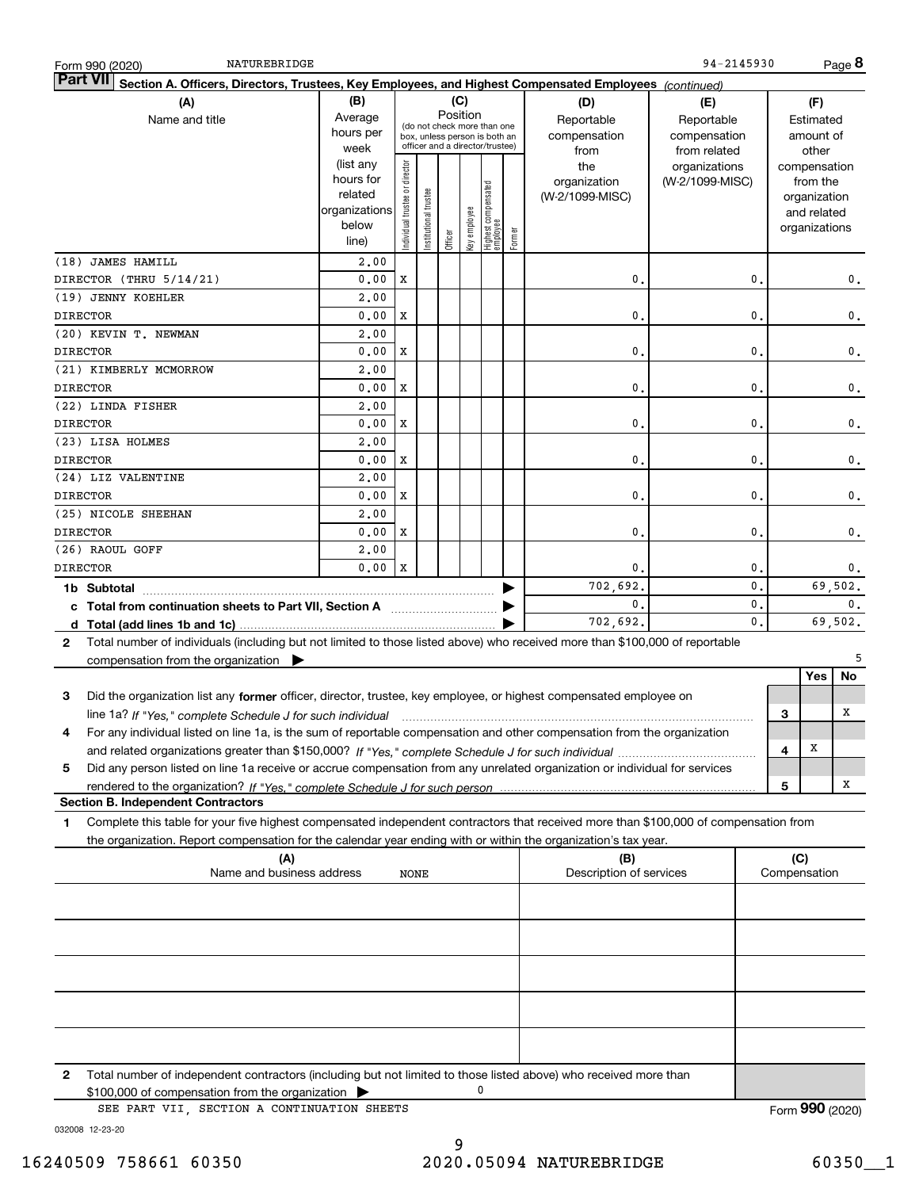Form 990 (2020) NATUREBRIDGE 94-2145930 Page **8**

**Part VII** **Section A. Officers, Directors, Trustees, Key Employees, and Highest Compensated Employees** *(continued)*

| (A) Name and title | (B) Average hours per week (list any hours for related organizations below line) | (C) Position: Individual trustee or director | Institutional trustee | Officer | Key employee | Highest compensated employee | Former | (D) Reportable compensation from the organization (W-2/1099-MISC) | (E) Reportable compensation from related organizations (W-2/1099-MISC) | (F) Estimated amount of other compensation from the organization and related organizations |
|---|---|---|---|---|---|---|---|---|---|---|
| (18) JAMES HAMILL<br>DIRECTOR (THRU 5/14/21) | 2.00<br>0.00 | X | | | | | | 0. | 0. | 0. |
| (19) JENNY KOEHLER<br>DIRECTOR | 2.00<br>0.00 | X | | | | | | 0. | 0. | 0. |
| (20) KEVIN T. NEWMAN<br>DIRECTOR | 2.00<br>0.00 | X | | | | | | 0. | 0. | 0. |
| (21) KIMBERLY MCMORROW<br>DIRECTOR | 2.00<br>0.00 | X | | | | | | 0. | 0. | 0. |
| (22) LINDA FISHER<br>DIRECTOR | 2.00<br>0.00 | X | | | | | | 0. | 0. | 0. |
| (23) LISA HOLMES<br>DIRECTOR | 2.00<br>0.00 | X | | | | | | 0. | 0. | 0. |
| (24) LIZ VALENTINE<br>DIRECTOR | 2.00<br>0.00 | X | | | | | | 0. | 0. | 0. |
| (25) NICOLE SHEEHAN<br>DIRECTOR | 2.00<br>0.00 | X | | | | | | 0. | 0. | 0. |
| (26) RAOUL GOFF<br>DIRECTOR | 2.00<br>0.00 | X | | | | | | 0. | 0. | 0. |
| **1b Subtotal** | | | | | | | | 702,692. | 0. | 69,502. |
| **c Total from continuation sheets to Part VII, Section A** | | | | | | | | 0. | 0. | 0. |
| **d Total (add lines 1b and 1c)** | | | | | | | | 702,692. | 0. | 69,502. |

**2** Total number of individuals (including but not limited to those listed above) who received more than $100,000 of reportable compensation from the organization ▶ 5

| | | Yes | No |
|---|---|---|---|
| **3** Did the organization list any **former** officer, director, trustee, key employee, or highest compensated employee on line 1a? *If "Yes," complete Schedule J for such individual* | 3 | | X |
| **4** For any individual listed on line 1a, is the sum of reportable compensation and other compensation from the organization and related organizations greater than $150,000? *If "Yes," complete Schedule J for such individual* | 4 | X | |
| **5** Did any person listed on line 1a receive or accrue compensation from any unrelated organization or individual for services rendered to the organization? *If "Yes," complete Schedule J for such person* | 5 | | X |

**Section B. Independent Contractors**

**1** Complete this table for your five highest compensated independent contractors that received more than $100,000 of compensation from the organization. Report compensation for the calendar year ending with or within the organization's tax year.

| (A) Name and business address | (B) Description of services | (C) Compensation |
|---|---|---|
| NONE | | |
| | | |
| | | |
| | | |
| | | |

**2** Total number of independent contractors (including but not limited to those listed above) who received more than $100,000 of compensation from the organization ▶ 0

SEE PART VII, SECTION A CONTINUATION SHEETS

Form **990** (2020)

032008 12-23-20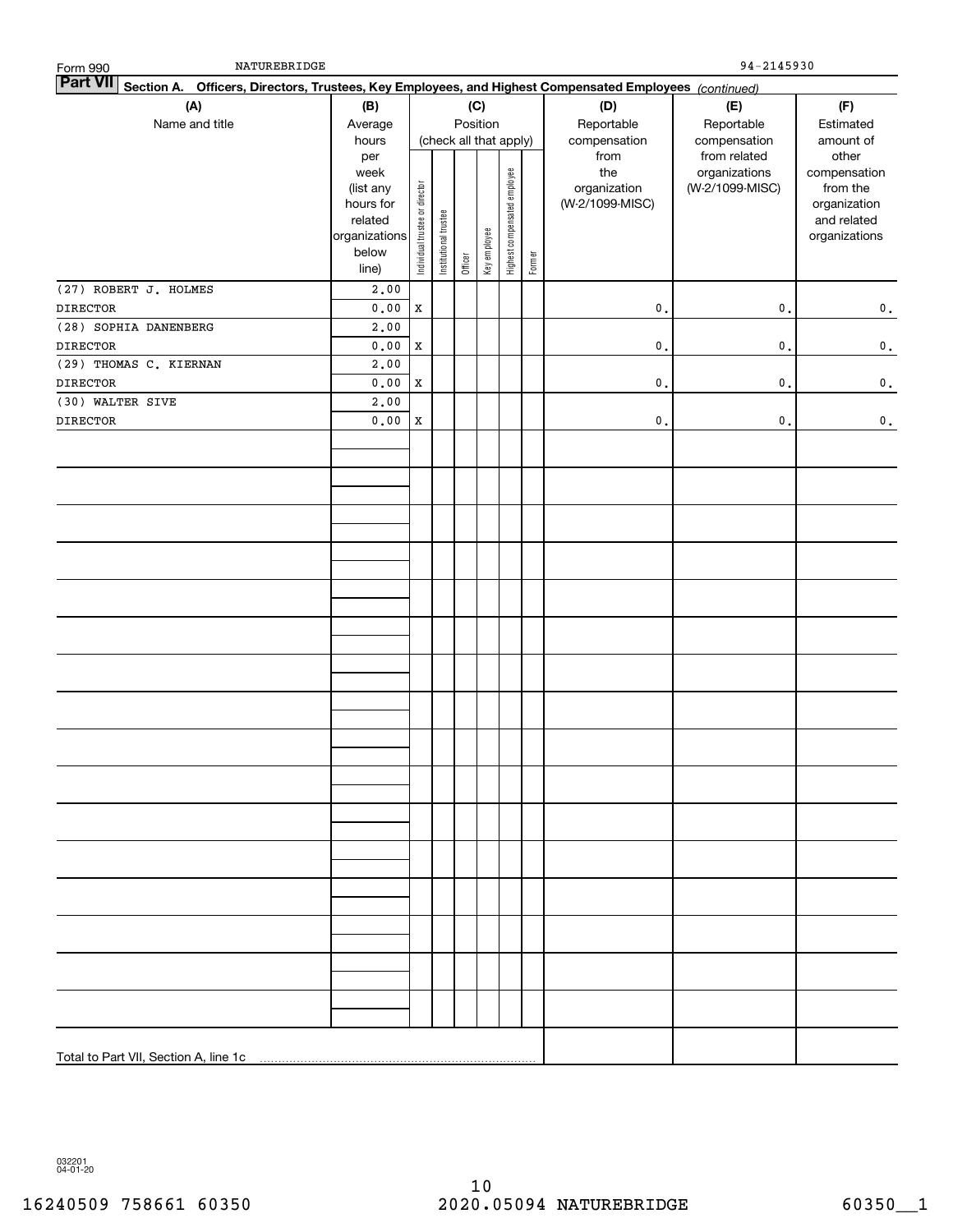Form 990 NATUREBRIDGE 94-2145930

**Part VII** Section A. Officers, Directors, Trustees, Key Employees, and Highest Compensated Employees *(continued)*

| (A) Name and title | (B) Average hours per week (list any hours for related organizations below line) | (C) Position: Individual trustee or director | Institutional trustee | Officer | Key employee | Highest compensated employee | Former | (D) Reportable compensation from the organization (W-2/1099-MISC) | (E) Reportable compensation from related organizations (W-2/1099-MISC) | (F) Estimated amount of other compensation from the organization and related organizations |
|---|---|---|---|---|---|---|---|---|---|---|
| (27) ROBERT J. HOLMES<br>DIRECTOR | 2.00<br>0.00 | X | | | | | | 0. | 0. | 0. |
| (28) SOPHIA DANENBERG<br>DIRECTOR | 2.00<br>0.00 | X | | | | | | 0. | 0. | 0. |
| (29) THOMAS C. KIERNAN<br>DIRECTOR | 2.00<br>0.00 | X | | | | | | 0. | 0. | 0. |
| (30) WALTER SIVE<br>DIRECTOR | 2.00<br>0.00 | X | | | | | | 0. | 0. | 0. |
| Total to Part VII, Section A, line 1c | | | | | | | | | | |

032201 04-01-20

16240509 758661 60350 2020.05094 NATUREBRIDGE 60350__1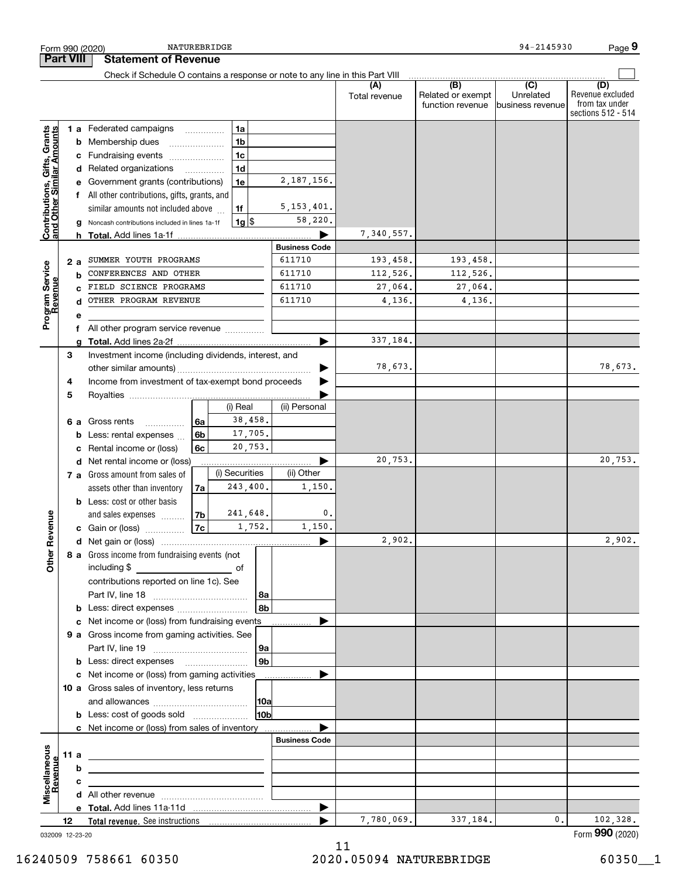Form 990 (2020) NATUREBRIDGE 94-2145930 Page 9

## Part VIII Statement of Revenue

Check if Schedule O contains a response or note to any line in this Part VIII

| | | | | (A) Total revenue | (B) Related or exempt function revenue | (C) Unrelated business revenue | (D) Revenue excluded from tax under sections 512 - 514 |
|---|---|---|---|---|---|---|---|
| **Contributions, Gifts, Grants and Other Similar Amounts** | 1 a Federated campaigns | 1a | | | | | |
| | b Membership dues | 1b | | | | | |
| | c Fundraising events | 1c | | | | | |
| | d Related organizations | 1d | | | | | |
| | e Government grants (contributions) | 1e | 2,187,156. | | | | |
| | f All other contributions, gifts, grants, and similar amounts not included above | 1f | 5,153,401. | | | | |
| | g Noncash contributions included in lines 1a-1f | 1g $ | 58,220. | | | | |
| | h **Total.** Add lines 1a-1f | | | 7,340,557. | | | |
| **Program Service Revenue** | | | **Business Code** | | | | |
| | 2 a SUMMER YOUTH PROGRAMS | | 611710 | 193,458. | 193,458. | | |
| | b CONFERENCES AND OTHER | | 611710 | 112,526. | 112,526. | | |
| | c FIELD SCIENCE PROGRAMS | | 611710 | 27,064. | 27,064. | | |
| | d OTHER PROGRAM REVENUE | | 611710 | 4,136. | 4,136. | | |
| | e | | | | | | |
| | f All other program service revenue | | | | | | |
| | g **Total.** Add lines 2a-2f | | | 337,184. | | | |
| **Other Revenue** | 3 Investment income (including dividends, interest, and other similar amounts) | | | 78,673. | | | 78,673. |
| | 4 Income from investment of tax-exempt bond proceeds | | | | | | |
| | 5 Royalties | | | | | | |
| | | | (i) Real / (ii) Personal | | | | |
| | 6 a Gross rents | 6a | 38,458. / | | | | |
| | b Less: rental expenses | 6b | 17,705. / | | | | |
| | c Rental income or (loss) | 6c | 20,753. / | | | | |
| | d Net rental income or (loss) | | | 20,753. | | | 20,753. |
| | | | (i) Securities / (ii) Other | | | | |
| | 7 a Gross amount from sales of assets other than inventory | 7a | 243,400. / 1,150. | | | | |
| | b Less: cost or other basis and sales expenses | 7b | 241,648. / 0. | | | | |
| | c Gain or (loss) | 7c | 1,752. / 1,150. | | | | |
| | d Net gain or (loss) | | | 2,902. | | | 2,902. |
| | 8 a Gross income from fundraising events (not including $ ____ of contributions reported on line 1c). See Part IV, line 18 | 8a | | | | | |
| | b Less: direct expenses | 8b | | | | | |
| | c Net income or (loss) from fundraising events | | | | | | |
| | 9 a Gross income from gaming activities. See Part IV, line 19 | 9a | | | | | |
| | b Less: direct expenses | 9b | | | | | |
| | c Net income or (loss) from gaming activities | | | | | | |
| | 10 a Gross sales of inventory, less returns and allowances | 10a | | | | | |
| | b Less: cost of goods sold | 10b | | | | | |
| | c Net income or (loss) from sales of inventory | | | | | | |
| **Miscellaneous Revenue** | | | **Business Code** | | | | |
| | 11 a | | | | | | |
| | b | | | | | | |
| | c | | | | | | |
| | d All other revenue | | | | | | |
| | e **Total.** Add lines 11a-11d | | | | | | |
| | 12 **Total revenue.** See instructions | | | 7,780,069. | 337,184. | 0. | 102,328. |

032009 12-23-20

Form **990** (2020)

16240509 758661 60350 2020.05094 NATUREBRIDGE 60350__1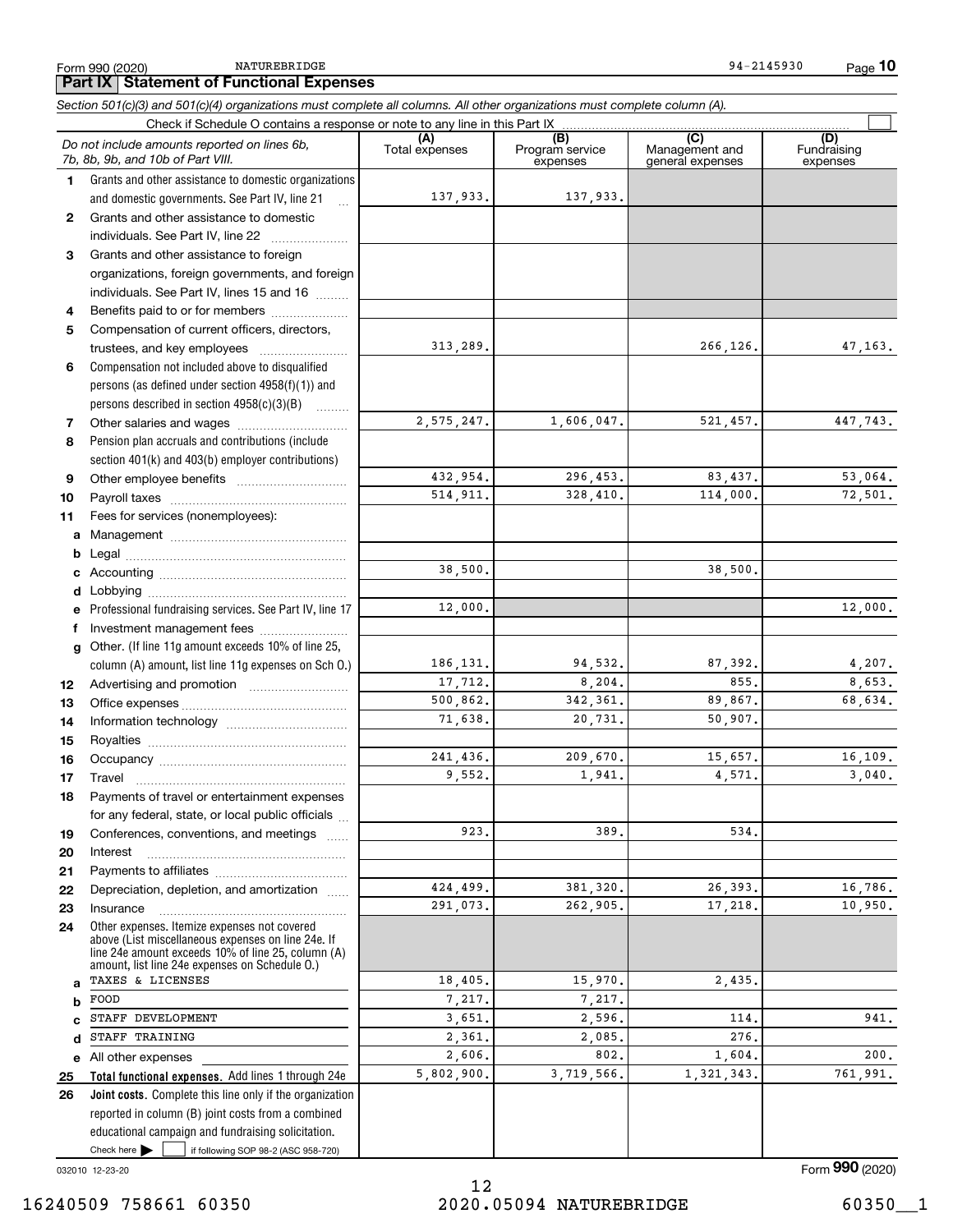Form 990 (2020) NATUREBRIDGE 94-2145930

## Part IX Statement of Functional Expenses

*Section 501(c)(3) and 501(c)(4) organizations must complete all columns. All other organizations must complete column (A).*

Check if Schedule O contains a response or note to any line in this Part IX ☐

| *Do not include amounts reported on lines 6b, 7b, 8b, 9b, and 10b of Part VIII.* | (A) Total expenses | (B) Program service expenses | (C) Management and general expenses | (D) Fundraising expenses |
|---|---|---|---|---|
| 1 Grants and other assistance to domestic organizations and domestic governments. See Part IV, line 21 | 137,933. | 137,933. | | |
| 2 Grants and other assistance to domestic individuals. See Part IV, line 22 | | | | |
| 3 Grants and other assistance to foreign organizations, foreign governments, and foreign individuals. See Part IV, lines 15 and 16 | | | | |
| 4 Benefits paid to or for members | | | | |
| 5 Compensation of current officers, directors, trustees, and key employees | 313,289. | | 266,126. | 47,163. |
| 6 Compensation not included above to disqualified persons (as defined under section 4958(f)(1)) and persons described in section 4958(c)(3)(B) | | | | |
| 7 Other salaries and wages | 2,575,247. | 1,606,047. | 521,457. | 447,743. |
| 8 Pension plan accruals and contributions (include section 401(k) and 403(b) employer contributions) | | | | |
| 9 Other employee benefits | 432,954. | 296,453. | 83,437. | 53,064. |
| 10 Payroll taxes | 514,911. | 328,410. | 114,000. | 72,501. |
| 11 Fees for services (nonemployees): | | | | |
| a Management | | | | |
| b Legal | | | | |
| c Accounting | 38,500. | | 38,500. | |
| d Lobbying | | | | |
| e Professional fundraising services. See Part IV, line 17 | 12,000. | | | 12,000. |
| f Investment management fees | | | | |
| g Other. (If line 11g amount exceeds 10% of line 25, column (A) amount, list line 11g expenses on Sch O.) | 186,131. | 94,532. | 87,392. | 4,207. |
| 12 Advertising and promotion | 17,712. | 8,204. | 855. | 8,653. |
| 13 Office expenses | 500,862. | 342,361. | 89,867. | 68,634. |
| 14 Information technology | 71,638. | 20,731. | 50,907. | |
| 15 Royalties | | | | |
| 16 Occupancy | 241,436. | 209,670. | 15,657. | 16,109. |
| 17 Travel | 9,552. | 1,941. | 4,571. | 3,040. |
| 18 Payments of travel or entertainment expenses for any federal, state, or local public officials | | | | |
| 19 Conferences, conventions, and meetings | 923. | 389. | 534. | |
| 20 Interest | | | | |
| 21 Payments to affiliates | | | | |
| 22 Depreciation, depletion, and amortization | 424,499. | 381,320. | 26,393. | 16,786. |
| 23 Insurance | 291,073. | 262,905. | 17,218. | 10,950. |
| 24 Other expenses. Itemize expenses not covered above (List miscellaneous expenses on line 24e. If line 24e amount exceeds 10% of line 25, column (A) amount, list line 24e expenses on Schedule O.) | | | | |
| a TAXES & LICENSES | 18,405. | 15,970. | 2,435. | |
| b FOOD | 7,217. | 7,217. | | |
| c STAFF DEVELOPMENT | 3,651. | 2,596. | 114. | 941. |
| d STAFF TRAINING | 2,361. | 2,085. | 276. | |
| e All other expenses | 2,606. | 802. | 1,604. | 200. |
| 25 **Total functional expenses.** Add lines 1 through 24e | 5,802,900. | 3,719,566. | 1,321,343. | 761,991. |
| 26 **Joint costs.** Complete this line only if the organization reported in column (B) joint costs from a combined educational campaign and fundraising solicitation. Check here ☐ if following SOP 98-2 (ASC 958-720) | | | | |

032010 12-23-20 Form 990 (2020)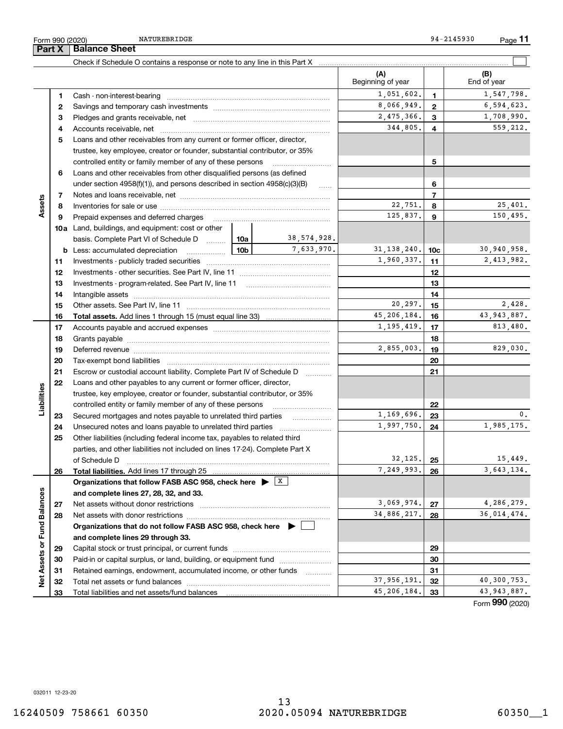Form 990 (2020) NATUREBRIDGE 94-2145930 Page 11

## Part X Balance Sheet

Check if Schedule O contains a response or note to any line in this Part X

| | | Description | | | (A) Beginning of year | | (B) End of year |
|---|---|---|---|---|---|---|---|
| Assets | 1 | Cash - non-interest-bearing | | | 1,051,602. | 1 | 1,547,798. |
| | 2 | Savings and temporary cash investments | | | 8,066,949. | 2 | 6,594,623. |
| | 3 | Pledges and grants receivable, net | | | 2,475,366. | 3 | 1,708,990. |
| | 4 | Accounts receivable, net | | | 344,805. | 4 | 559,212. |
| | 5 | Loans and other receivables from any current or former officer, director, trustee, key employee, creator or founder, substantial contributor, or 35% controlled entity or family member of any of these persons | | | | 5 | |
| | 6 | Loans and other receivables from other disqualified persons (as defined under section 4958(f)(1)), and persons described in section 4958(c)(3)(B) | | | | 6 | |
| | 7 | Notes and loans receivable, net | | | | 7 | |
| | 8 | Inventories for sale or use | | | 22,751. | 8 | 25,401. |
| | 9 | Prepaid expenses and deferred charges | | | 125,837. | 9 | 150,495. |
| | 10a | Land, buildings, and equipment: cost or other basis. Complete Part VI of Schedule D | 10a | 38,574,928. | | | |
| | b | Less: accumulated depreciation | 10b | 7,633,970. | 31,138,240. | 10c | 30,940,958. |
| | 11 | Investments - publicly traded securities | | | 1,960,337. | 11 | 2,413,982. |
| | 12 | Investments - other securities. See Part IV, line 11 | | | | 12 | |
| | 13 | Investments - program-related. See Part IV, line 11 | | | | 13 | |
| | 14 | Intangible assets | | | | 14 | |
| | 15 | Other assets. See Part IV, line 11 | | | 20,297. | 15 | 2,428. |
| | 16 | **Total assets.** Add lines 1 through 15 (must equal line 33) | | | 45,206,184. | 16 | 43,943,887. |
| Liabilities | 17 | Accounts payable and accrued expenses | | | 1,195,419. | 17 | 813,480. |
| | 18 | Grants payable | | | | 18 | |
| | 19 | Deferred revenue | | | 2,855,003. | 19 | 829,030. |
| | 20 | Tax-exempt bond liabilities | | | | 20 | |
| | 21 | Escrow or custodial account liability. Complete Part IV of Schedule D | | | | 21 | |
| | 22 | Loans and other payables to any current or former officer, director, trustee, key employee, creator or founder, substantial contributor, or 35% controlled entity or family member of any of these persons | | | | 22 | |
| | 23 | Secured mortgages and notes payable to unrelated third parties | | | 1,169,696. | 23 | 0. |
| | 24 | Unsecured notes and loans payable to unrelated third parties | | | 1,997,750. | 24 | 1,985,175. |
| | 25 | Other liabilities (including federal income tax, payables to related third parties, and other liabilities not included on lines 17-24). Complete Part X of Schedule D | | | 32,125. | 25 | 15,449. |
| | 26 | **Total liabilities.** Add lines 17 through 25 | | | 7,249,993. | 26 | 3,643,134. |
| Net Assets or Fund Balances | | **Organizations that follow FASB ASC 958, check here** ▶ [X] **and complete lines 27, 28, 32, and 33.** | | | | | |
| | 27 | Net assets without donor restrictions | | | 3,069,974. | 27 | 4,286,279. |
| | 28 | Net assets with donor restrictions | | | 34,886,217. | 28 | 36,014,474. |
| | | **Organizations that do not follow FASB ASC 958, check here** ▶ [ ] **and complete lines 29 through 33.** | | | | | |
| | 29 | Capital stock or trust principal, or current funds | | | | 29 | |
| | 30 | Paid-in or capital surplus, or land, building, or equipment fund | | | | 30 | |
| | 31 | Retained earnings, endowment, accumulated income, or other funds | | | | 31 | |
| | 32 | Total net assets or fund balances | | | 37,956,191. | 32 | 40,300,753. |
| | 33 | Total liabilities and net assets/fund balances | | | 45,206,184. | 33 | 43,943,887. |

Form **990** (2020)

032011 12-23-20

16240509 758661 60350 2020.05094 NATUREBRIDGE 60350__1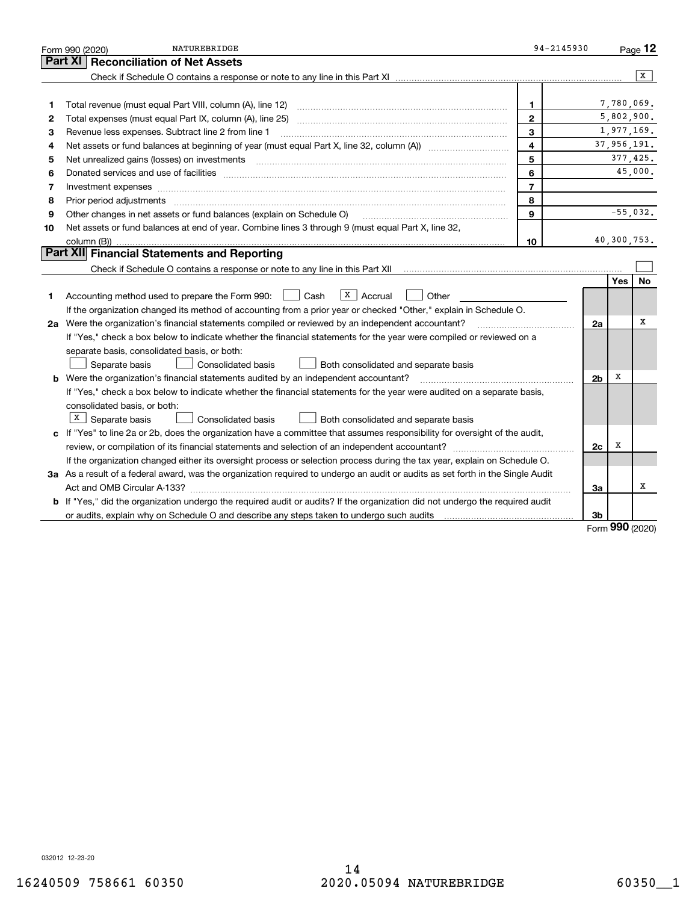Form 990 (2020) NATUREBRIDGE 94-2145930 Page 12

## Part XI Reconciliation of Net Assets

Check if Schedule O contains a response or note to any line in this Part XI ..... [X]

| | | | |
|---|---|---|---|
| 1 | Total revenue (must equal Part VIII, column (A), line 12) | 1 | 7,780,069. |
| 2 | Total expenses (must equal Part IX, column (A), line 25) | 2 | 5,802,900. |
| 3 | Revenue less expenses. Subtract line 2 from line 1 | 3 | 1,977,169. |
| 4 | Net assets or fund balances at beginning of year (must equal Part X, line 32, column (A)) | 4 | 37,956,191. |
| 5 | Net unrealized gains (losses) on investments | 5 | 377,425. |
| 6 | Donated services and use of facilities | 6 | 45,000. |
| 7 | Investment expenses | 7 | |
| 8 | Prior period adjustments | 8 | |
| 9 | Other changes in net assets or fund balances (explain on Schedule O) | 9 | -55,032. |
| 10 | Net assets or fund balances at end of year. Combine lines 3 through 9 (must equal Part X, line 32, column (B)) | 10 | 40,300,753. |

## Part XII Financial Statements and Reporting

Check if Schedule O contains a response or note to any line in this Part XII ..... [ ]

| | | | Yes | No |
|---|---|---|---|---|
| 1 | Accounting method used to prepare the Form 990: [ ] Cash [X] Accrual [ ] Other<br>If the organization changed its method of accounting from a prior year or checked "Other," explain in Schedule O. | | | |
| 2a | Were the organization's financial statements compiled or reviewed by an independent accountant?<br>If "Yes," check a box below to indicate whether the financial statements for the year were compiled or reviewed on a separate basis, consolidated basis, or both:<br>[ ] Separate basis [ ] Consolidated basis [ ] Both consolidated and separate basis | 2a | | X |
| b | Were the organization's financial statements audited by an independent accountant?<br>If "Yes," check a box below to indicate whether the financial statements for the year were audited on a separate basis, consolidated basis, or both:<br>[X] Separate basis [ ] Consolidated basis [ ] Both consolidated and separate basis | 2b | X | |
| c | If "Yes" to line 2a or 2b, does the organization have a committee that assumes responsibility for oversight of the audit, review, or compilation of its financial statements and selection of an independent accountant?<br>If the organization changed either its oversight process or selection process during the tax year, explain on Schedule O. | 2c | X | |
| 3a | As a result of a federal award, was the organization required to undergo an audit or audits as set forth in the Single Audit Act and OMB Circular A-133? | 3a | | X |
| b | If "Yes," did the organization undergo the required audit or audits? If the organization did not undergo the required audit or audits, explain why on Schedule O and describe any steps taken to undergo such audits | 3b | | |

Form **990** (2020)

032012 12-23-20

16240509 758661 60350 2020.05094 NATUREBRIDGE 60350__1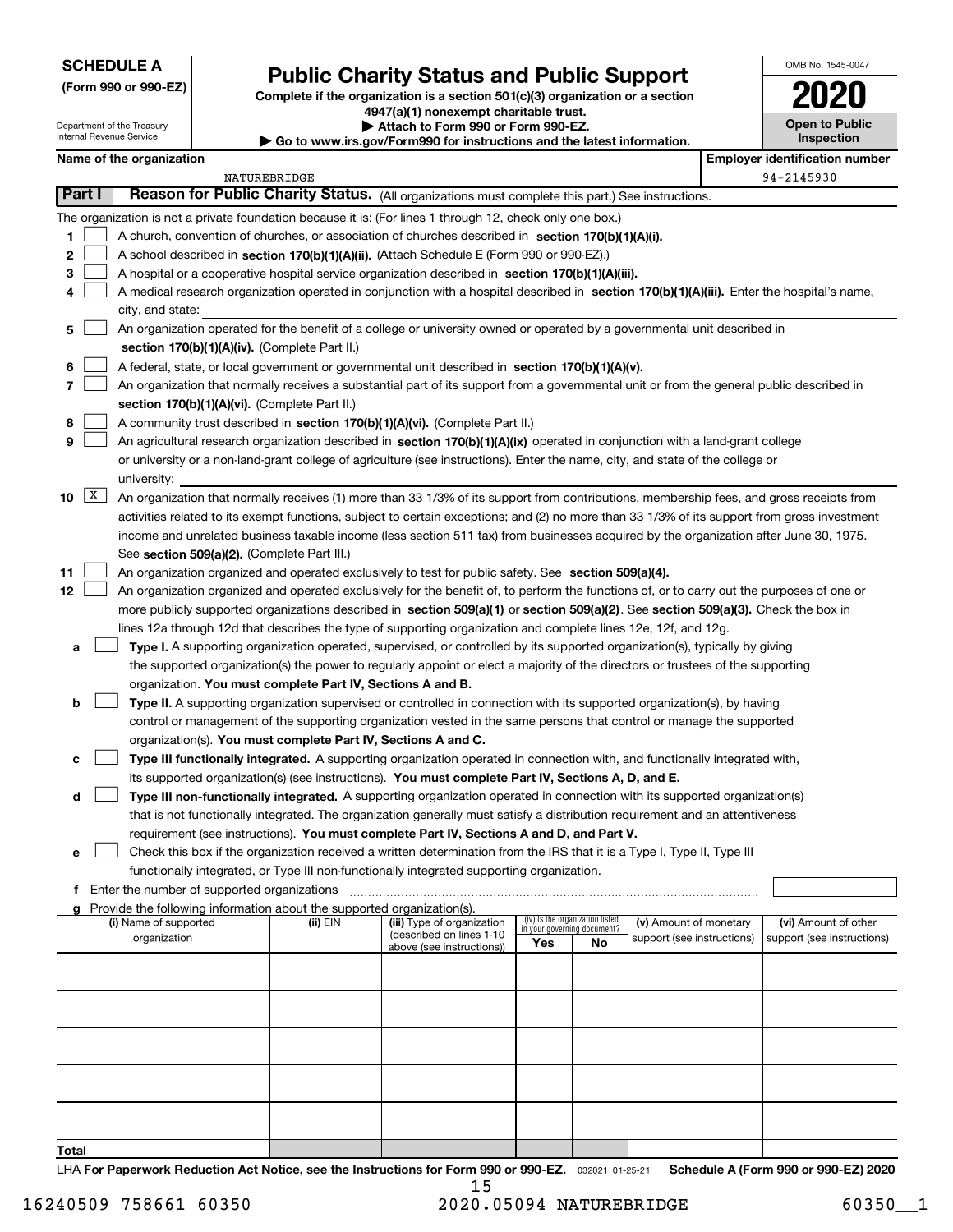**SCHEDULE A**
**(Form 990 or 990-EZ)**

Department of the Treasury
Internal Revenue Service

# Public Charity Status and Public Support

**Complete if the organization is a section 501(c)(3) organization or a section 4947(a)(1) nonexempt charitable trust.**
**▶ Attach to Form 990 or Form 990-EZ.**
**▶ Go to www.irs.gov/Form990 for instructions and the latest information.**

OMB No. 1545-0047
**2020**
**Open to Public Inspection**

**Name of the organization**
NATUREBRIDGE

**Employer identification number**
94-2145930

**Part I** **Reason for Public Charity Status.** (All organizations must complete this part.) See instructions.

The organization is not a private foundation because it is: (For lines 1 through 12, check only one box.)

1 ☐ A church, convention of churches, or association of churches described in **section 170(b)(1)(A)(i).**

2 ☐ A school described in **section 170(b)(1)(A)(ii).** (Attach Schedule E (Form 990 or 990-EZ).)

3 ☐ A hospital or a cooperative hospital service organization described in **section 170(b)(1)(A)(iii).**

4 ☐ A medical research organization operated in conjunction with a hospital described in **section 170(b)(1)(A)(iii).** Enter the hospital's name, city, and state:

5 ☐ An organization operated for the benefit of a college or university owned or operated by a governmental unit described in **section 170(b)(1)(A)(iv).** (Complete Part II.)

6 ☐ A federal, state, or local government or governmental unit described in **section 170(b)(1)(A)(v).**

7 ☐ An organization that normally receives a substantial part of its support from a governmental unit or from the general public described in **section 170(b)(1)(A)(vi).** (Complete Part II.)

8 ☐ A community trust described in **section 170(b)(1)(A)(vi).** (Complete Part II.)

9 ☐ An agricultural research organization described in **section 170(b)(1)(A)(ix)** operated in conjunction with a land-grant college or university or a non-land-grant college of agriculture (see instructions). Enter the name, city, and state of the college or university:

10 ☒ An organization that normally receives (1) more than 33 1/3% of its support from contributions, membership fees, and gross receipts from activities related to its exempt functions, subject to certain exceptions; and (2) no more than 33 1/3% of its support from gross investment income and unrelated business taxable income (less section 511 tax) from businesses acquired by the organization after June 30, 1975. See **section 509(a)(2).** (Complete Part III.)

11 ☐ An organization organized and operated exclusively to test for public safety. See **section 509(a)(4).**

12 ☐ An organization organized and operated exclusively for the benefit of, to perform the functions of, or to carry out the purposes of one or more publicly supported organizations described in **section 509(a)(1)** or **section 509(a)(2)**. See **section 509(a)(3).** Check the box in lines 12a through 12d that describes the type of supporting organization and complete lines 12e, 12f, and 12g.

a ☐ **Type I.** A supporting organization operated, supervised, or controlled by its supported organization(s), typically by giving the supported organization(s) the power to regularly appoint or elect a majority of the directors or trustees of the supporting organization. **You must complete Part IV, Sections A and B.**

b ☐ **Type II.** A supporting organization supervised or controlled in connection with its supported organization(s), by having control or management of the supporting organization vested in the same persons that control or manage the supported organization(s). **You must complete Part IV, Sections A and C.**

c ☐ **Type III functionally integrated.** A supporting organization operated in connection with, and functionally integrated with, its supported organization(s) (see instructions). **You must complete Part IV, Sections A, D, and E.**

d ☐ **Type III non-functionally integrated.** A supporting organization operated in connection with its supported organization(s) that is not functionally integrated. The organization generally must satisfy a distribution requirement and an attentiveness requirement (see instructions). **You must complete Part IV, Sections A and D, and Part V.**

e ☐ Check this box if the organization received a written determination from the IRS that it is a Type I, Type II, Type III functionally integrated, or Type III non-functionally integrated supporting organization.

f Enter the number of supported organizations

g Provide the following information about the supported organization(s).

| (i) Name of supported organization | (ii) EIN | (iii) Type of organization (described on lines 1-10 above (see instructions)) | (iv) Is the organization listed in your governing document? Yes | No | (v) Amount of monetary support (see instructions) | (vi) Amount of other support (see instructions) |
|---|---|---|---|---|---|---|
| | | | | | | |
| | | | | | | |
| | | | | | | |
| | | | | | | |
| | | | | | | |
| **Total** | | | | | | |

LHA **For Paperwork Reduction Act Notice, see the Instructions for Form 990 or 990-EZ.** 032021 01-25-21 **Schedule A (Form 990 or 990-EZ) 2020**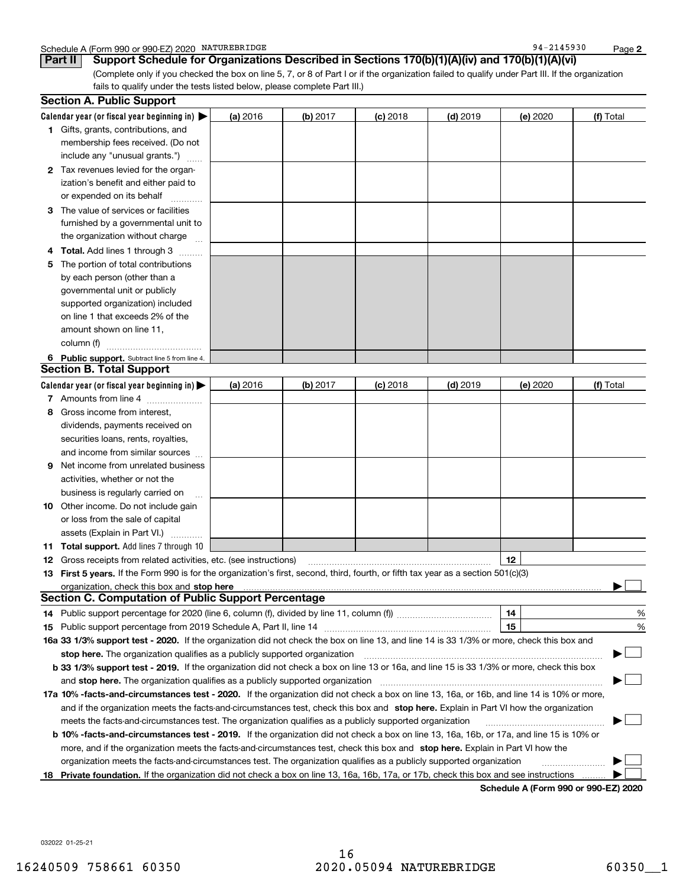Schedule A (Form 990 or 990-EZ) 2020 NATUREBRIDGE 94-2145930 Page 2

## Part II Support Schedule for Organizations Described in Sections 170(b)(1)(A)(iv) and 170(b)(1)(A)(vi)

(Complete only if you checked the box on line 5, 7, or 8 of Part I or if the organization failed to qualify under Part III. If the organization fails to qualify under the tests listed below, please complete Part III.)

### Section A. Public Support

| Calendar year (or fiscal year beginning in) ▶ | (a) 2016 | (b) 2017 | (c) 2018 | (d) 2019 | (e) 2020 | (f) Total |
|---|---|---|---|---|---|---|
| **1** Gifts, grants, contributions, and membership fees received. (Do not include any "unusual grants.") | | | | | | |
| **2** Tax revenues levied for the organization's benefit and either paid to or expended on its behalf | | | | | | |
| **3** The value of services or facilities furnished by a governmental unit to the organization without charge | | | | | | |
| **4 Total.** Add lines 1 through 3 | | | | | | |
| **5** The portion of total contributions by each person (other than a governmental unit or publicly supported organization) included on line 1 that exceeds 2% of the amount shown on line 11, column (f) | | | | | | |
| **6 Public support.** Subtract line 5 from line 4. | | | | | | |

### Section B. Total Support

| Calendar year (or fiscal year beginning in) ▶ | (a) 2016 | (b) 2017 | (c) 2018 | (d) 2019 | (e) 2020 | (f) Total |
|---|---|---|---|---|---|---|
| **7** Amounts from line 4 | | | | | | |
| **8** Gross income from interest, dividends, payments received on securities loans, rents, royalties, and income from similar sources | | | | | | |
| **9** Net income from unrelated business activities, whether or not the business is regularly carried on | | | | | | |
| **10** Other income. Do not include gain or loss from the sale of capital assets (Explain in Part VI.) | | | | | | |
| **11 Total support.** Add lines 7 through 10 | | | | | | |

**12** Gross receipts from related activities, etc. (see instructions) **12**

**13 First 5 years.** If the Form 990 is for the organization's first, second, third, fourth, or fifth tax year as a section 501(c)(3) organization, check this box and **stop here** ▶ ☐

### Section C. Computation of Public Support Percentage

**14** Public support percentage for 2020 (line 6, column (f), divided by line 11, column (f)) **14** %

**15** Public support percentage from 2019 Schedule A, Part II, line 14 **15** %

**16a 33 1/3% support test - 2020.** If the organization did not check the box on line 13, and line 14 is 33 1/3% or more, check this box and **stop here.** The organization qualifies as a publicly supported organization ▶ ☐

**b 33 1/3% support test - 2019.** If the organization did not check a box on line 13 or 16a, and line 15 is 33 1/3% or more, check this box and **stop here.** The organization qualifies as a publicly supported organization ▶ ☐

**17a 10% -facts-and-circumstances test - 2020.** If the organization did not check a box on line 13, 16a, or 16b, and line 14 is 10% or more, and if the organization meets the facts-and-circumstances test, check this box and **stop here.** Explain in Part VI how the organization meets the facts-and-circumstances test. The organization qualifies as a publicly supported organization ▶ ☐

**b 10% -facts-and-circumstances test - 2019.** If the organization did not check a box on line 13, 16a, 16b, or 17a, and line 15 is 10% or more, and if the organization meets the facts-and-circumstances test, check this box and **stop here.** Explain in Part VI how the organization meets the facts-and-circumstances test. The organization qualifies as a publicly supported organization ▶ ☐

**18 Private foundation.** If the organization did not check a box on line 13, 16a, 16b, 17a, or 17b, check this box and see instructions ▶ ☐

**Schedule A (Form 990 or 990-EZ) 2020**

032022 01-25-21

16240509 758661 60350 2020.05094 NATUREBRIDGE 60350__1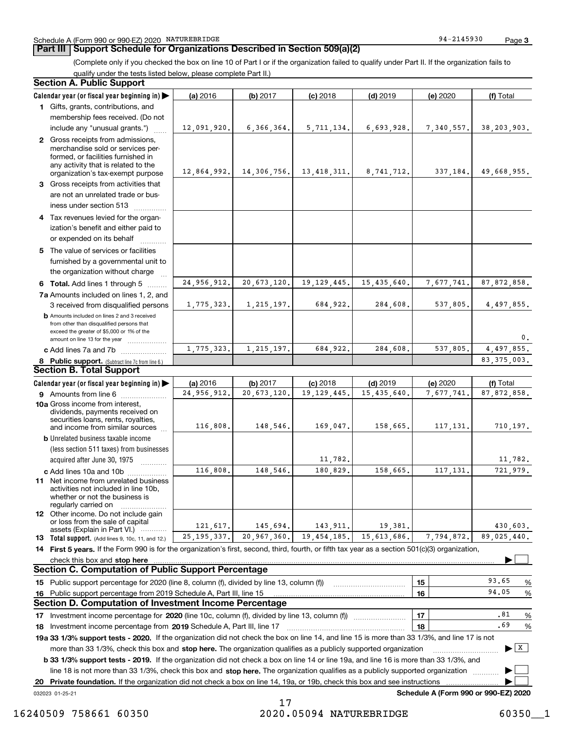Schedule A (Form 990 or 990-EZ) 2020 NATUREBRIDGE 94-2145930 Page 3

## Part III Support Schedule for Organizations Described in Section 509(a)(2)

(Complete only if you checked the box on line 10 of Part I or if the organization failed to qualify under Part II. If the organization fails to qualify under the tests listed below, please complete Part II.)

### Section A. Public Support

| Calendar year (or fiscal year beginning in) ▶ | (a) 2016 | (b) 2017 | (c) 2018 | (d) 2019 | (e) 2020 | (f) Total |
|---|---|---|---|---|---|---|
| **1** Gifts, grants, contributions, and membership fees received. (Do not include any "unusual grants.") | 12,091,920. | 6,366,364. | 5,711,134. | 6,693,928. | 7,340,557. | 38,203,903. |
| **2** Gross receipts from admissions, merchandise sold or services performed, or facilities furnished in any activity that is related to the organization's tax-exempt purpose | 12,864,992. | 14,306,756. | 13,418,311. | 8,741,712. | 337,184. | 49,668,955. |
| **3** Gross receipts from activities that are not an unrelated trade or business under section 513 | | | | | | |
| **4** Tax revenues levied for the organization's benefit and either paid to or expended on its behalf | | | | | | |
| **5** The value of services or facilities furnished by a governmental unit to the organization without charge | | | | | | |
| **6 Total.** Add lines 1 through 5 | 24,956,912. | 20,673,120. | 19,129,445. | 15,435,640. | 7,677,741. | 87,872,858. |
| **7a** Amounts included on lines 1, 2, and 3 received from disqualified persons | 1,775,323. | 1,215,197. | 684,922. | 284,608. | 537,805. | 4,497,855. |
| **b** Amounts included on lines 2 and 3 received from other than disqualified persons that exceed the greater of $5,000 or 1% of the amount on line 13 for the year | | | | | | 0. |
| **c** Add lines 7a and 7b | 1,775,323. | 1,215,197. | 684,922. | 284,608. | 537,805. | 4,497,855. |
| **8 Public support.** (Subtract line 7c from line 6.) | | | | | | 83,375,003. |

### Section B. Total Support

| Calendar year (or fiscal year beginning in) ▶ | (a) 2016 | (b) 2017 | (c) 2018 | (d) 2019 | (e) 2020 | (f) Total |
|---|---|---|---|---|---|---|
| **9** Amounts from line 6 | 24,956,912. | 20,673,120. | 19,129,445. | 15,435,640. | 7,677,741. | 87,872,858. |
| **10a** Gross income from interest, dividends, payments received on securities loans, rents, royalties, and income from similar sources | 116,808. | 148,546. | 169,047. | 158,665. | 117,131. | 710,197. |
| **b** Unrelated business taxable income (less section 511 taxes) from businesses acquired after June 30, 1975 | | | 11,782. | | | 11,782. |
| **c** Add lines 10a and 10b | 116,808. | 148,546. | 180,829. | 158,665. | 117,131. | 721,979. |
| **11** Net income from unrelated business activities not included in line 10b, whether or not the business is regularly carried on | | | | | | |
| **12** Other income. Do not include gain or loss from the sale of capital assets (Explain in Part VI.) | 121,617. | 145,694. | 143,911. | 19,381. | | 430,603. |
| **13 Total support.** (Add lines 9, 10c, 11, and 12.) | 25,195,337. | 20,967,360. | 19,454,185. | 15,613,686. | 7,794,872. | 89,025,440. |

**14 First 5 years.** If the Form 990 is for the organization's first, second, third, fourth, or fifth tax year as a section 501(c)(3) organization, check this box and **stop here** ▶ ☐

### Section C. Computation of Public Support Percentage

| | | | |
|---|---|---|---|
| **15** Public support percentage for 2020 (line 8, column (f), divided by line 13, column (f)) | 15 | 93.65 | % |
| **16** Public support percentage from 2019 Schedule A, Part III, line 15 | 16 | 94.05 | % |

### Section D. Computation of Investment Income Percentage

| | | | |
|---|---|---|---|
| **17** Investment income percentage for **2020** (line 10c, column (f), divided by line 13, column (f)) | 17 | .81 | % |
| **18** Investment income percentage from **2019** Schedule A, Part III, line 17 | 18 | .69 | % |

**19a 33 1/3% support tests - 2020.** If the organization did not check the box on line 14, and line 15 is more than 33 1/3%, and line 17 is not more than 33 1/3%, check this box and **stop here.** The organization qualifies as a publicly supported organization ▶ ☒

**b 33 1/3% support tests - 2019.** If the organization did not check a box on line 14 or line 19a, and line 16 is more than 33 1/3%, and line 18 is not more than 33 1/3%, check this box and **stop here.** The organization qualifies as a publicly supported organization ▶ ☐

**20 Private foundation.** If the organization did not check a box on line 14, 19a, or 19b, check this box and see instructions ▶ ☐

032023 01-25-21 **Schedule A (Form 990 or 990-EZ) 2020**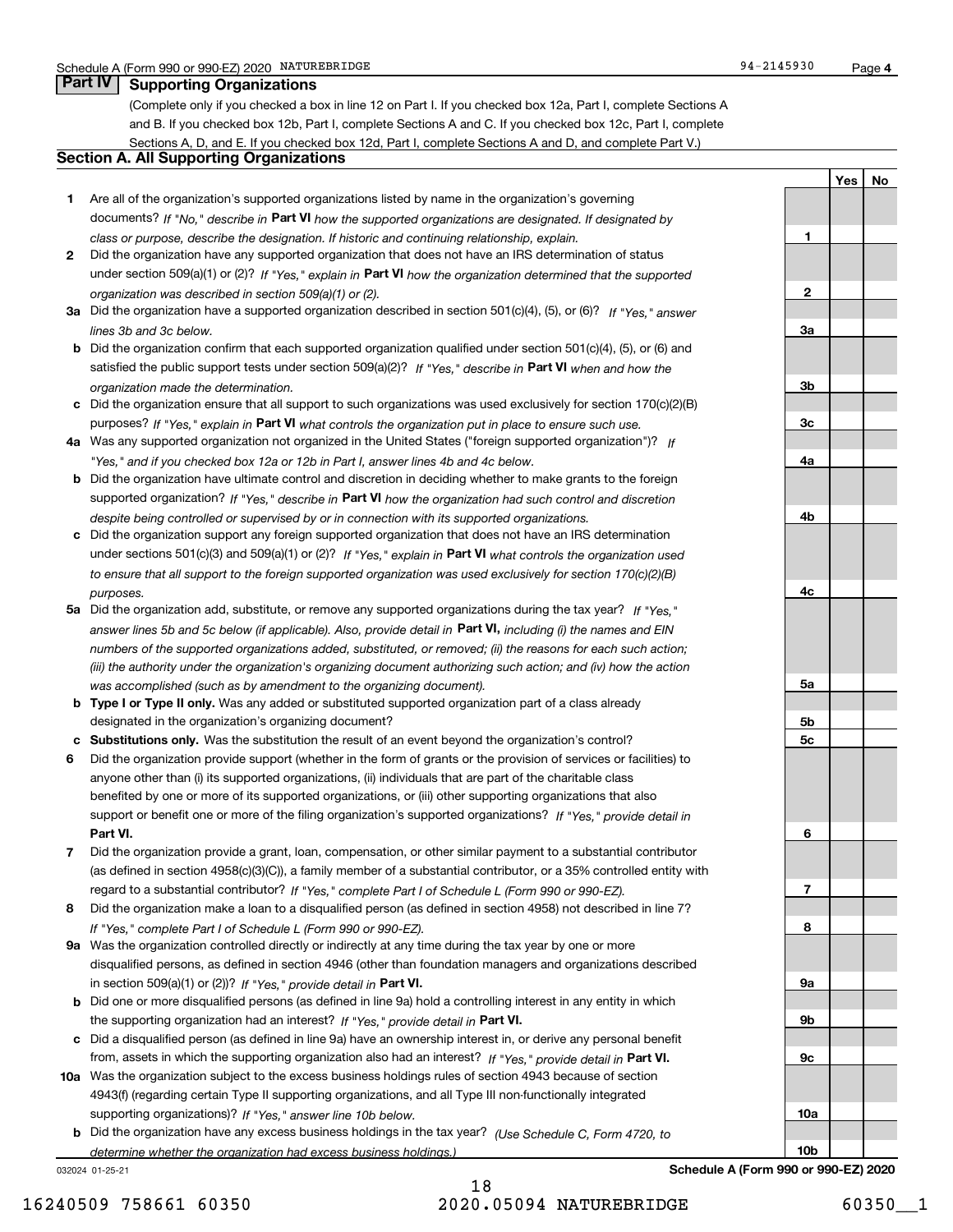Schedule A (Form 990 or 990-EZ) 2020 NATUREBRIDGE 94-2145930 Page 4

## Part IV Supporting Organizations

(Complete only if you checked a box in line 12 on Part I. If you checked box 12a, Part I, complete Sections A and B. If you checked box 12b, Part I, complete Sections A and C. If you checked box 12c, Part I, complete Sections A, D, and E. If you checked box 12d, Part I, complete Sections A and D, and complete Part V.)

### Section A. All Supporting Organizations

| | | Line | Yes | No |
|---|---|---|---|---|
| **1** | Are all of the organization's supported organizations listed by name in the organization's governing documents? *If "No," describe in* **Part VI** *how the supported organizations are designated. If designated by class or purpose, describe the designation. If historic and continuing relationship, explain.* | **1** | | |
| **2** | Did the organization have any supported organization that does not have an IRS determination of status under section 509(a)(1) or (2)? *If "Yes," explain in* **Part VI** *how the organization determined that the supported organization was described in section 509(a)(1) or (2).* | **2** | | |
| **3a** | Did the organization have a supported organization described in section 501(c)(4), (5), or (6)? *If "Yes," answer lines 3b and 3c below.* | **3a** | | |
| **b** | Did the organization confirm that each supported organization qualified under section 501(c)(4), (5), or (6) and satisfied the public support tests under section 509(a)(2)? *If "Yes," describe in* **Part VI** *when and how the organization made the determination.* | **3b** | | |
| **c** | Did the organization ensure that all support to such organizations was used exclusively for section 170(c)(2)(B) purposes? *If "Yes," explain in* **Part VI** *what controls the organization put in place to ensure such use.* | **3c** | | |
| **4a** | Was any supported organization not organized in the United States ("foreign supported organization")? *If "Yes," and if you checked box 12a or 12b in Part I, answer lines 4b and 4c below.* | **4a** | | |
| **b** | Did the organization have ultimate control and discretion in deciding whether to make grants to the foreign supported organization? *If "Yes," describe in* **Part VI** *how the organization had such control and discretion despite being controlled or supervised by or in connection with its supported organizations.* | **4b** | | |
| **c** | Did the organization support any foreign supported organization that does not have an IRS determination under sections 501(c)(3) and 509(a)(1) or (2)? *If "Yes," explain in* **Part VI** *what controls the organization used to ensure that all support to the foreign supported organization was used exclusively for section 170(c)(2)(B) purposes.* | **4c** | | |
| **5a** | Did the organization add, substitute, or remove any supported organizations during the tax year? *If "Yes," answer lines 5b and 5c below (if applicable). Also, provide detail in* **Part VI,** *including (i) the names and EIN numbers of the supported organizations added, substituted, or removed; (ii) the reasons for each such action; (iii) the authority under the organization's organizing document authorizing such action; and (iv) how the action was accomplished (such as by amendment to the organizing document).* | **5a** | | |
| **b** | **Type I or Type II only.** Was any added or substituted supported organization part of a class already designated in the organization's organizing document? | **5b** | | |
| **c** | **Substitutions only.** Was the substitution the result of an event beyond the organization's control? | **5c** | | |
| **6** | Did the organization provide support (whether in the form of grants or the provision of services or facilities) to anyone other than (i) its supported organizations, (ii) individuals that are part of the charitable class benefited by one or more of its supported organizations, or (iii) other supporting organizations that also support or benefit one or more of the filing organization's supported organizations? *If "Yes," provide detail in* **Part VI.** | **6** | | |
| **7** | Did the organization provide a grant, loan, compensation, or other similar payment to a substantial contributor (as defined in section 4958(c)(3)(C)), a family member of a substantial contributor, or a 35% controlled entity with regard to a substantial contributor? *If "Yes," complete Part I of Schedule L (Form 990 or 990-EZ).* | **7** | | |
| **8** | Did the organization make a loan to a disqualified person (as defined in section 4958) not described in line 7? *If "Yes," complete Part I of Schedule L (Form 990 or 990-EZ).* | **8** | | |
| **9a** | Was the organization controlled directly or indirectly at any time during the tax year by one or more disqualified persons, as defined in section 4946 (other than foundation managers and organizations described in section 509(a)(1) or (2))? *If "Yes," provide detail in* **Part VI.** | **9a** | | |
| **b** | Did one or more disqualified persons (as defined in line 9a) hold a controlling interest in any entity in which the supporting organization had an interest? *If "Yes," provide detail in* **Part VI.** | **9b** | | |
| **c** | Did a disqualified person (as defined in line 9a) have an ownership interest in, or derive any personal benefit from, assets in which the supporting organization also had an interest? *If "Yes," provide detail in* **Part VI.** | **9c** | | |
| **10a** | Was the organization subject to the excess business holdings rules of section 4943 because of section 4943(f) (regarding certain Type II supporting organizations, and all Type III non-functionally integrated supporting organizations)? *If "Yes," answer line 10b below.* | **10a** | | |
| **b** | Did the organization have any excess business holdings in the tax year? *(Use Schedule C, Form 4720, to determine whether the organization had excess business holdings.)* | **10b** | | |

032024 01-25-21 **Schedule A (Form 990 or 990-EZ) 2020**

16240509 758661 60350 2020.05094 NATUREBRIDGE 60350__1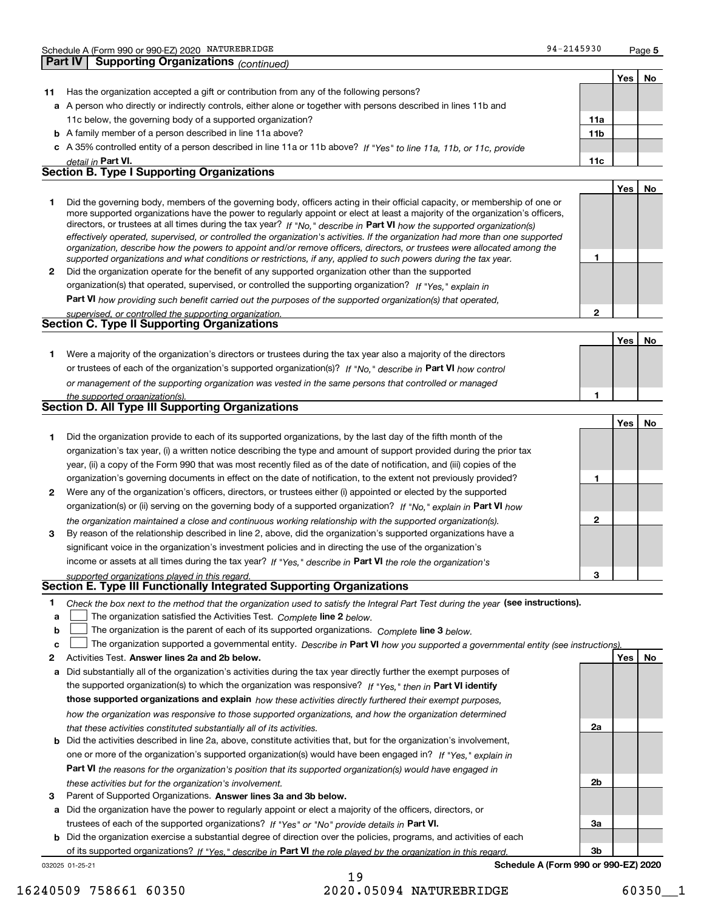Schedule A (Form 990 or 990-EZ) 2020 NATUREBRIDGE 94-2145930 Page 5

## Part IV Supporting Organizations *(continued)*

| | | | Yes | No |
|---|---|---|---|---|
| **11** | Has the organization accepted a gift or contribution from any of the following persons? | | | |
| **a** | A person who directly or indirectly controls, either alone or together with persons described in lines 11b and 11c below, the governing body of a supported organization? | 11a | | |
| **b** | A family member of a person described in line 11a above? | 11b | | |
| **c** | A 35% controlled entity of a person described in line 11a or 11b above? *If "Yes" to line 11a, 11b, or 11c, provide detail in* **Part VI.** | 11c | | |

### Section B. Type I Supporting Organizations

| | | | Yes | No |
|---|---|---|---|---|
| **1** | Did the governing body, members of the governing body, officers acting in their official capacity, or membership of one or more supported organizations have the power to regularly appoint or elect at least a majority of the organization's officers, directors, or trustees at all times during the tax year? *If "No," describe in* **Part VI** *how the supported organization(s) effectively operated, supervised, or controlled the organization's activities. If the organization had more than one supported organization, describe how the powers to appoint and/or remove officers, directors, or trustees were allocated among the supported organizations and what conditions or restrictions, if any, applied to such powers during the tax year.* | 1 | | |
| **2** | Did the organization operate for the benefit of any supported organization other than the supported organization(s) that operated, supervised, or controlled the supporting organization? *If "Yes," explain in* **Part VI** *how providing such benefit carried out the purposes of the supported organization(s) that operated, supervised, or controlled the supporting organization.* | 2 | | |

### Section C. Type II Supporting Organizations

| | | | Yes | No |
|---|---|---|---|---|
| **1** | Were a majority of the organization's directors or trustees during the tax year also a majority of the directors or trustees of each of the organization's supported organization(s)? *If "No," describe in* **Part VI** *how control or management of the supporting organization was vested in the same persons that controlled or managed the supported organization(s).* | 1 | | |

### Section D. All Type III Supporting Organizations

| | | | Yes | No |
|---|---|---|---|---|
| **1** | Did the organization provide to each of its supported organizations, by the last day of the fifth month of the organization's tax year, (i) a written notice describing the type and amount of support provided during the prior tax year, (ii) a copy of the Form 990 that was most recently filed as of the date of notification, and (iii) copies of the organization's governing documents in effect on the date of notification, to the extent not previously provided? | 1 | | |
| **2** | Were any of the organization's officers, directors, or trustees either (i) appointed or elected by the supported organization(s) or (ii) serving on the governing body of a supported organization? *If "No," explain in* **Part VI** *how the organization maintained a close and continuous working relationship with the supported organization(s).* | 2 | | |
| **3** | By reason of the relationship described in line 2, above, did the organization's supported organizations have a significant voice in the organization's investment policies and in directing the use of the organization's income or assets at all times during the tax year? *If "Yes," describe in* **Part VI** *the role the organization's supported organizations played in this regard.* | 3 | | |

### Section E. Type III Functionally Integrated Supporting Organizations

**1** *Check the box next to the method that the organization used to satisfy the Integral Part Test during the year* **(see instructions).**

- **a** ☐ The organization satisfied the Activities Test. *Complete* **line 2** *below.*
- **b** ☐ The organization is the parent of each of its supported organizations. *Complete* **line 3** *below.*
- **c** ☐ The organization supported a governmental entity. *Describe in* **Part VI** *how you supported a governmental entity (see instructions).*

| | | | Yes | No |
|---|---|---|---|---|
| **2** | Activities Test. **Answer lines 2a and 2b below.** | | | |
| **a** | Did substantially all of the organization's activities during the tax year directly further the exempt purposes of the supported organization(s) to which the organization was responsive? *If "Yes," then in* **Part VI identify those supported organizations and explain** *how these activities directly furthered their exempt purposes, how the organization was responsive to those supported organizations, and how the organization determined that these activities constituted substantially all of its activities.* | 2a | | |
| **b** | Did the activities described in line 2a, above, constitute activities that, but for the organization's involvement, one or more of the organization's supported organization(s) would have been engaged in? *If "Yes," explain in* **Part VI** *the reasons for the organization's position that its supported organization(s) would have engaged in these activities but for the organization's involvement.* | 2b | | |
| **3** | Parent of Supported Organizations. **Answer lines 3a and 3b below.** | | | |
| **a** | Did the organization have the power to regularly appoint or elect a majority of the officers, directors, or trustees of each of the supported organizations? *If "Yes" or "No" provide details in* **Part VI.** | 3a | | |
| **b** | Did the organization exercise a substantial degree of direction over the policies, programs, and activities of each of its supported organizations? *If "Yes," describe in* **Part VI** *the role played by the organization in this regard.* | 3b | | |

032025 01-25-21 **Schedule A (Form 990 or 990-EZ) 2020**

16240509 758661 60350 2020.05094 NATUREBRIDGE 60350__1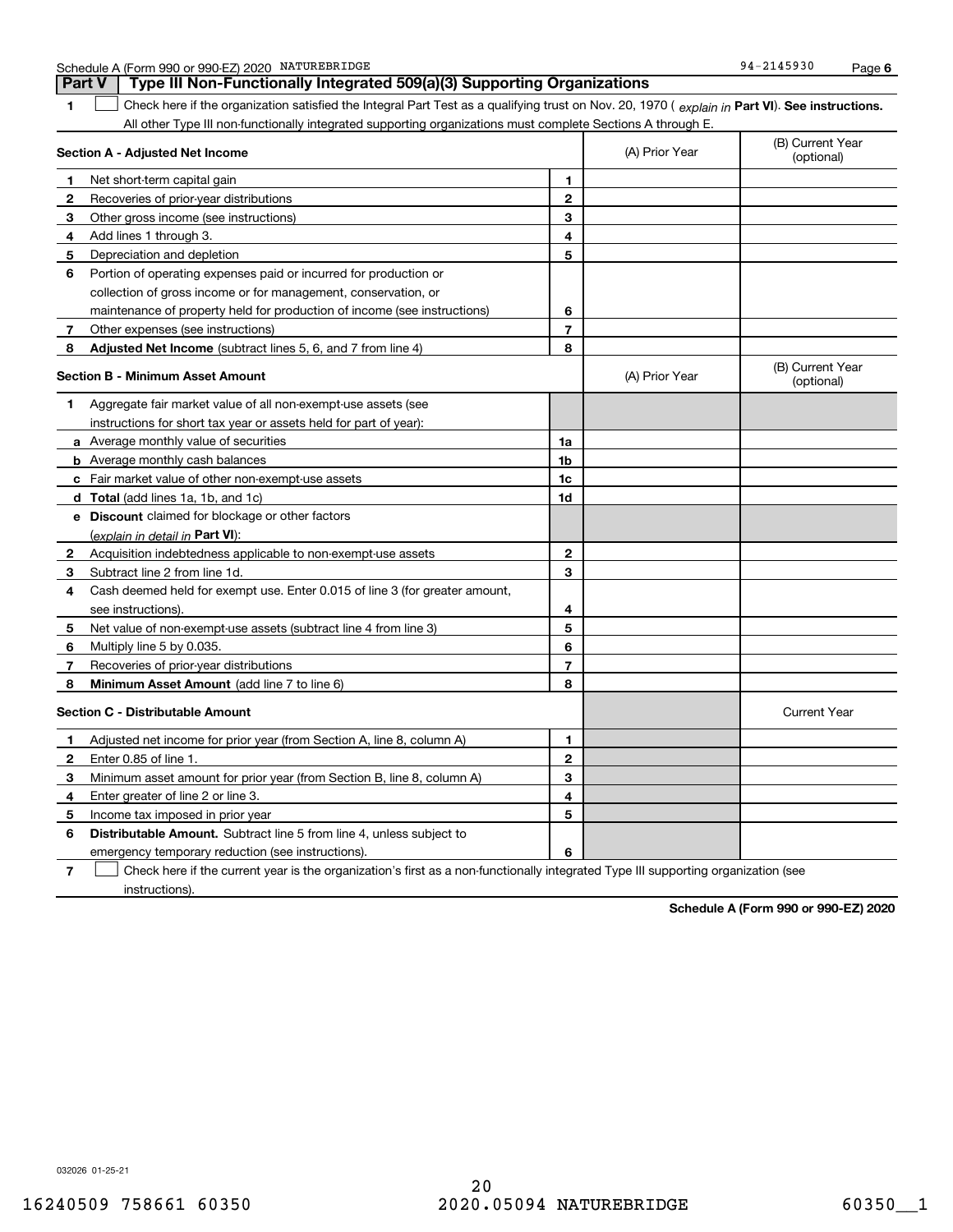## Part V | Type III Non-Functionally Integrated 509(a)(3) Supporting Organizations

**1** ☐ Check here if the organization satisfied the Integral Part Test as a qualifying trust on Nov. 20, 1970 ( *explain in* **Part VI**). **See instructions.** All other Type III non-functionally integrated supporting organizations must complete Sections A through E.

| **Section A - Adjusted Net Income** | | (A) Prior Year | (B) Current Year (optional) |
|---|---|---|---|
| **1** Net short-term capital gain | 1 | | |
| **2** Recoveries of prior-year distributions | 2 | | |
| **3** Other gross income (see instructions) | 3 | | |
| **4** Add lines 1 through 3. | 4 | | |
| **5** Depreciation and depletion | 5 | | |
| **6** Portion of operating expenses paid or incurred for production or collection of gross income or for management, conservation, or maintenance of property held for production of income (see instructions) | 6 | | |
| **7** Other expenses (see instructions) | 7 | | |
| **8** **Adjusted Net Income** (subtract lines 5, 6, and 7 from line 4) | 8 | | |

| **Section B - Minimum Asset Amount** | | (A) Prior Year | (B) Current Year (optional) |
|---|---|---|---|
| **1** Aggregate fair market value of all non-exempt-use assets (see instructions for short tax year or assets held for part of year): | | | |
| **a** Average monthly value of securities | 1a | | |
| **b** Average monthly cash balances | 1b | | |
| **c** Fair market value of other non-exempt-use assets | 1c | | |
| **d** **Total** (add lines 1a, 1b, and 1c) | 1d | | |
| **e** **Discount** claimed for blockage or other factors (*explain in detail in* **Part VI**): | | | |
| **2** Acquisition indebtedness applicable to non-exempt-use assets | 2 | | |
| **3** Subtract line 2 from line 1d. | 3 | | |
| **4** Cash deemed held for exempt use. Enter 0.015 of line 3 (for greater amount, see instructions). | 4 | | |
| **5** Net value of non-exempt-use assets (subtract line 4 from line 3) | 5 | | |
| **6** Multiply line 5 by 0.035. | 6 | | |
| **7** Recoveries of prior-year distributions | 7 | | |
| **8** **Minimum Asset Amount** (add line 7 to line 6) | 8 | | |

| **Section C - Distributable Amount** | | | Current Year |
|---|---|---|---|
| **1** Adjusted net income for prior year (from Section A, line 8, column A) | 1 | | |
| **2** Enter 0.85 of line 1. | 2 | | |
| **3** Minimum asset amount for prior year (from Section B, line 8, column A) | 3 | | |
| **4** Enter greater of line 2 or line 3. | 4 | | |
| **5** Income tax imposed in prior year | 5 | | |
| **6** **Distributable Amount.** Subtract line 5 from line 4, unless subject to emergency temporary reduction (see instructions). | 6 | | |

**7** ☐ Check here if the current year is the organization's first as a non-functionally integrated Type III supporting organization (see instructions).

**Schedule A (Form 990 or 990-EZ) 2020**

032026 01-25-21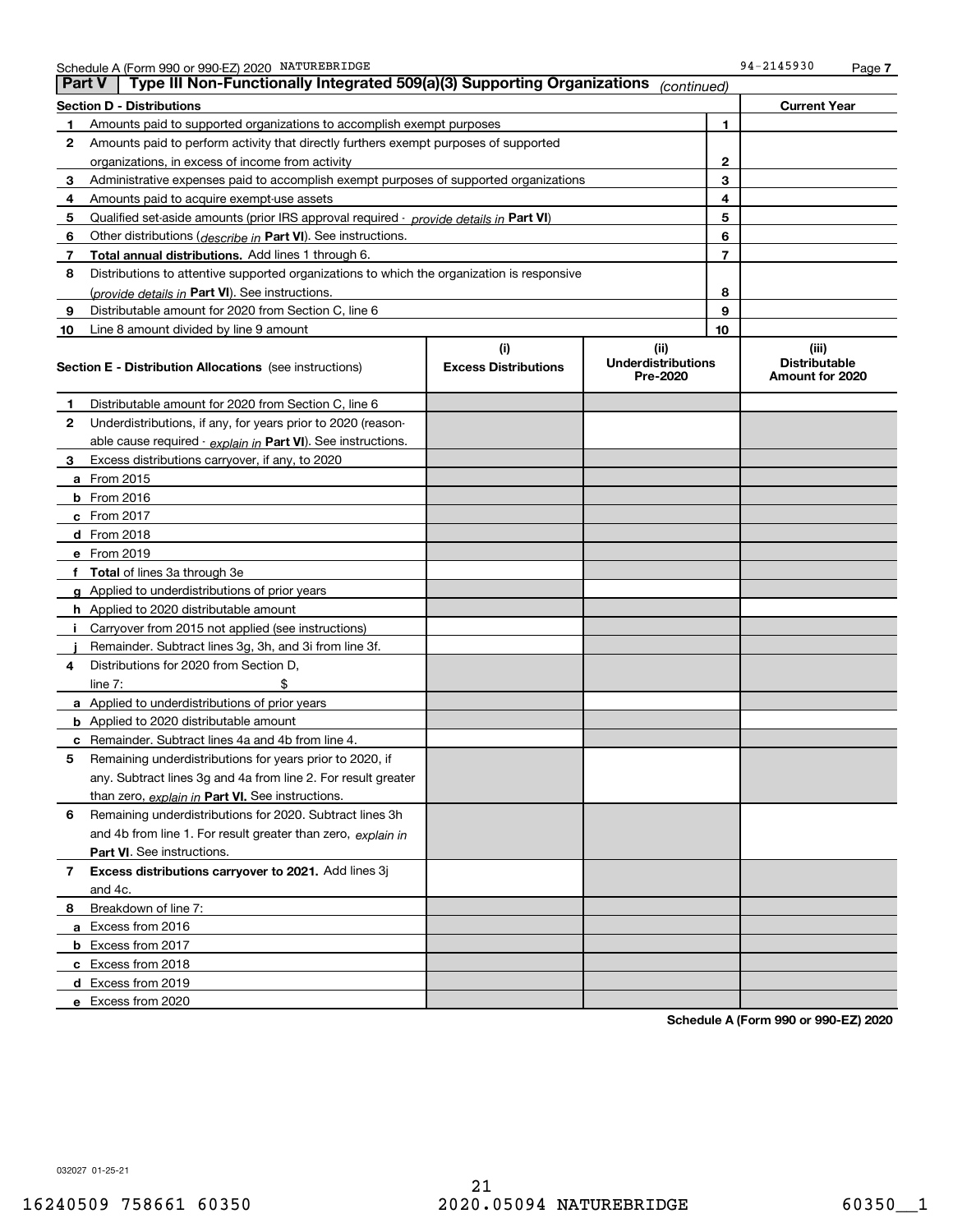Schedule A (Form 990 or 990-EZ) 2020 NATUREBRIDGE 94-2145930 Page 7

## Part V Type III Non-Functionally Integrated 509(a)(3) Supporting Organizations *(continued)*

| Section D - Distributions | | | Current Year |
|---|---|---|---|
| **1** | Amounts paid to supported organizations to accomplish exempt purposes | 1 | |
| **2** | Amounts paid to perform activity that directly furthers exempt purposes of supported organizations, in excess of income from activity | 2 | |
| **3** | Administrative expenses paid to accomplish exempt purposes of supported organizations | 3 | |
| **4** | Amounts paid to acquire exempt-use assets | 4 | |
| **5** | Qualified set-aside amounts (prior IRS approval required - *provide details in* **Part VI**) | 5 | |
| **6** | Other distributions (*describe in* **Part VI**). See instructions. | 6 | |
| **7** | **Total annual distributions.** Add lines 1 through 6. | 7 | |
| **8** | Distributions to attentive supported organizations to which the organization is responsive (*provide details in* **Part VI**). See instructions. | 8 | |
| **9** | Distributable amount for 2020 from Section C, line 6 | 9 | |
| **10** | Line 8 amount divided by line 9 amount | 10 | |

| **Section E - Distribution Allocations** (see instructions) | (i) Excess Distributions | (ii) Underdistributions Pre-2020 | (iii) Distributable Amount for 2020 |
|---|---|---|---|
| **1** Distributable amount for 2020 from Section C, line 6 | | | |
| **2** Underdistributions, if any, for years prior to 2020 (reasonable cause required - *explain in* **Part VI**). See instructions. | | | |
| **3** Excess distributions carryover, if any, to 2020 | | | |
| **a** From 2015 | | | |
| **b** From 2016 | | | |
| **c** From 2017 | | | |
| **d** From 2018 | | | |
| **e** From 2019 | | | |
| **f** **Total** of lines 3a through 3e | | | |
| **g** Applied to underdistributions of prior years | | | |
| **h** Applied to 2020 distributable amount | | | |
| **i** Carryover from 2015 not applied (see instructions) | | | |
| **j** Remainder. Subtract lines 3g, 3h, and 3i from line 3f. | | | |
| **4** Distributions for 2020 from Section D, line 7: $ | | | |
| **a** Applied to underdistributions of prior years | | | |
| **b** Applied to 2020 distributable amount | | | |
| **c** Remainder. Subtract lines 4a and 4b from line 4. | | | |
| **5** Remaining underdistributions for years prior to 2020, if any. Subtract lines 3g and 4a from line 2. For result greater than zero, *explain in* **Part VI.** See instructions. | | | |
| **6** Remaining underdistributions for 2020. Subtract lines 3h and 4b from line 1. For result greater than zero, *explain in* **Part VI**. See instructions. | | | |
| **7** **Excess distributions carryover to 2021.** Add lines 3j and 4c. | | | |
| **8** Breakdown of line 7: | | | |
| **a** Excess from 2016 | | | |
| **b** Excess from 2017 | | | |
| **c** Excess from 2018 | | | |
| **d** Excess from 2019 | | | |
| **e** Excess from 2020 | | | |

**Schedule A (Form 990 or 990-EZ) 2020**

032027 01-25-21

16240509 758661 60350 2020.05094 NATUREBRIDGE 60350__1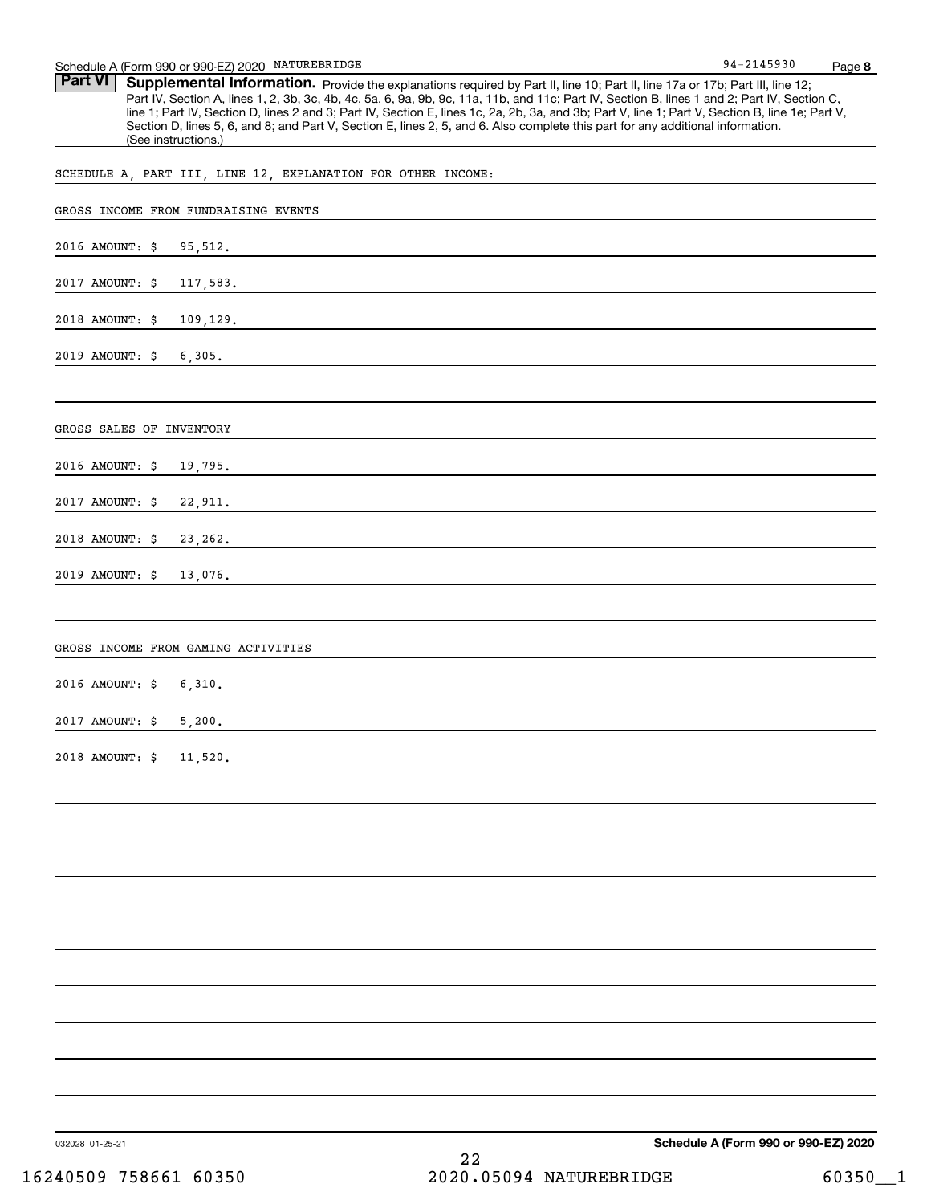## Part VI Supplemental Information.

Provide the explanations required by Part II, line 10; Part II, line 17a or 17b; Part III, line 12; Part IV, Section A, lines 1, 2, 3b, 3c, 4b, 4c, 5a, 6, 9a, 9b, 9c, 11a, 11b, and 11c; Part IV, Section B, lines 1 and 2; Part IV, Section C, line 1; Part IV, Section D, lines 2 and 3; Part IV, Section E, lines 1c, 2a, 2b, 3a, and 3b; Part V, line 1; Part V, Section B, line 1e; Part V, Section D, lines 5, 6, and 8; and Part V, Section E, lines 2, 5, and 6. Also complete this part for any additional information. (See instructions.)

SCHEDULE A, PART III, LINE 12, EXPLANATION FOR OTHER INCOME:

GROSS INCOME FROM FUNDRAISING EVENTS

2016 AMOUNT: $ 95,512.

2017 AMOUNT: $ 117,583.

2018 AMOUNT: $ 109,129.

2019 AMOUNT: $ 6,305.

GROSS SALES OF INVENTORY

2016 AMOUNT: $ 19,795.

2017 AMOUNT: $ 22,911.

2018 AMOUNT: $ 23,262.

2019 AMOUNT: $ 13,076.

GROSS INCOME FROM GAMING ACTIVITIES

2016 AMOUNT: $ 6,310.

2017 AMOUNT: $ 5,200.

2018 AMOUNT: $ 11,520.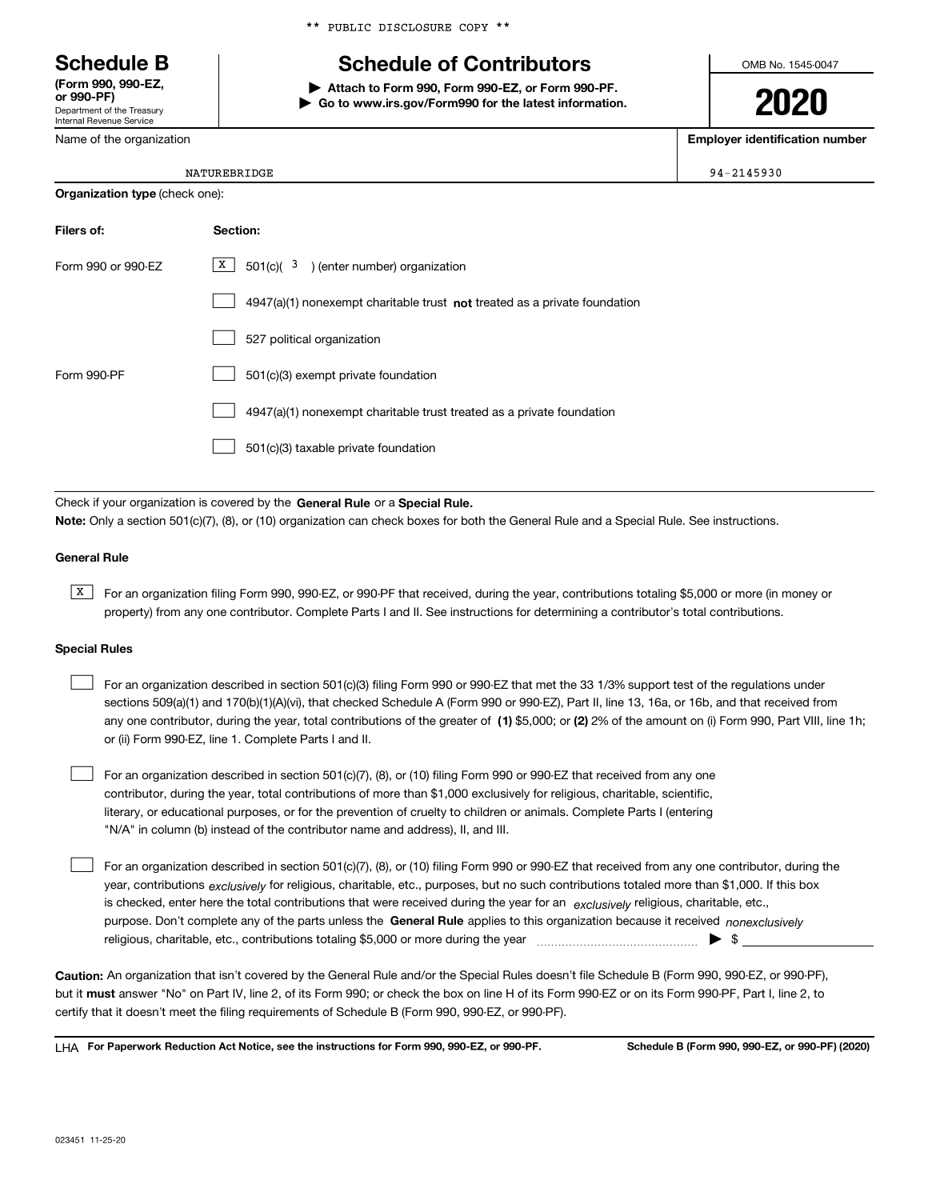\*\* PUBLIC DISCLOSURE COPY \*\*

# Schedule B
**(Form 990, 990-EZ, or 990-PF)**
Department of the Treasury
Internal Revenue Service

# Schedule of Contributors

▶ **Attach to Form 990, Form 990-EZ, or Form 990-PF.**
▶ **Go to www.irs.gov/Form990 for the latest information.**

OMB No. 1545-0047

**2020**

| Name of the organization | Employer identification number |
|---|---|
| NATUREBRIDGE | 94-2145930 |

**Organization type** (check one):

| Filers of: | Section: |
|---|---|
| Form 990 or 990-EZ | [X] 501(c)( 3 ) (enter number) organization |
| | [ ] 4947(a)(1) nonexempt charitable trust **not** treated as a private foundation |
| | [ ] 527 political organization |
| Form 990-PF | [ ] 501(c)(3) exempt private foundation |
| | [ ] 4947(a)(1) nonexempt charitable trust treated as a private foundation |
| | [ ] 501(c)(3) taxable private foundation |

Check if your organization is covered by the **General Rule** or a **Special Rule.**

**Note:** Only a section 501(c)(7), (8), or (10) organization can check boxes for both the General Rule and a Special Rule. See instructions.

**General Rule**

[X] For an organization filing Form 990, 990-EZ, or 990-PF that received, during the year, contributions totaling $5,000 or more (in money or property) from any one contributor. Complete Parts I and II. See instructions for determining a contributor's total contributions.

**Special Rules**

[ ] For an organization described in section 501(c)(3) filing Form 990 or 990-EZ that met the 33 1/3% support test of the regulations under sections 509(a)(1) and 170(b)(1)(A)(vi), that checked Schedule A (Form 990 or 990-EZ), Part II, line 13, 16a, or 16b, and that received from any one contributor, during the year, total contributions of the greater of **(1)** $5,000; or **(2)** 2% of the amount on (i) Form 990, Part VIII, line 1h; or (ii) Form 990-EZ, line 1. Complete Parts I and II.

[ ] For an organization described in section 501(c)(7), (8), or (10) filing Form 990 or 990-EZ that received from any one contributor, during the year, total contributions of more than $1,000 exclusively for religious, charitable, scientific, literary, or educational purposes, or for the prevention of cruelty to children or animals. Complete Parts I (entering "N/A" in column (b) instead of the contributor name and address), II, and III.

[ ] For an organization described in section 501(c)(7), (8), or (10) filing Form 990 or 990-EZ that received from any one contributor, during the year, contributions *exclusively* for religious, charitable, etc., purposes, but no such contributions totaled more than $1,000. If this box is checked, enter here the total contributions that were received during the year for an *exclusively* religious, charitable, etc., purpose. Don't complete any of the parts unless the **General Rule** applies to this organization because it received *nonexclusively* religious, charitable, etc., contributions totaling $5,000 or more during the year ▶ $

**Caution:** An organization that isn't covered by the General Rule and/or the Special Rules doesn't file Schedule B (Form 990, 990-EZ, or 990-PF), but it **must** answer "No" on Part IV, line 2, of its Form 990; or check the box on line H of its Form 990-EZ or on its Form 990-PF, Part I, line 2, to certify that it doesn't meet the filing requirements of Schedule B (Form 990, 990-EZ, or 990-PF).

LHA **For Paperwork Reduction Act Notice, see the instructions for Form 990, 990-EZ, or 990-PF.** **Schedule B (Form 990, 990-EZ, or 990-PF) (2020)**

023451 11-25-20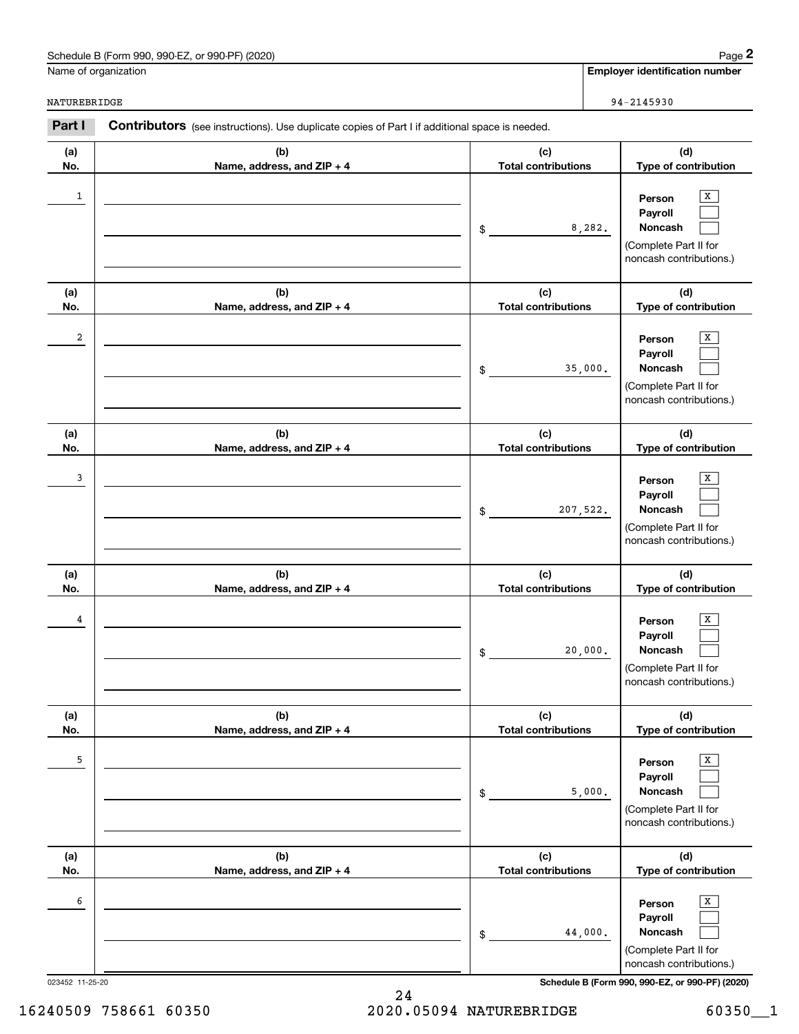Schedule B (Form 990, 990-EZ, or 990-PF) (2020)

Name of organization: NATUREBRIDGE

Employer identification number: 94-2145930

**Part I** **Contributors** (see instructions). Use duplicate copies of Part I if additional space is needed.

| (a) No. | (b) Name, address, and ZIP + 4 | (c) Total contributions | (d) Type of contribution |
|---|---|---|---|
| 1 | | $ 8,282. | Person [X] Payroll [ ] Noncash [ ] (Complete Part II for noncash contributions.) |
| 2 | | $ 35,000. | Person [X] Payroll [ ] Noncash [ ] (Complete Part II for noncash contributions.) |
| 3 | | $ 207,522. | Person [X] Payroll [ ] Noncash [ ] (Complete Part II for noncash contributions.) |
| 4 | | $ 20,000. | Person [X] Payroll [ ] Noncash [ ] (Complete Part II for noncash contributions.) |
| 5 | | $ 5,000. | Person [X] Payroll [ ] Noncash [ ] (Complete Part II for noncash contributions.) |
| 6 | | $ 44,000. | Person [X] Payroll [ ] Noncash [ ] (Complete Part II for noncash contributions.) |

023452 11-25-20

Schedule B (Form 990, 990-EZ, or 990-PF) (2020)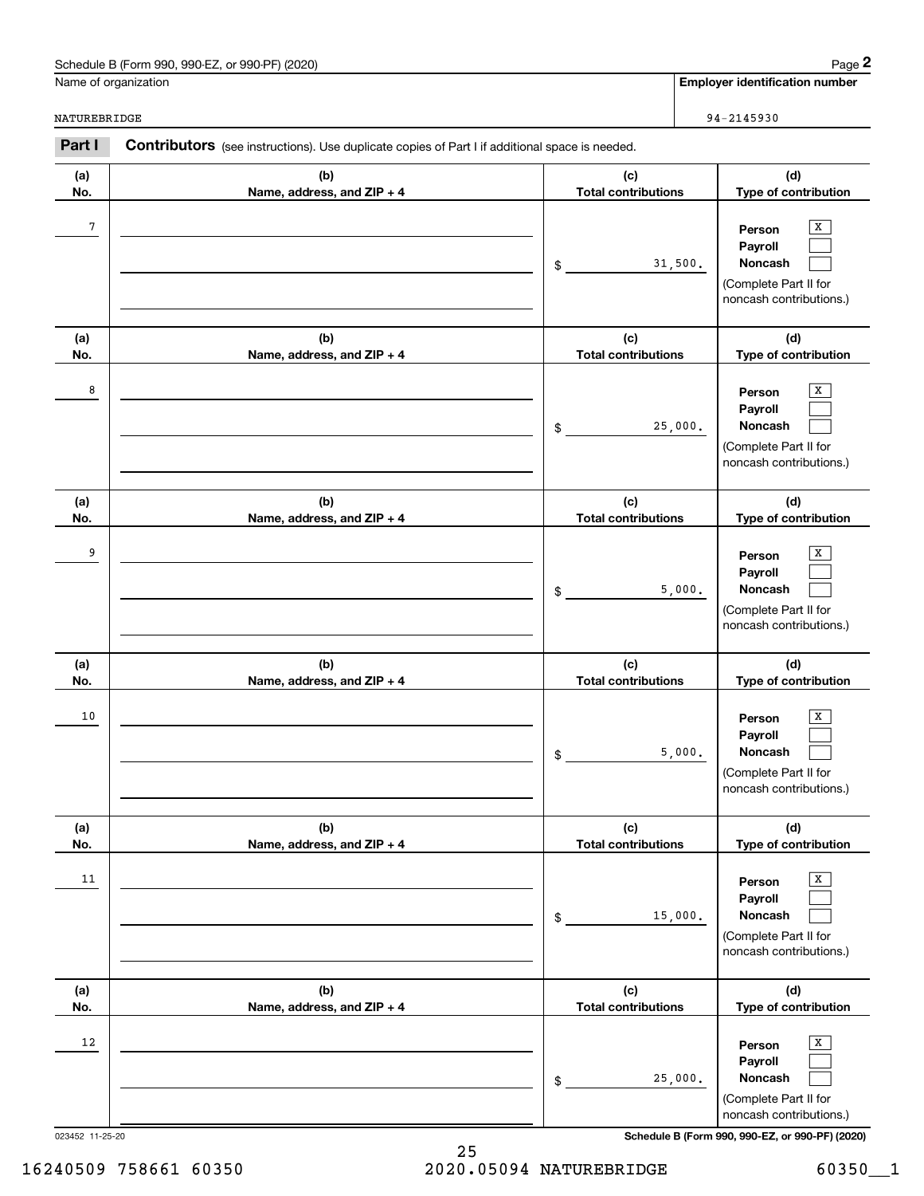Schedule B (Form 990, 990-EZ, or 990-PF) (2020)

Name of organization: NATUREBRIDGE

Employer identification number: 94-2145930

**Part I** **Contributors** (see instructions). Use duplicate copies of Part I if additional space is needed.

| (a) No. | (b) Name, address, and ZIP + 4 | (c) Total contributions | (d) Type of contribution |
|---|---|---|---|
| 7 | | $ 31,500. | Person [X] Payroll [ ] Noncash [ ] (Complete Part II for noncash contributions.) |
| 8 | | $ 25,000. | Person [X] Payroll [ ] Noncash [ ] (Complete Part II for noncash contributions.) |
| 9 | | $ 5,000. | Person [X] Payroll [ ] Noncash [ ] (Complete Part II for noncash contributions.) |
| 10 | | $ 5,000. | Person [X] Payroll [ ] Noncash [ ] (Complete Part II for noncash contributions.) |
| 11 | | $ 15,000. | Person [X] Payroll [ ] Noncash [ ] (Complete Part II for noncash contributions.) |
| 12 | | $ 25,000. | Person [X] Payroll [ ] Noncash [ ] (Complete Part II for noncash contributions.) |

023452 11-25-20

Schedule B (Form 990, 990-EZ, or 990-PF) (2020)

16240509 758661 60350 2020.05094 NATUREBRIDGE 60350__1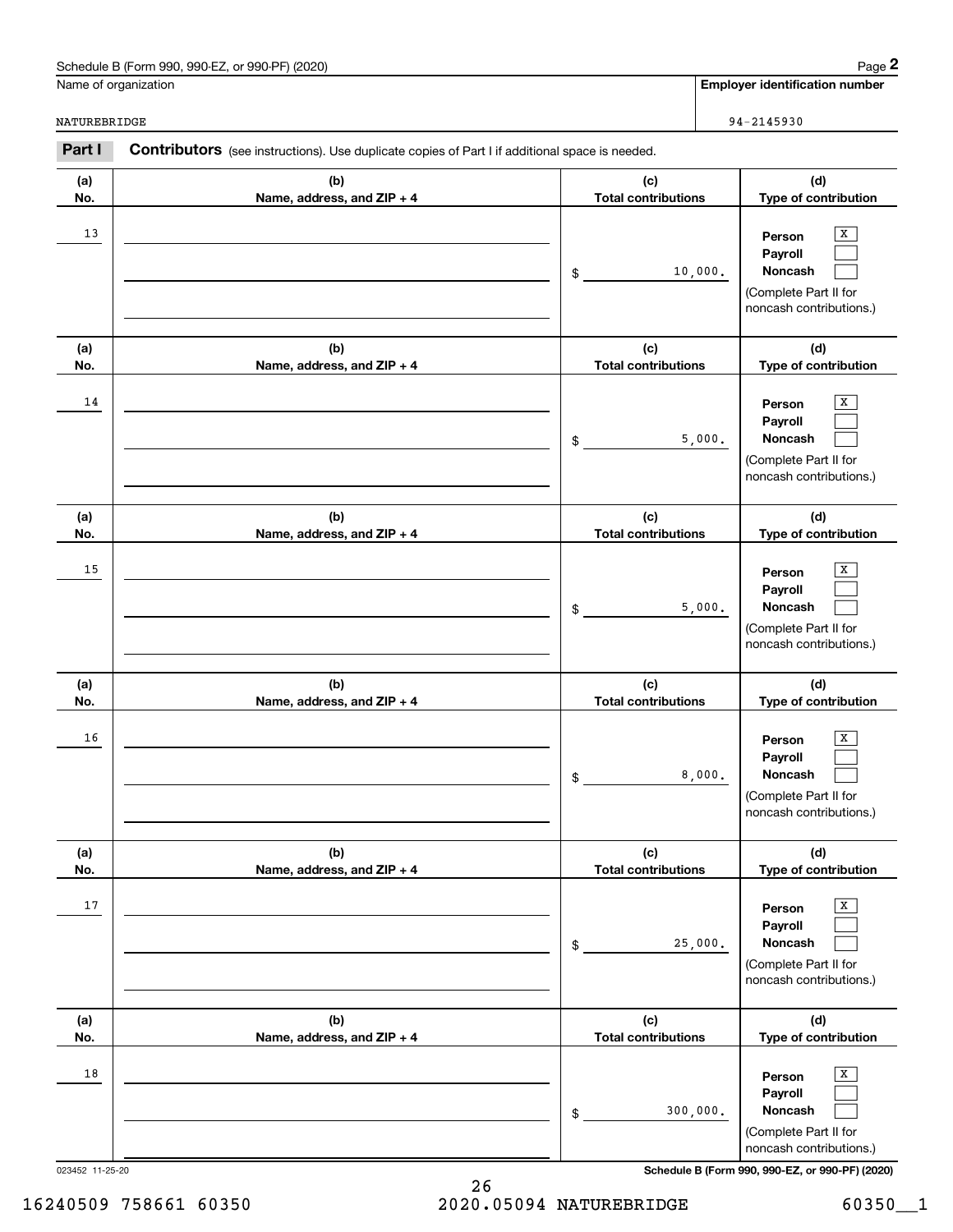Schedule B (Form 990, 990-EZ, or 990-PF) (2020)

Name of organization: NATUREBRIDGE

Employer identification number: 94-2145930

**Part I** **Contributors** (see instructions). Use duplicate copies of Part I if additional space is needed.

| (a) No. | (b) Name, address, and ZIP + 4 | (c) Total contributions | (d) Type of contribution |
|---|---|---|---|
| 13 | | $ 10,000. | Person [X] Payroll [ ] Noncash [ ] (Complete Part II for noncash contributions.) |
| 14 | | $ 5,000. | Person [X] Payroll [ ] Noncash [ ] (Complete Part II for noncash contributions.) |
| 15 | | $ 5,000. | Person [X] Payroll [ ] Noncash [ ] (Complete Part II for noncash contributions.) |
| 16 | | $ 8,000. | Person [X] Payroll [ ] Noncash [ ] (Complete Part II for noncash contributions.) |
| 17 | | $ 25,000. | Person [X] Payroll [ ] Noncash [ ] (Complete Part II for noncash contributions.) |
| 18 | | $ 300,000. | Person [X] Payroll [ ] Noncash [ ] (Complete Part II for noncash contributions.) |

023452 11-25-20

Schedule B (Form 990, 990-EZ, or 990-PF) (2020)

16240509 758661 60350 2020.05094 NATUREBRIDGE 60350__1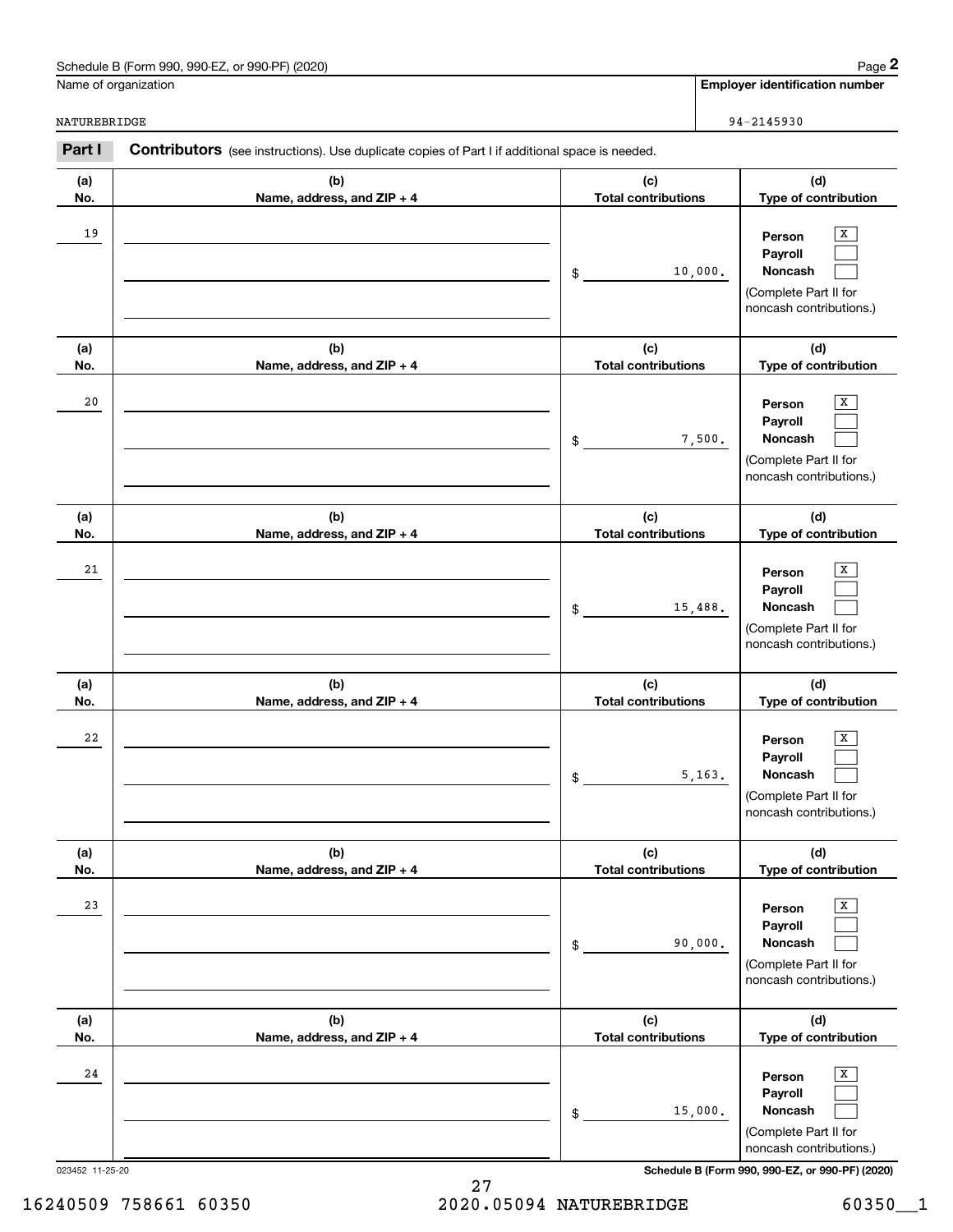Schedule B (Form 990, 990-EZ, or 990-PF) (2020)

Name of organization: NATUREBRIDGE

Employer identification number: 94-2145930

**Part I** **Contributors** (see instructions). Use duplicate copies of Part I if additional space is needed.

| (a) No. | (b) Name, address, and ZIP + 4 | (c) Total contributions | (d) Type of contribution |
|---|---|---|---|
| 19 | | $ 10,000. | Person [X] Payroll [ ] Noncash [ ] (Complete Part II for noncash contributions.) |
| 20 | | $ 7,500. | Person [X] Payroll [ ] Noncash [ ] (Complete Part II for noncash contributions.) |
| 21 | | $ 15,488. | Person [X] Payroll [ ] Noncash [ ] (Complete Part II for noncash contributions.) |
| 22 | | $ 5,163. | Person [X] Payroll [ ] Noncash [ ] (Complete Part II for noncash contributions.) |
| 23 | | $ 90,000. | Person [X] Payroll [ ] Noncash [ ] (Complete Part II for noncash contributions.) |
| 24 | | $ 15,000. | Person [X] Payroll [ ] Noncash [ ] (Complete Part II for noncash contributions.) |

023452 11-25-20

Schedule B (Form 990, 990-EZ, or 990-PF) (2020)

16240509 758661 60350 2020.05094 NATUREBRIDGE 60350__1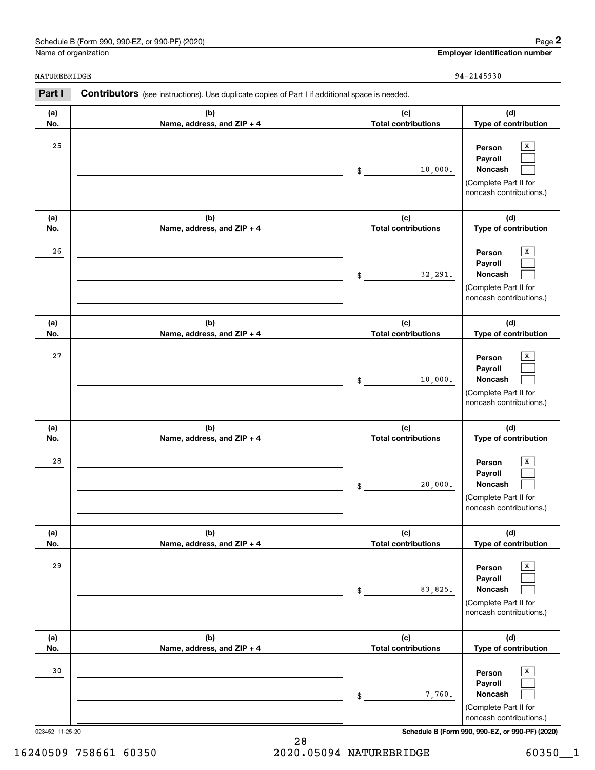Schedule B (Form 990, 990-EZ, or 990-PF) (2020)

Name of organization: NATUREBRIDGE

Employer identification number: 94-2145930

**Part I** **Contributors** (see instructions). Use duplicate copies of Part I if additional space is needed.

| (a) No. | (b) Name, address, and ZIP + 4 | (c) Total contributions | (d) Type of contribution |
|---|---|---|---|
| 25 | | $ 10,000. | Person [X] Payroll [ ] Noncash [ ] (Complete Part II for noncash contributions.) |
| 26 | | $ 32,291. | Person [X] Payroll [ ] Noncash [ ] (Complete Part II for noncash contributions.) |
| 27 | | $ 10,000. | Person [X] Payroll [ ] Noncash [ ] (Complete Part II for noncash contributions.) |
| 28 | | $ 20,000. | Person [X] Payroll [ ] Noncash [ ] (Complete Part II for noncash contributions.) |
| 29 | | $ 83,825. | Person [X] Payroll [ ] Noncash [ ] (Complete Part II for noncash contributions.) |
| 30 | | $ 7,760. | Person [X] Payroll [ ] Noncash [ ] (Complete Part II for noncash contributions.) |

023452 11-25-20

Schedule B (Form 990, 990-EZ, or 990-PF) (2020)

16240509 758661 60350 2020.05094 NATUREBRIDGE 60350__1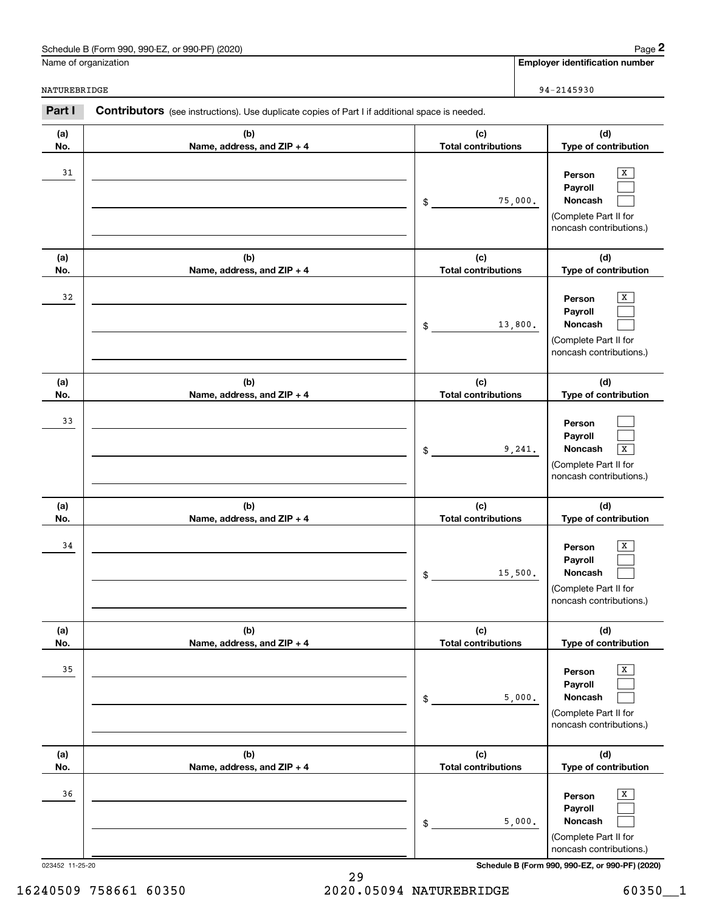Schedule B (Form 990, 990-EZ, or 990-PF) (2020)

| Name of organization | Employer identification number |
| --- | --- |
| NATUREBRIDGE | 94-2145930 |

**Part I** **Contributors** (see instructions). Use duplicate copies of Part I if additional space is needed.

| (a) No. | (b) Name, address, and ZIP + 4 | (c) Total contributions | (d) Type of contribution |
| --- | --- | --- | --- |
| 31 | | $ 75,000. | Person [X] Payroll [ ] Noncash [ ] (Complete Part II for noncash contributions.) |
| 32 | | $ 13,800. | Person [X] Payroll [ ] Noncash [ ] (Complete Part II for noncash contributions.) |
| 33 | | $ 9,241. | Person [ ] Payroll [ ] Noncash [X] (Complete Part II for noncash contributions.) |
| 34 | | $ 15,500. | Person [X] Payroll [ ] Noncash [ ] (Complete Part II for noncash contributions.) |
| 35 | | $ 5,000. | Person [X] Payroll [ ] Noncash [ ] (Complete Part II for noncash contributions.) |
| 36 | | $ 5,000. | Person [X] Payroll [ ] Noncash [ ] (Complete Part II for noncash contributions.) |

023452 11-25-20 **Schedule B (Form 990, 990-EZ, or 990-PF) (2020)**

16240509 758661 60350 2020.05094 NATUREBRIDGE 60350__1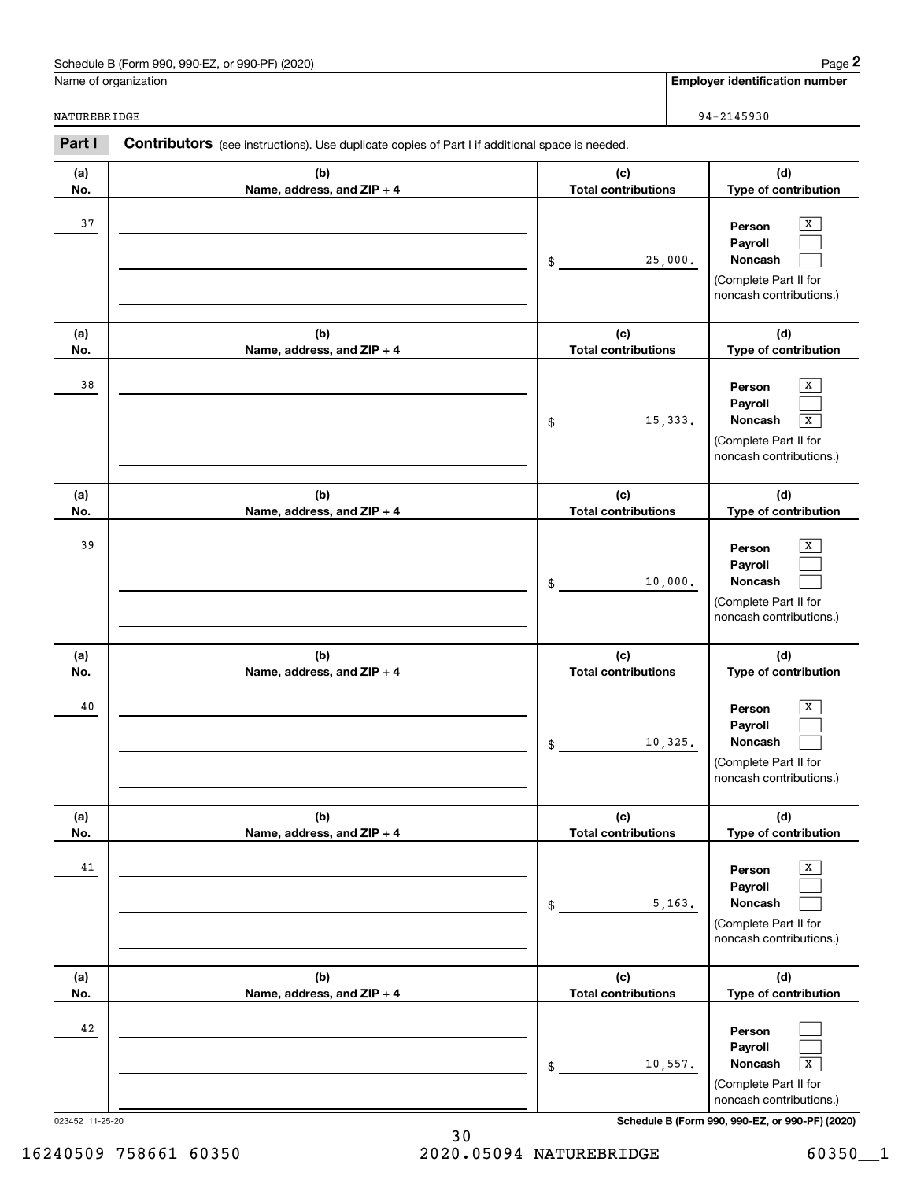Schedule B (Form 990, 990-EZ, or 990-PF) (2020)

Name of organization: NATUREBRIDGE

Employer identification number: 94-2145930

**Part I** **Contributors** (see instructions). Use duplicate copies of Part I if additional space is needed.

| (a) No. | (b) Name, address, and ZIP + 4 | (c) Total contributions | (d) Type of contribution |
|---|---|---|---|
| 37 | | $ 25,000. | Person [X] Payroll [ ] Noncash [ ] (Complete Part II for noncash contributions.) |
| 38 | | $ 15,333. | Person [X] Payroll [ ] Noncash [X] (Complete Part II for noncash contributions.) |
| 39 | | $ 10,000. | Person [X] Payroll [ ] Noncash [ ] (Complete Part II for noncash contributions.) |
| 40 | | $ 10,325. | Person [X] Payroll [ ] Noncash [ ] (Complete Part II for noncash contributions.) |
| 41 | | $ 5,163. | Person [X] Payroll [ ] Noncash [ ] (Complete Part II for noncash contributions.) |
| 42 | | $ 10,557. | Person [ ] Payroll [ ] Noncash [X] (Complete Part II for noncash contributions.) |

023452 11-25-20

Schedule B (Form 990, 990-EZ, or 990-PF) (2020)

16240509 758661 60350 2020.05094 NATUREBRIDGE 60350__1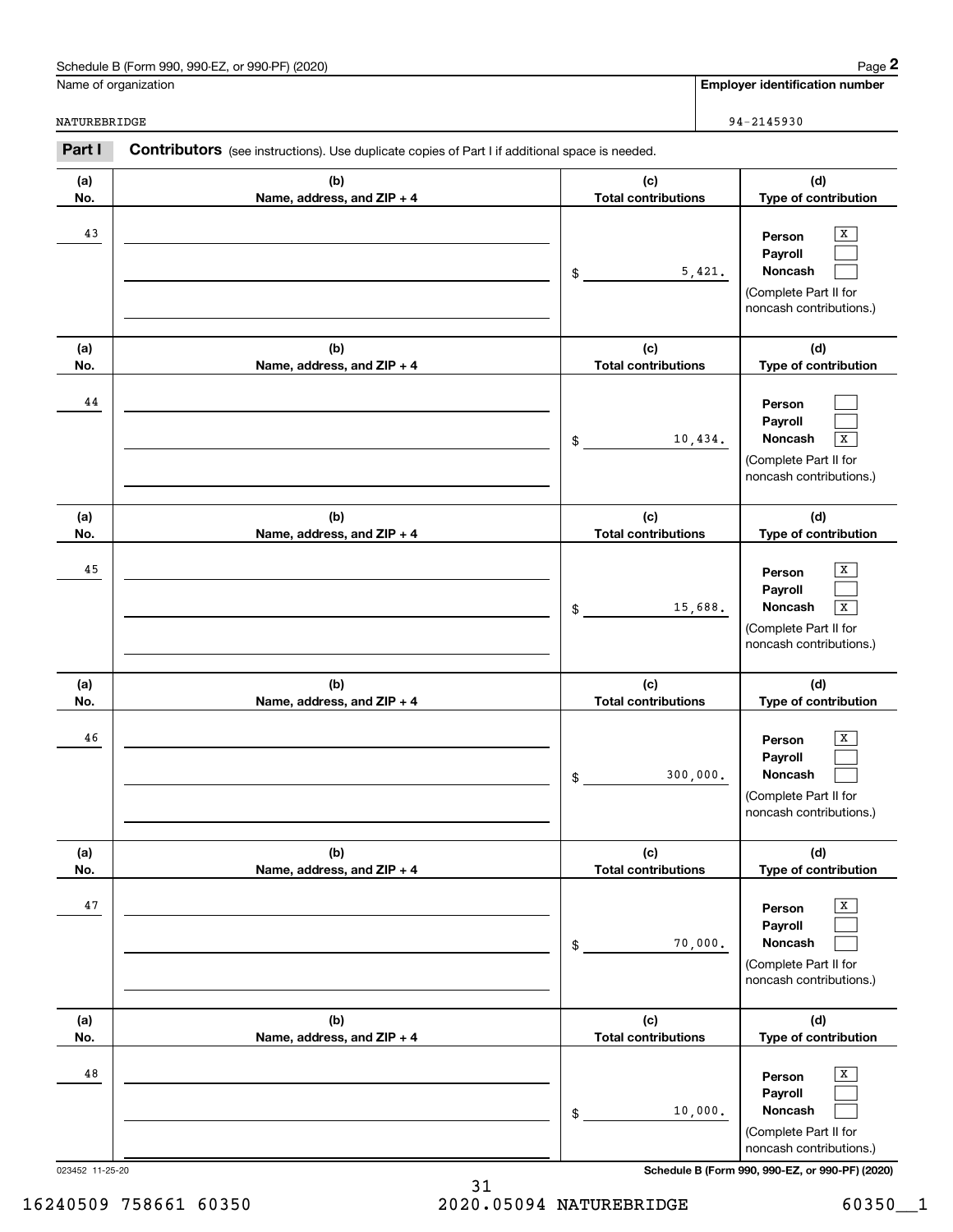Schedule B (Form 990, 990-EZ, or 990-PF) (2020)

Name of organization: NATUREBRIDGE

Employer identification number: 94-2145930

**Part I** **Contributors** (see instructions). Use duplicate copies of Part I if additional space is needed.

| (a) No. | (b) Name, address, and ZIP + 4 | (c) Total contributions | (d) Type of contribution |
|---|---|---|---|
| 43 | | $ 5,421. | Person [X] Payroll [ ] Noncash [ ] (Complete Part II for noncash contributions.) |
| 44 | | $ 10,434. | Person [ ] Payroll [ ] Noncash [X] (Complete Part II for noncash contributions.) |
| 45 | | $ 15,688. | Person [X] Payroll [ ] Noncash [X] (Complete Part II for noncash contributions.) |
| 46 | | $ 300,000. | Person [X] Payroll [ ] Noncash [ ] (Complete Part II for noncash contributions.) |
| 47 | | $ 70,000. | Person [X] Payroll [ ] Noncash [ ] (Complete Part II for noncash contributions.) |
| 48 | | $ 10,000. | Person [X] Payroll [ ] Noncash [ ] (Complete Part II for noncash contributions.) |

023452 11-25-20

Schedule B (Form 990, 990-EZ, or 990-PF) (2020)

16240509 758661 60350 2020.05094 NATUREBRIDGE 60350__1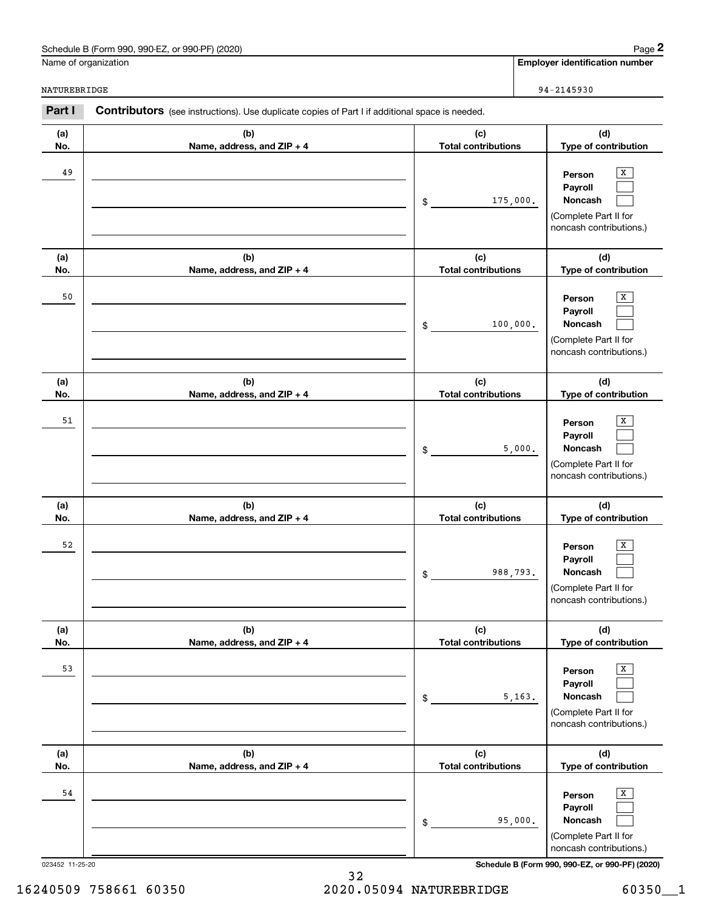Name of organization: NATUREBRIDGE

Employer identification number: 94-2145930

**Part I** **Contributors** (see instructions). Use duplicate copies of Part I if additional space is needed.

| (a) No. | (b) Name, address, and ZIP + 4 | (c) Total contributions | (d) Type of contribution |
|---|---|---|---|
| 49 | | $ 175,000. | Person [X] Payroll [ ] Noncash [ ] (Complete Part II for noncash contributions.) |
| 50 | | $ 100,000. | Person [X] Payroll [ ] Noncash [ ] (Complete Part II for noncash contributions.) |
| 51 | | $ 5,000. | Person [X] Payroll [ ] Noncash [ ] (Complete Part II for noncash contributions.) |
| 52 | | $ 988,793. | Person [X] Payroll [ ] Noncash [ ] (Complete Part II for noncash contributions.) |
| 53 | | $ 5,163. | Person [X] Payroll [ ] Noncash [ ] (Complete Part II for noncash contributions.) |
| 54 | | $ 95,000. | Person [X] Payroll [ ] Noncash [ ] (Complete Part II for noncash contributions.) |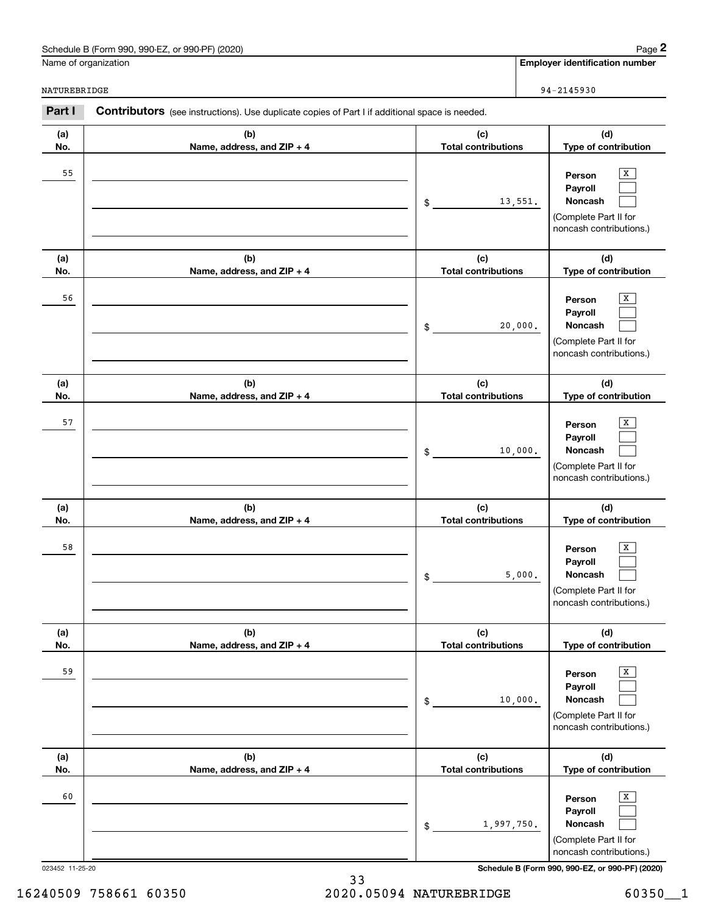Schedule B (Form 990, 990-EZ, or 990-PF) (2020)

Name of organization: NATUREBRIDGE

Employer identification number: 94-2145930

**Part I** **Contributors** (see instructions). Use duplicate copies of Part I if additional space is needed.

| (a) No. | (b) Name, address, and ZIP + 4 | (c) Total contributions | (d) Type of contribution |
|---|---|---|---|
| 55 | | $ 13,551. | Person [X] Payroll [ ] Noncash [ ] (Complete Part II for noncash contributions.) |
| 56 | | $ 20,000. | Person [X] Payroll [ ] Noncash [ ] (Complete Part II for noncash contributions.) |
| 57 | | $ 10,000. | Person [X] Payroll [ ] Noncash [ ] (Complete Part II for noncash contributions.) |
| 58 | | $ 5,000. | Person [X] Payroll [ ] Noncash [ ] (Complete Part II for noncash contributions.) |
| 59 | | $ 10,000. | Person [X] Payroll [ ] Noncash [ ] (Complete Part II for noncash contributions.) |
| 60 | | $ 1,997,750. | Person [X] Payroll [ ] Noncash [ ] (Complete Part II for noncash contributions.) |

023452 11-25-20

Schedule B (Form 990, 990-EZ, or 990-PF) (2020)

16240509 758661 60350 2020.05094 NATUREBRIDGE 60350__1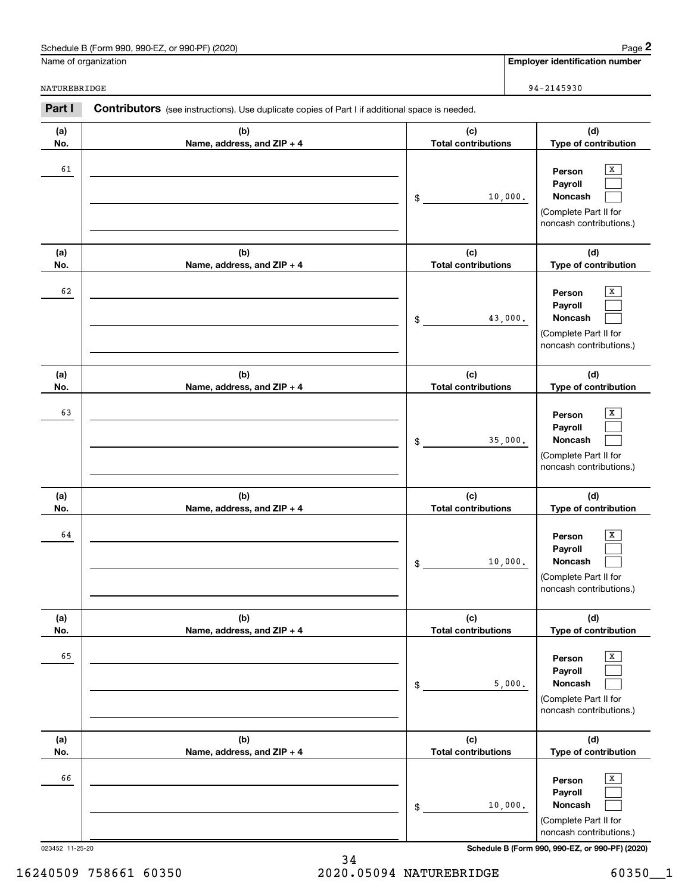Schedule B (Form 990, 990-EZ, or 990-PF) (2020)

Name of organization: NATUREBRIDGE

Employer identification number: 94-2145930

## Part I Contributors (see instructions). Use duplicate copies of Part I if additional space is needed.

| (a) No. | (b) Name, address, and ZIP + 4 | (c) Total contributions | (d) Type of contribution |
|---|---|---|---|
| 61 | | $ 10,000. | Person [X] Payroll [ ] Noncash [ ] (Complete Part II for noncash contributions.) |
| 62 | | $ 43,000. | Person [X] Payroll [ ] Noncash [ ] (Complete Part II for noncash contributions.) |
| 63 | | $ 35,000. | Person [X] Payroll [ ] Noncash [ ] (Complete Part II for noncash contributions.) |
| 64 | | $ 10,000. | Person [X] Payroll [ ] Noncash [ ] (Complete Part II for noncash contributions.) |
| 65 | | $ 5,000. | Person [X] Payroll [ ] Noncash [ ] (Complete Part II for noncash contributions.) |
| 66 | | $ 10,000. | Person [X] Payroll [ ] Noncash [ ] (Complete Part II for noncash contributions.) |

023452 11-25-20

Schedule B (Form 990, 990-EZ, or 990-PF) (2020)

16240509 758661 60350 2020.05094 NATUREBRIDGE 60350__1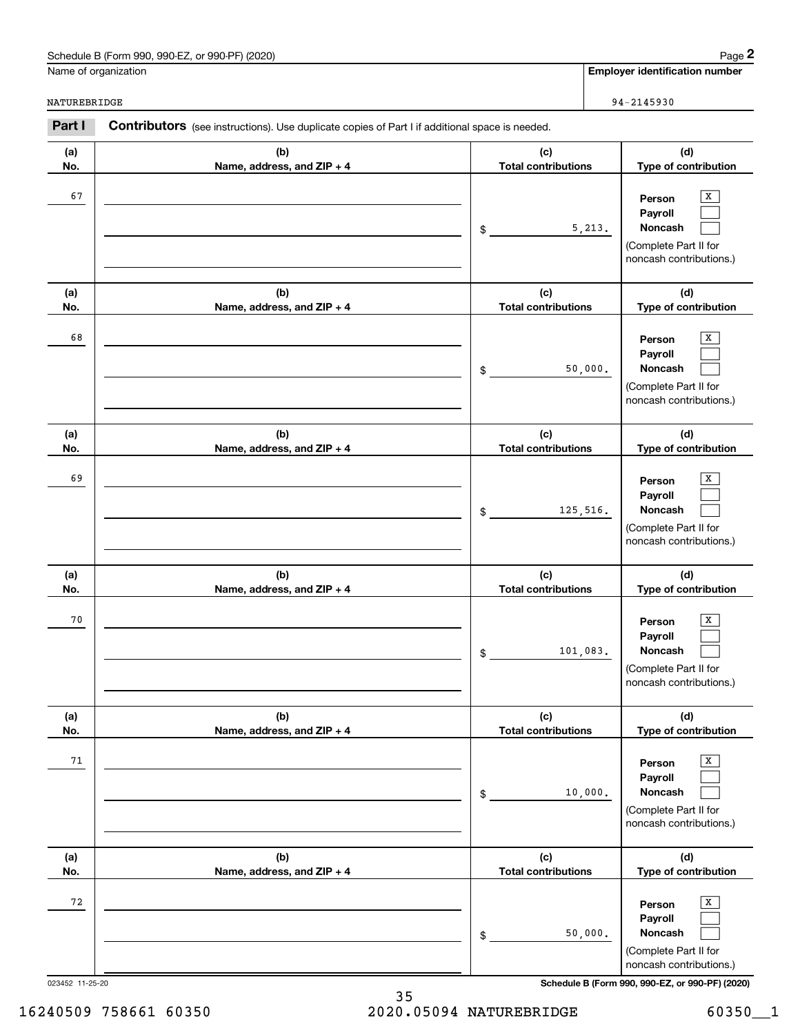Schedule B (Form 990, 990-EZ, or 990-PF) (2020)

| Name of organization | Employer identification number |
|---|---|
| NATUREBRIDGE | 94-2145930 |

**Part I** **Contributors** (see instructions). Use duplicate copies of Part I if additional space is needed.

| (a) No. | (b) Name, address, and ZIP + 4 | (c) Total contributions | (d) Type of contribution |
|---|---|---|---|
| 67 | | $ 5,213. | Person [X] Payroll [ ] Noncash [ ] (Complete Part II for noncash contributions.) |
| 68 | | $ 50,000. | Person [X] Payroll [ ] Noncash [ ] (Complete Part II for noncash contributions.) |
| 69 | | $ 125,516. | Person [X] Payroll [ ] Noncash [ ] (Complete Part II for noncash contributions.) |
| 70 | | $ 101,083. | Person [X] Payroll [ ] Noncash [ ] (Complete Part II for noncash contributions.) |
| 71 | | $ 10,000. | Person [X] Payroll [ ] Noncash [ ] (Complete Part II for noncash contributions.) |
| 72 | | $ 50,000. | Person [X] Payroll [ ] Noncash [ ] (Complete Part II for noncash contributions.) |

023452 11-25-20

Schedule B (Form 990, 990-EZ, or 990-PF) (2020)

16240509 758661 60350 2020.05094 NATUREBRIDGE 60350__1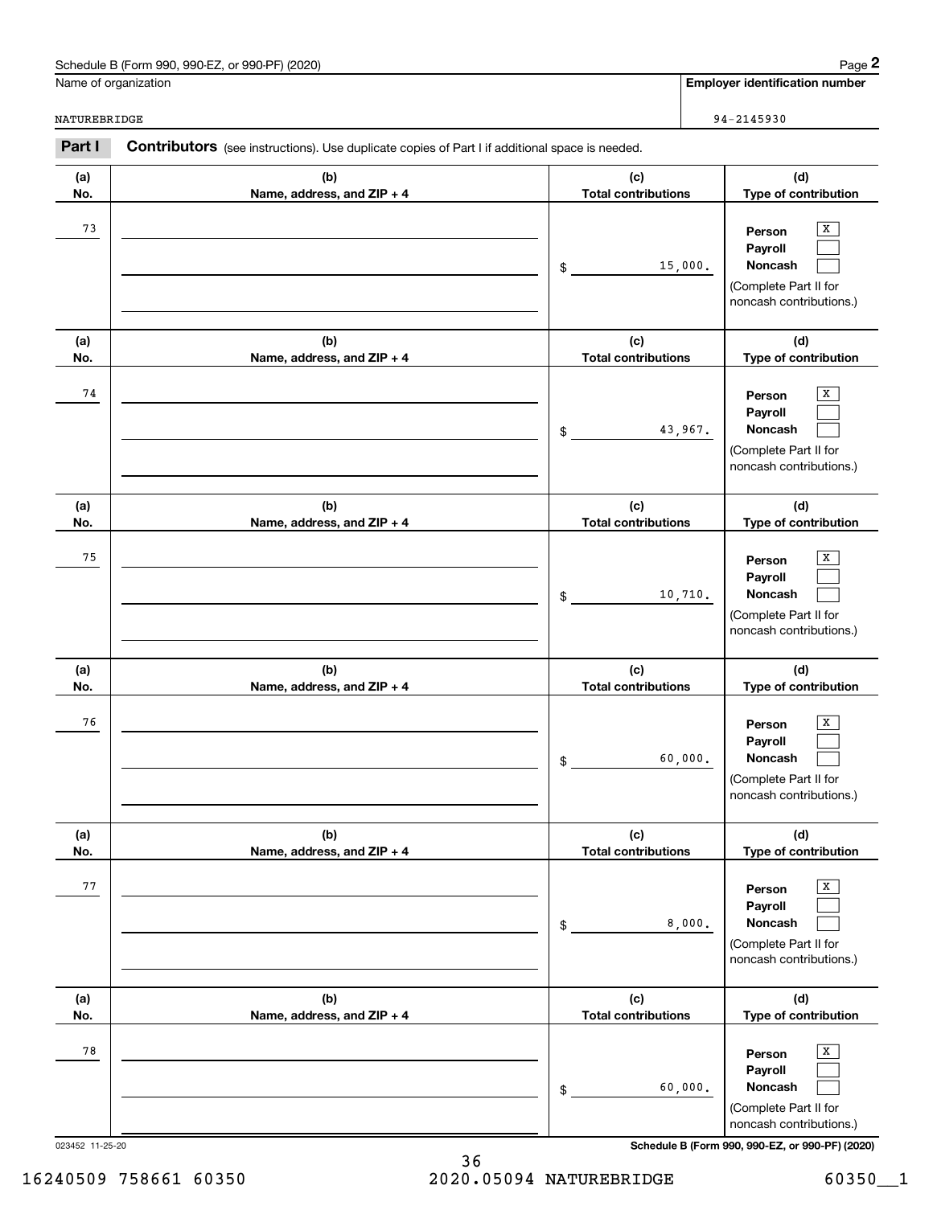Schedule B (Form 990, 990-EZ, or 990-PF) (2020)

Name of organization: NATUREBRIDGE

Employer identification number: 94-2145930

**Part I** **Contributors** (see instructions). Use duplicate copies of Part I if additional space is needed.

| (a) No. | (b) Name, address, and ZIP + 4 | (c) Total contributions | (d) Type of contribution |
|---|---|---|---|
| 73 | | $ 15,000. | Person [X] Payroll [ ] Noncash [ ] (Complete Part II for noncash contributions.) |
| 74 | | $ 43,967. | Person [X] Payroll [ ] Noncash [ ] (Complete Part II for noncash contributions.) |
| 75 | | $ 10,710. | Person [X] Payroll [ ] Noncash [ ] (Complete Part II for noncash contributions.) |
| 76 | | $ 60,000. | Person [X] Payroll [ ] Noncash [ ] (Complete Part II for noncash contributions.) |
| 77 | | $ 8,000. | Person [X] Payroll [ ] Noncash [ ] (Complete Part II for noncash contributions.) |
| 78 | | $ 60,000. | Person [X] Payroll [ ] Noncash [ ] (Complete Part II for noncash contributions.) |

023452 11-25-20

Schedule B (Form 990, 990-EZ, or 990-PF) (2020)

16240509 758661 60350 2020.05094 NATUREBRIDGE 60350__1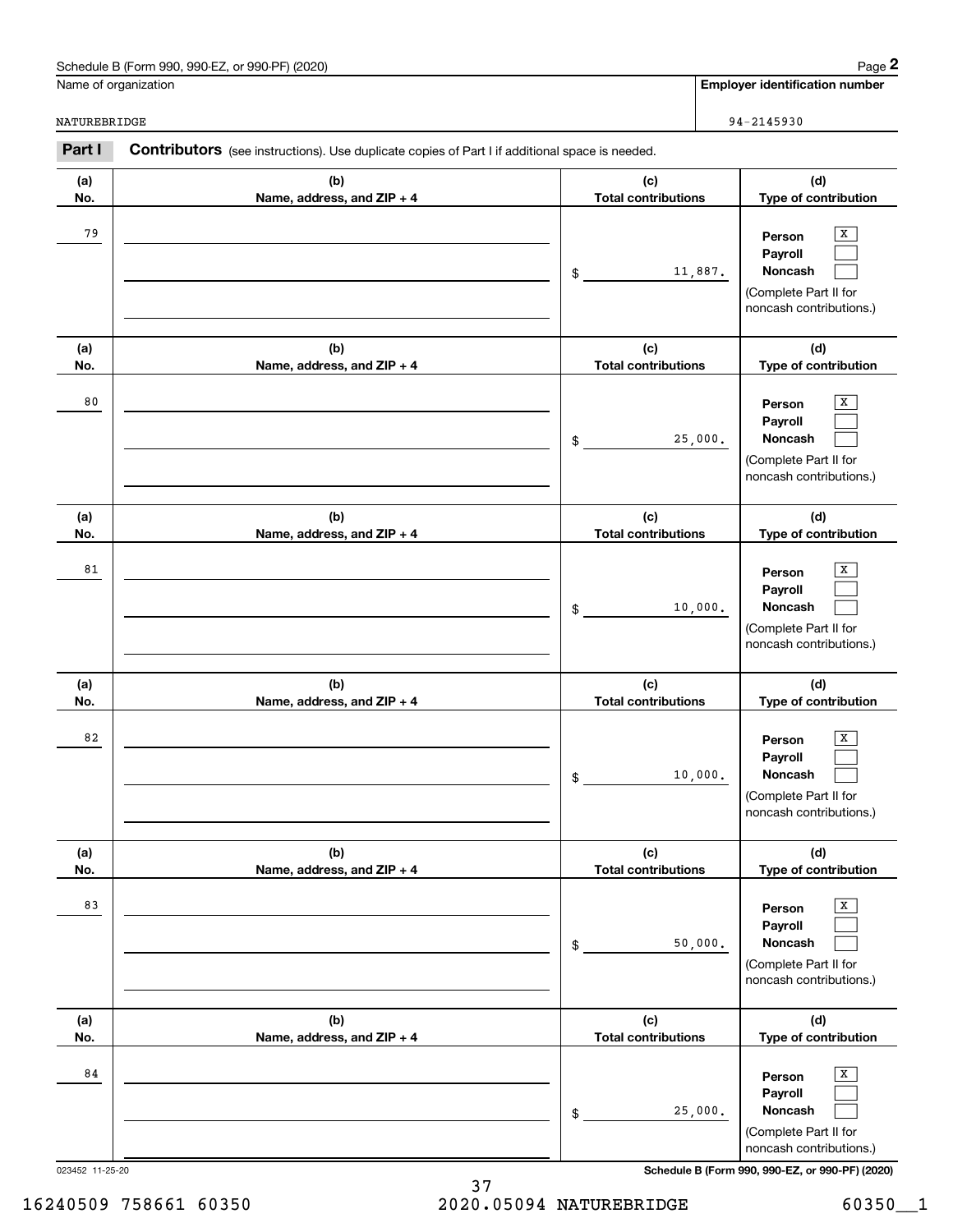Schedule B (Form 990, 990-EZ, or 990-PF) (2020)

Name of organization: NATUREBRIDGE

Employer identification number: 94-2145930

**Part I** **Contributors** (see instructions). Use duplicate copies of Part I if additional space is needed.

| (a) No. | (b) Name, address, and ZIP + 4 | (c) Total contributions | (d) Type of contribution |
|---|---|---|---|
| 79 | | $ 11,887. | Person [X] Payroll [ ] Noncash [ ] (Complete Part II for noncash contributions.) |
| 80 | | $ 25,000. | Person [X] Payroll [ ] Noncash [ ] (Complete Part II for noncash contributions.) |
| 81 | | $ 10,000. | Person [X] Payroll [ ] Noncash [ ] (Complete Part II for noncash contributions.) |
| 82 | | $ 10,000. | Person [X] Payroll [ ] Noncash [ ] (Complete Part II for noncash contributions.) |
| 83 | | $ 50,000. | Person [X] Payroll [ ] Noncash [ ] (Complete Part II for noncash contributions.) |
| 84 | | $ 25,000. | Person [X] Payroll [ ] Noncash [ ] (Complete Part II for noncash contributions.) |

023452 11-25-20

16240509 758661 60350 2020.05094 NATUREBRIDGE 60350__1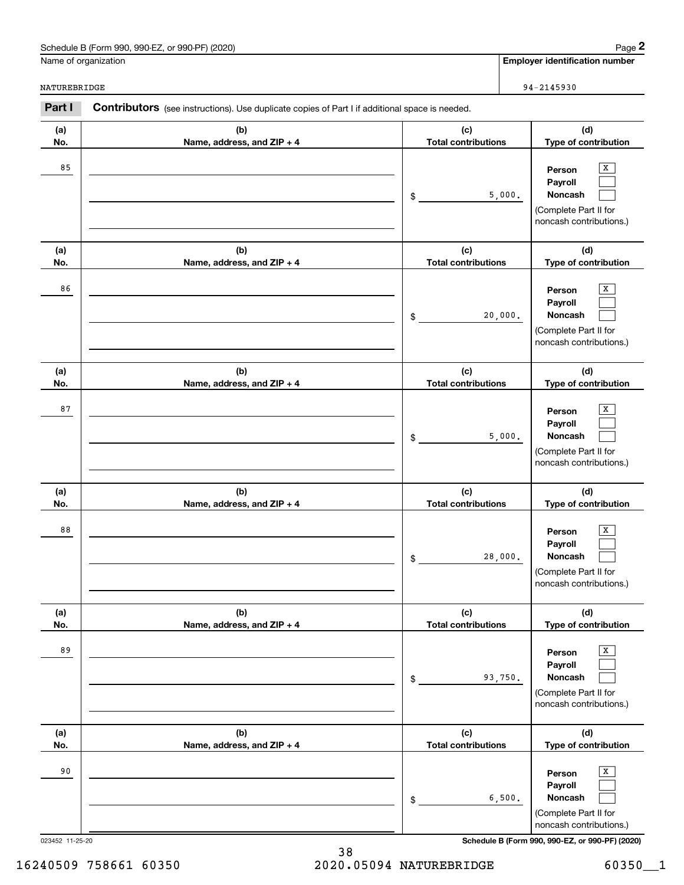Schedule B (Form 990, 990-EZ, or 990-PF) (2020)

Name of organization: NATUREBRIDGE

Employer identification number: 94-2145930

## Part I Contributors (see instructions). Use duplicate copies of Part I if additional space is needed.

| (a) No. | (b) Name, address, and ZIP + 4 | (c) Total contributions | (d) Type of contribution |
|---|---|---|---|
| 85 | | $ 5,000. | Person [X] Payroll [ ] Noncash [ ] (Complete Part II for noncash contributions.) |
| 86 | | $ 20,000. | Person [X] Payroll [ ] Noncash [ ] (Complete Part II for noncash contributions.) |
| 87 | | $ 5,000. | Person [X] Payroll [ ] Noncash [ ] (Complete Part II for noncash contributions.) |
| 88 | | $ 28,000. | Person [X] Payroll [ ] Noncash [ ] (Complete Part II for noncash contributions.) |
| 89 | | $ 93,750. | Person [X] Payroll [ ] Noncash [ ] (Complete Part II for noncash contributions.) |
| 90 | | $ 6,500. | Person [X] Payroll [ ] Noncash [ ] (Complete Part II for noncash contributions.) |

023452 11-25-20

Schedule B (Form 990, 990-EZ, or 990-PF) (2020)

16240509 758661 60350 2020.05094 NATUREBRIDGE 60350__1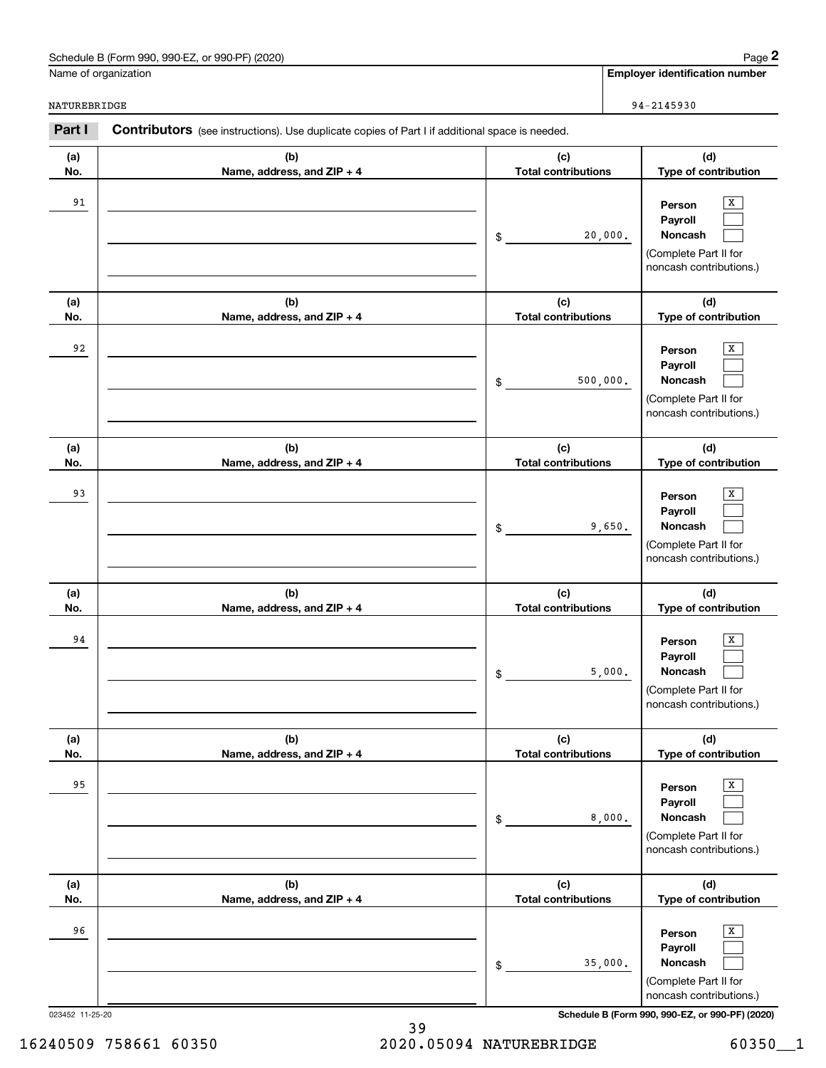Schedule B (Form 990, 990-EZ, or 990-PF) (2020)

Name of organization: NATUREBRIDGE

Employer identification number: 94-2145930

**Part I** **Contributors** (see instructions). Use duplicate copies of Part I if additional space is needed.

| (a) No. | (b) Name, address, and ZIP + 4 | (c) Total contributions | (d) Type of contribution |
|---|---|---|---|
| 91 | | $ 20,000. | Person [X] Payroll [ ] Noncash [ ] (Complete Part II for noncash contributions.) |
| 92 | | $ 500,000. | Person [X] Payroll [ ] Noncash [ ] (Complete Part II for noncash contributions.) |
| 93 | | $ 9,650. | Person [X] Payroll [ ] Noncash [ ] (Complete Part II for noncash contributions.) |
| 94 | | $ 5,000. | Person [X] Payroll [ ] Noncash [ ] (Complete Part II for noncash contributions.) |
| 95 | | $ 8,000. | Person [X] Payroll [ ] Noncash [ ] (Complete Part II for noncash contributions.) |
| 96 | | $ 35,000. | Person [X] Payroll [ ] Noncash [ ] (Complete Part II for noncash contributions.) |

023452 11-25-20

Schedule B (Form 990, 990-EZ, or 990-PF) (2020)

16240509 758661 60350 2020.05094 NATUREBRIDGE 60350__1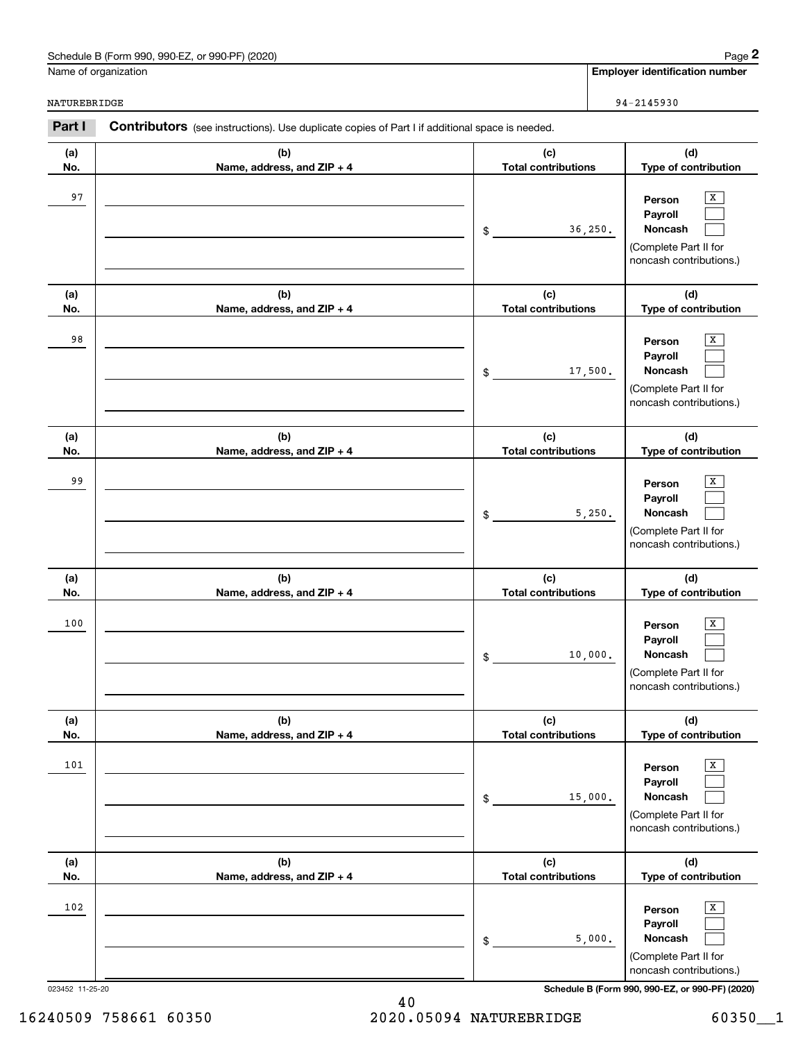Schedule B (Form 990, 990-EZ, or 990-PF) (2020)

Name of organization: NATUREBRIDGE

Employer identification number: 94-2145930

**Part I** **Contributors** (see instructions). Use duplicate copies of Part I if additional space is needed.

| (a) No. | (b) Name, address, and ZIP + 4 | (c) Total contributions | (d) Type of contribution |
|---|---|---|---|
| 97 | | $ 36,250. | Person [X] Payroll [ ] Noncash [ ] (Complete Part II for noncash contributions.) |
| 98 | | $ 17,500. | Person [X] Payroll [ ] Noncash [ ] (Complete Part II for noncash contributions.) |
| 99 | | $ 5,250. | Person [X] Payroll [ ] Noncash [ ] (Complete Part II for noncash contributions.) |
| 100 | | $ 10,000. | Person [X] Payroll [ ] Noncash [ ] (Complete Part II for noncash contributions.) |
| 101 | | $ 15,000. | Person [X] Payroll [ ] Noncash [ ] (Complete Part II for noncash contributions.) |
| 102 | | $ 5,000. | Person [X] Payroll [ ] Noncash [ ] (Complete Part II for noncash contributions.) |

023452 11-25-20

16240509 758661 60350 2020.05094 NATUREBRIDGE 60350__1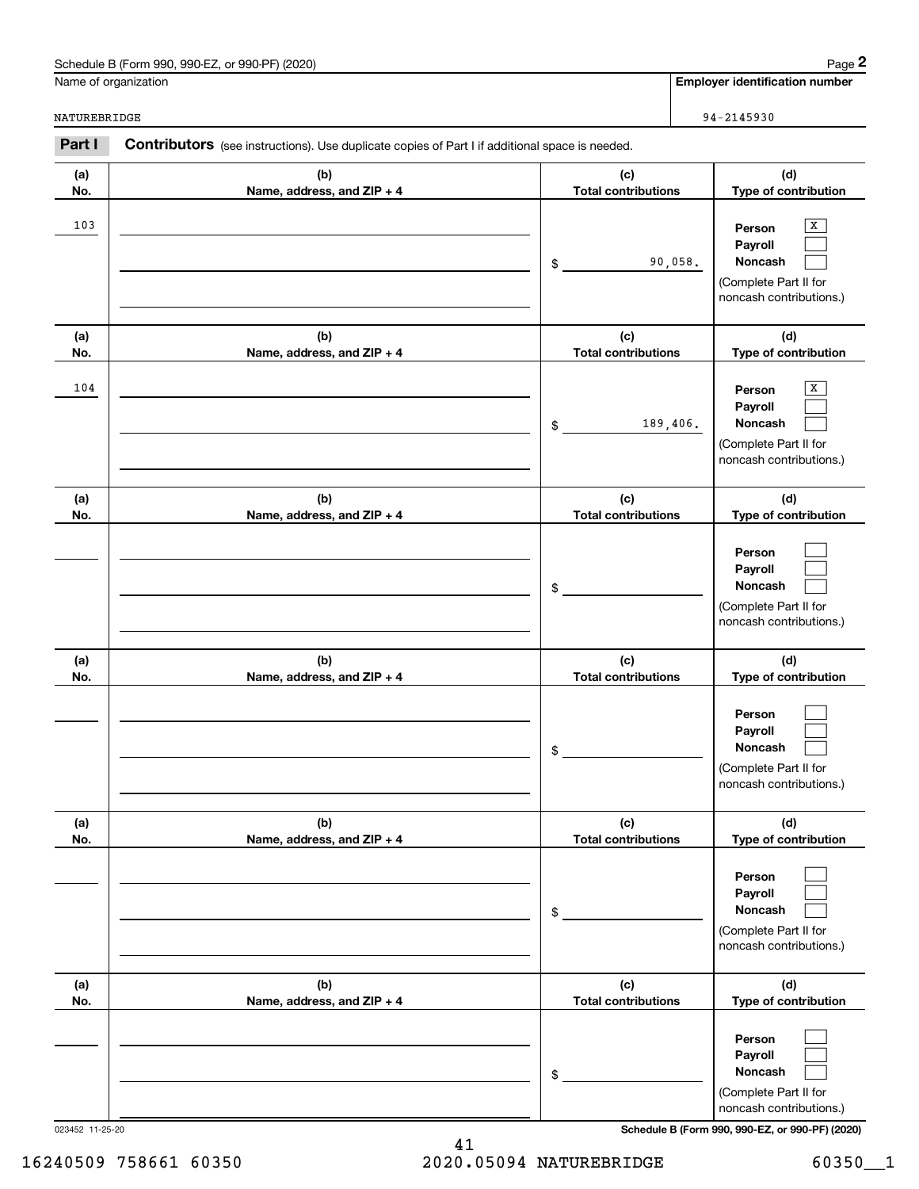Schedule B (Form 990, 990-EZ, or 990-PF) (2020)

| Name of organization | Employer identification number |
|---|---|
| NATUREBRIDGE | 94-2145930 |

**Part I** **Contributors** (see instructions). Use duplicate copies of Part I if additional space is needed.

| (a) No. | (b) Name, address, and ZIP + 4 | (c) Total contributions | (d) Type of contribution |
|---|---|---|---|
| 103 | | $ 90,058. | Person [X] Payroll [ ] Noncash [ ] (Complete Part II for noncash contributions.) |
| 104 | | $ 189,406. | Person [X] Payroll [ ] Noncash [ ] (Complete Part II for noncash contributions.) |
| | | $ | Person [ ] Payroll [ ] Noncash [ ] (Complete Part II for noncash contributions.) |
| | | $ | Person [ ] Payroll [ ] Noncash [ ] (Complete Part II for noncash contributions.) |
| | | $ | Person [ ] Payroll [ ] Noncash [ ] (Complete Part II for noncash contributions.) |
| | | $ | Person [ ] Payroll [ ] Noncash [ ] (Complete Part II for noncash contributions.) |

023452 11-25-20

Schedule B (Form 990, 990-EZ, or 990-PF) (2020)

16240509 758661 60350 2020.05094 NATUREBRIDGE 60350__1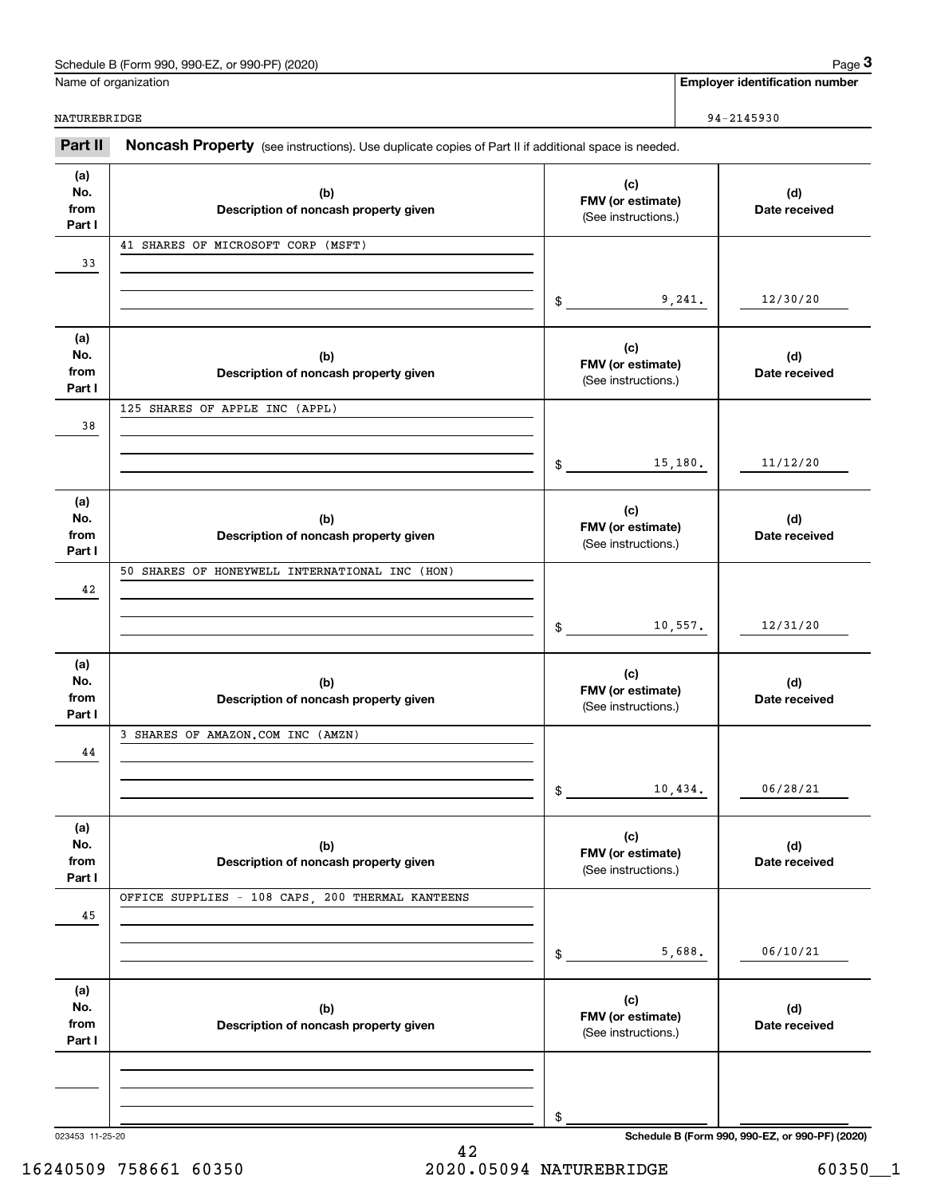Schedule B (Form 990, 990-EZ, or 990-PF) (2020) Page **3**

| Name of organization | Employer identification number |
|---|---|
| NATUREBRIDGE | 94-2145930 |

**Part II** **Noncash Property** (see instructions). Use duplicate copies of Part II if additional space is needed.

| (a) No. from Part I | (b) Description of noncash property given | (c) FMV (or estimate) (See instructions.) | (d) Date received |
|---|---|---|---|
| 33 | 41 SHARES OF MICROSOFT CORP (MSFT) | $ 9,241. | 12/30/20 |
| 38 | 125 SHARES OF APPLE INC (APPL) | $ 15,180. | 11/12/20 |
| 42 | 50 SHARES OF HONEYWELL INTERNATIONAL INC (HON) | $ 10,557. | 12/31/20 |
| 44 | 3 SHARES OF AMAZON.COM INC (AMZN) | $ 10,434. | 06/28/21 |
| 45 | OFFICE SUPPLIES - 108 CAPS, 200 THERMAL KANTEENS | $ 5,688. | 06/10/21 |
| | | $ | |

023453 11-25-20 **Schedule B (Form 990, 990-EZ, or 990-PF) (2020)**

16240509 758661 60350 2020.05094 NATUREBRIDGE 60350__1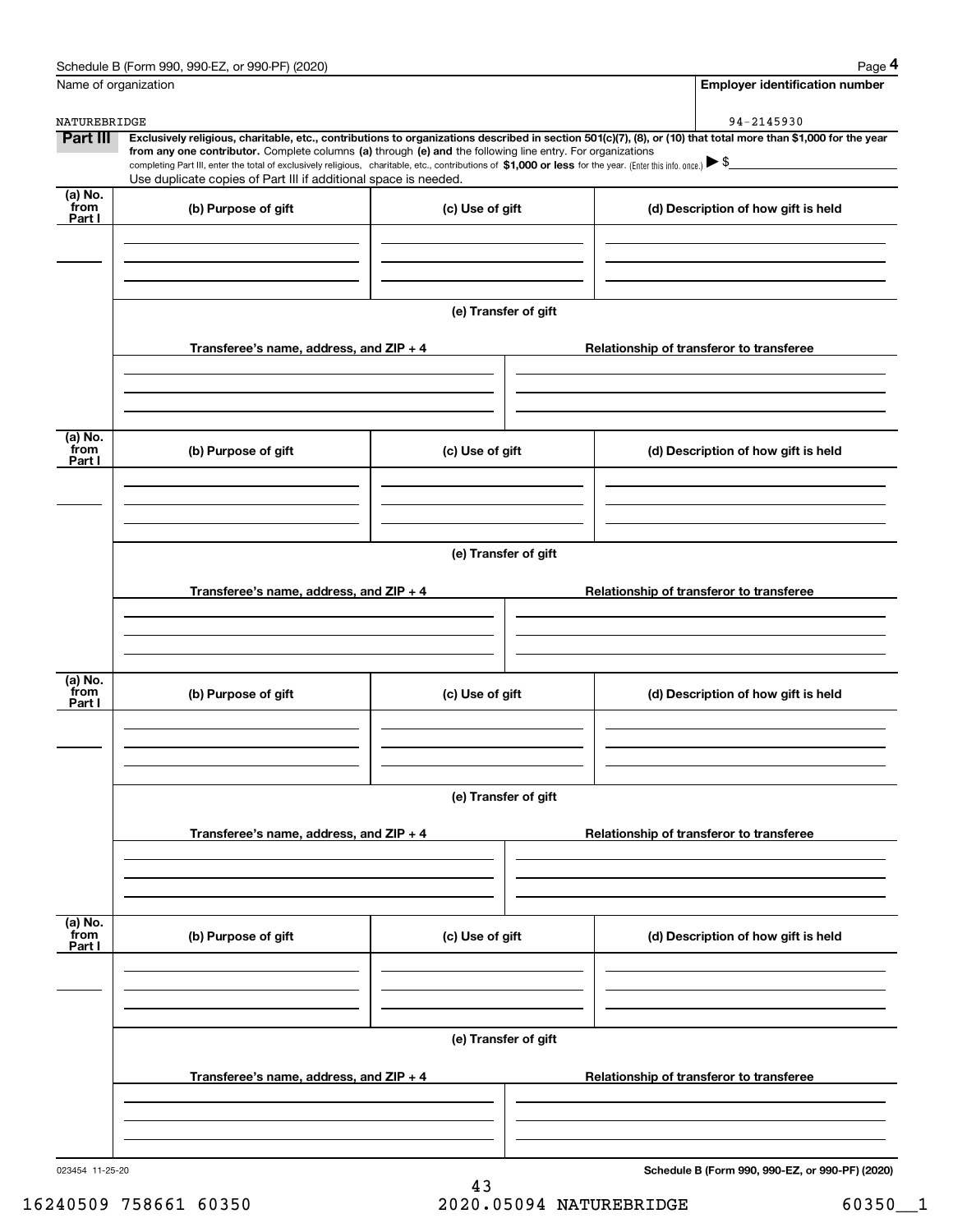Schedule B (Form 990, 990-EZ, or 990-PF) (2020) Page **4**

Name of organization: NATUREBRIDGE

**Employer identification number**: 94-2145930

**Part III** **Exclusively religious, charitable, etc., contributions to organizations described in section 501(c)(7), (8), or (10) that total more than $1,000 for the year from any one contributor.** Complete columns **(a)** through **(e) and** the following line entry. For organizations completing Part III, enter the total of exclusively religious, charitable, etc., contributions of **$1,000 or less** for the year. (Enter this info. once.) ▶ $

Use duplicate copies of Part III if additional space is needed.

| (a) No. from Part I | (b) Purpose of gift | (c) Use of gift | (d) Description of how gift is held |
|---|---|---|---|
| | | | |

(e) Transfer of gift

| Transferee's name, address, and ZIP + 4 | Relationship of transferor to transferee |
|---|---|
| | |

| (a) No. from Part I | (b) Purpose of gift | (c) Use of gift | (d) Description of how gift is held |
|---|---|---|---|
| | | | |

(e) Transfer of gift

| Transferee's name, address, and ZIP + 4 | Relationship of transferor to transferee |
|---|---|
| | |

| (a) No. from Part I | (b) Purpose of gift | (c) Use of gift | (d) Description of how gift is held |
|---|---|---|---|
| | | | |

(e) Transfer of gift

| Transferee's name, address, and ZIP + 4 | Relationship of transferor to transferee |
|---|---|
| | |

| (a) No. from Part I | (b) Purpose of gift | (c) Use of gift | (d) Description of how gift is held |
|---|---|---|---|
| | | | |

(e) Transfer of gift

| Transferee's name, address, and ZIP + 4 | Relationship of transferor to transferee |
|---|---|
| | |

023454 11-25-20 **Schedule B (Form 990, 990-EZ, or 990-PF) (2020)**

16240509 758661 60350 2020.05094 NATUREBRIDGE 60350__1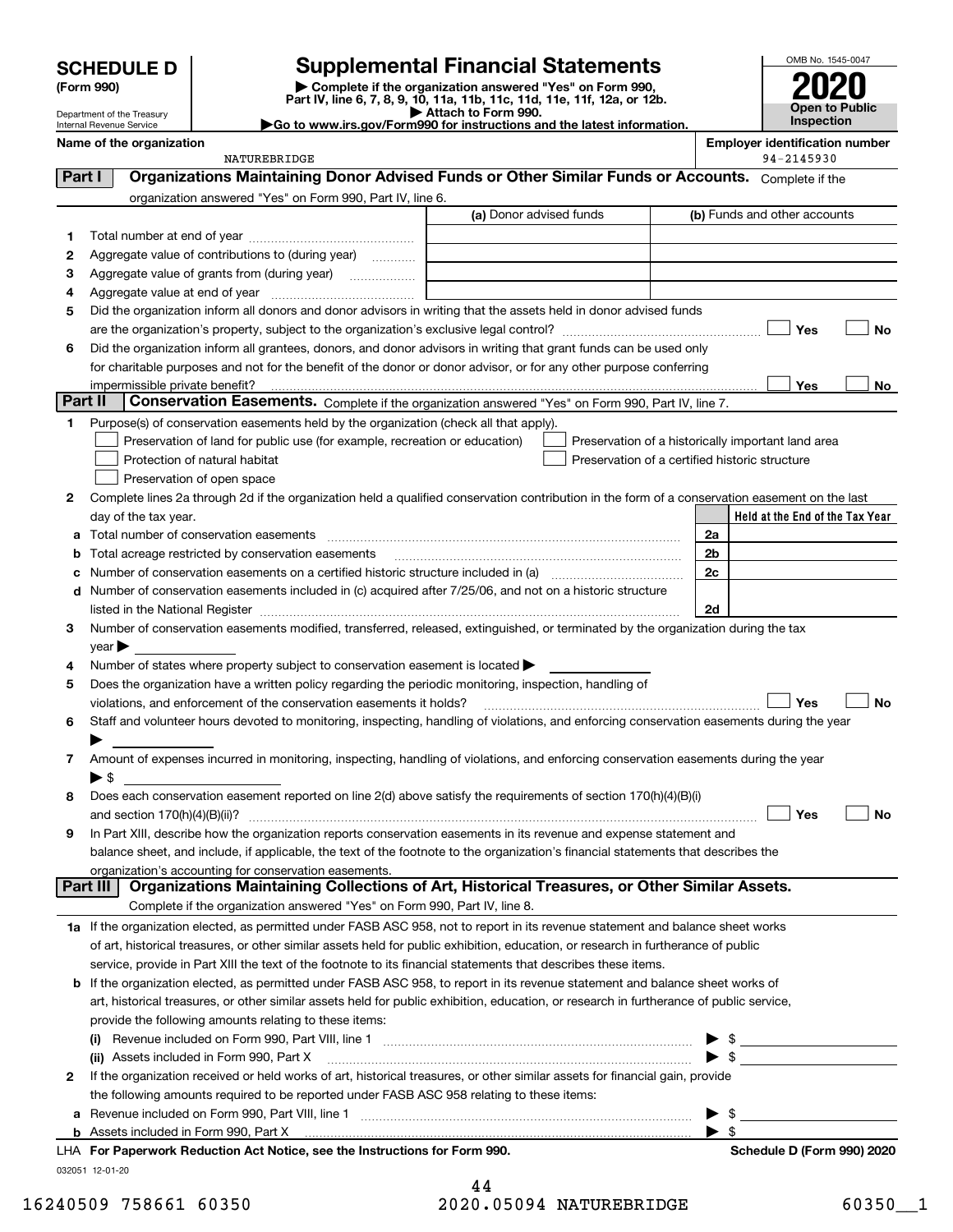# SCHEDULE D (Form 990)

Department of the Treasury
Internal Revenue Service

## Supplemental Financial Statements

▶ Complete if the organization answered "Yes" on Form 990, Part IV, line 6, 7, 8, 9, 10, 11a, 11b, 11c, 11d, 11e, 11f, 12a, or 12b.
▶ Attach to Form 990.
▶Go to www.irs.gov/Form990 for instructions and the latest information.

OMB No. 1545-0047

**2020**

**Open to Public Inspection**

**Name of the organization**
NATUREBRIDGE

**Employer identification number**
94-2145930

**Part I — Organizations Maintaining Donor Advised Funds or Other Similar Funds or Accounts.** Complete if the organization answered "Yes" on Form 990, Part IV, line 6.

| | | (a) Donor advised funds | (b) Funds and other accounts |
|---|---|---|---|
| 1 | Total number at end of year | | |
| 2 | Aggregate value of contributions to (during year) | | |
| 3 | Aggregate value of grants from (during year) | | |
| 4 | Aggregate value at end of year | | |

5 Did the organization inform all donors and donor advisors in writing that the assets held in donor advised funds are the organization's property, subject to the organization's exclusive legal control? ☐ Yes ☐ No

6 Did the organization inform all grantees, donors, and donor advisors in writing that grant funds can be used only for charitable purposes and not for the benefit of the donor or donor advisor, or for any other purpose conferring impermissible private benefit? ☐ Yes ☐ No

**Part II — Conservation Easements.** Complete if the organization answered "Yes" on Form 990, Part IV, line 7.

1 Purpose(s) of conservation easements held by the organization (check all that apply).

- ☐ Preservation of land for public use (for example, recreation or education)
- ☐ Protection of natural habitat
- ☐ Preservation of open space
- ☐ Preservation of a historically important land area
- ☐ Preservation of a certified historic structure

2 Complete lines 2a through 2d if the organization held a qualified conservation contribution in the form of a conservation easement on the last day of the tax year.

| | | | Held at the End of the Tax Year |
|---|---|---|---|
| a | Total number of conservation easements | 2a | |
| b | Total acreage restricted by conservation easements | 2b | |
| c | Number of conservation easements on a certified historic structure included in (a) | 2c | |
| d | Number of conservation easements included in (c) acquired after 7/25/06, and not on a historic structure listed in the National Register | 2d | |

3 Number of conservation easements modified, transferred, released, extinguished, or terminated by the organization during the tax year ▶

4 Number of states where property subject to conservation easement is located ▶

5 Does the organization have a written policy regarding the periodic monitoring, inspection, handling of violations, and enforcement of the conservation easements it holds? ☐ Yes ☐ No

6 Staff and volunteer hours devoted to monitoring, inspecting, handling of violations, and enforcing conservation easements during the year ▶

7 Amount of expenses incurred in monitoring, inspecting, handling of violations, and enforcing conservation easements during the year ▶ $

8 Does each conservation easement reported on line 2(d) above satisfy the requirements of section 170(h)(4)(B)(i) and section 170(h)(4)(B)(ii)? ☐ Yes ☐ No

9 In Part XIII, describe how the organization reports conservation easements in its revenue and expense statement and balance sheet, and include, if applicable, the text of the footnote to the organization's financial statements that describes the organization's accounting for conservation easements.

**Part III — Organizations Maintaining Collections of Art, Historical Treasures, or Other Similar Assets.** Complete if the organization answered "Yes" on Form 990, Part IV, line 8.

1a If the organization elected, as permitted under FASB ASC 958, not to report in its revenue statement and balance sheet works of art, historical treasures, or other similar assets held for public exhibition, education, or research in furtherance of public service, provide in Part XIII the text of the footnote to its financial statements that describes these items.

b If the organization elected, as permitted under FASB ASC 958, to report in its revenue statement and balance sheet works of art, historical treasures, or other similar assets held for public exhibition, education, or research in furtherance of public service, provide the following amounts relating to these items:

(i) Revenue included on Form 990, Part VIII, line 1 ▶ $

(ii) Assets included in Form 990, Part X ▶ $

2 If the organization received or held works of art, historical treasures, or other similar assets for financial gain, provide the following amounts required to be reported under FASB ASC 958 relating to these items:

a Revenue included on Form 990, Part VIII, line 1 ▶ $

b Assets included in Form 990, Part X ▶ $

LHA **For Paperwork Reduction Act Notice, see the Instructions for Form 990.** **Schedule D (Form 990) 2020**

032051 12-01-20

16240509 758661 60350 2020.05094 NATUREBRIDGE 60350__1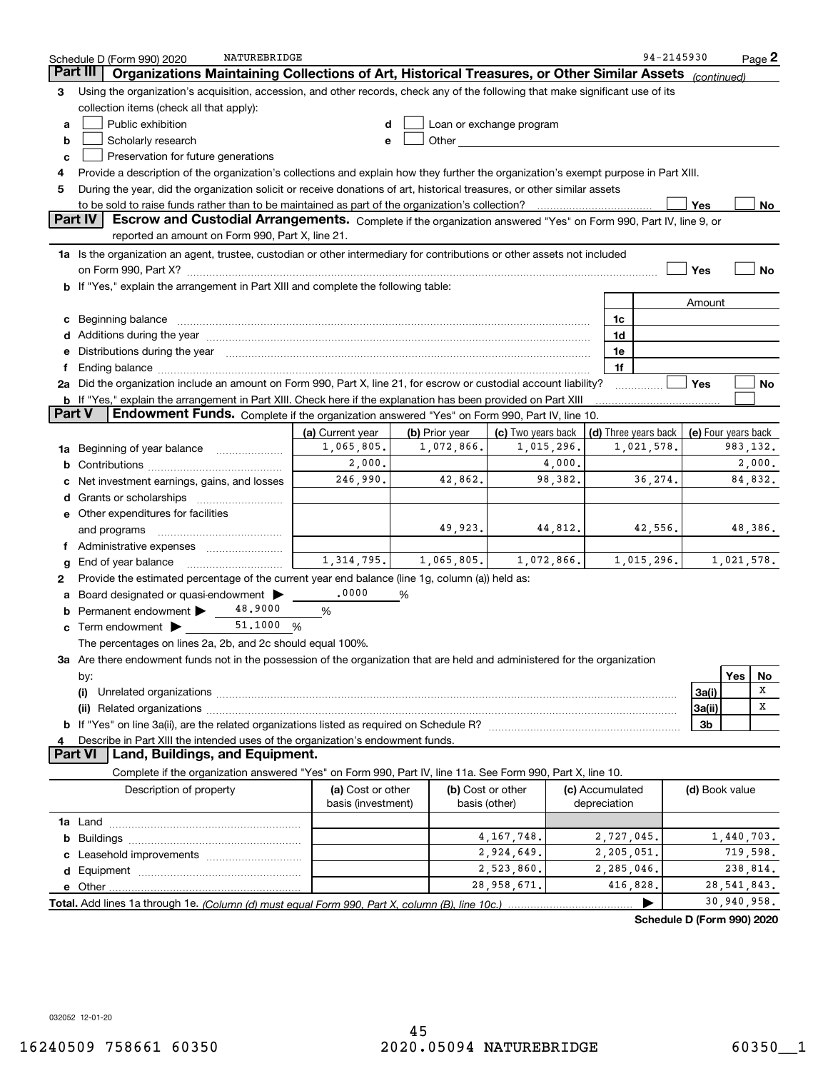Schedule D (Form 990) 2020 NATUREBRIDGE 94-2145930 Page 2

## Part III Organizations Maintaining Collections of Art, Historical Treasures, or Other Similar Assets *(continued)*

**3** Using the organization's acquisition, accession, and other records, check any of the following that make significant use of its collection items (check all that apply):

- **a** ☐ Public exhibition
- **b** ☐ Scholarly research
- **c** ☐ Preservation for future generations
- **d** ☐ Loan or exchange program
- **e** ☐ Other

**4** Provide a description of the organization's collections and explain how they further the organization's exempt purpose in Part XIII.

**5** During the year, did the organization solicit or receive donations of art, historical treasures, or other similar assets to be sold to raise funds rather than to be maintained as part of the organization's collection? ☐ Yes ☐ No

## Part IV Escrow and Custodial Arrangements.

Complete if the organization answered "Yes" on Form 990, Part IV, line 9, or reported an amount on Form 990, Part X, line 21.

**1a** Is the organization an agent, trustee, custodian or other intermediary for contributions or other assets not included on Form 990, Part X? ☐ Yes ☐ No

**b** If "Yes," explain the arrangement in Part XIII and complete the following table:

| | | Amount |
|---|---|---|
| **c** Beginning balance | 1c | |
| **d** Additions during the year | 1d | |
| **e** Distributions during the year | 1e | |
| **f** Ending balance | 1f | |

**2a** Did the organization include an amount on Form 990, Part X, line 21, for escrow or custodial account liability? ☐ Yes ☐ No

**b** If "Yes," explain the arrangement in Part XIII. Check here if the explanation has been provided on Part XIII ☐

## Part V Endowment Funds.

Complete if the organization answered "Yes" on Form 990, Part IV, line 10.

| | (a) Current year | (b) Prior year | (c) Two years back | (d) Three years back | (e) Four years back |
|---|---|---|---|---|---|
| **1a** Beginning of year balance | 1,065,805. | 1,072,866. | 1,015,296. | 1,021,578. | 983,132. |
| **b** Contributions | 2,000. | | 4,000. | | 2,000. |
| **c** Net investment earnings, gains, and losses | 246,990. | 42,862. | 98,382. | 36,274. | 84,832. |
| **d** Grants or scholarships | | | | | |
| **e** Other expenditures for facilities and programs | | 49,923. | 44,812. | 42,556. | 48,386. |
| **f** Administrative expenses | | | | | |
| **g** End of year balance | 1,314,795. | 1,065,805. | 1,072,866. | 1,015,296. | 1,021,578. |

**2** Provide the estimated percentage of the current year end balance (line 1g, column (a)) held as:

- **a** Board designated or quasi-endowment ▶ .0000 %
- **b** Permanent endowment ▶ 48.9000 %
- **c** Term endowment ▶ 51.1000 %

The percentages on lines 2a, 2b, and 2c should equal 100%.

**3a** Are there endowment funds not in the possession of the organization that are held and administered for the organization by:

| | | Yes | No |
|---|---|---|---|
| **(i)** Unrelated organizations | 3a(i) | | X |
| **(ii)** Related organizations | 3a(ii) | | X |
| **b** If "Yes" on line 3a(ii), are the related organizations listed as required on Schedule R? | 3b | | |

**4** Describe in Part XIII the intended uses of the organization's endowment funds.

## Part VI Land, Buildings, and Equipment.

Complete if the organization answered "Yes" on Form 990, Part IV, line 11a. See Form 990, Part X, line 10.

| Description of property | (a) Cost or other basis (investment) | (b) Cost or other basis (other) | (c) Accumulated depreciation | (d) Book value |
|---|---|---|---|---|
| **1a** Land | | | | |
| **b** Buildings | | 4,167,748. | 2,727,045. | 1,440,703. |
| **c** Leasehold improvements | | 2,924,649. | 2,205,051. | 719,598. |
| **d** Equipment | | 2,523,860. | 2,285,046. | 238,814. |
| **e** Other | | 28,958,671. | 416,828. | 28,541,843. |
| **Total.** Add lines 1a through 1e. *(Column (d) must equal Form 990, Part X, column (B), line 10c.)* | | | ▶ | 30,940,958. |

**Schedule D (Form 990) 2020**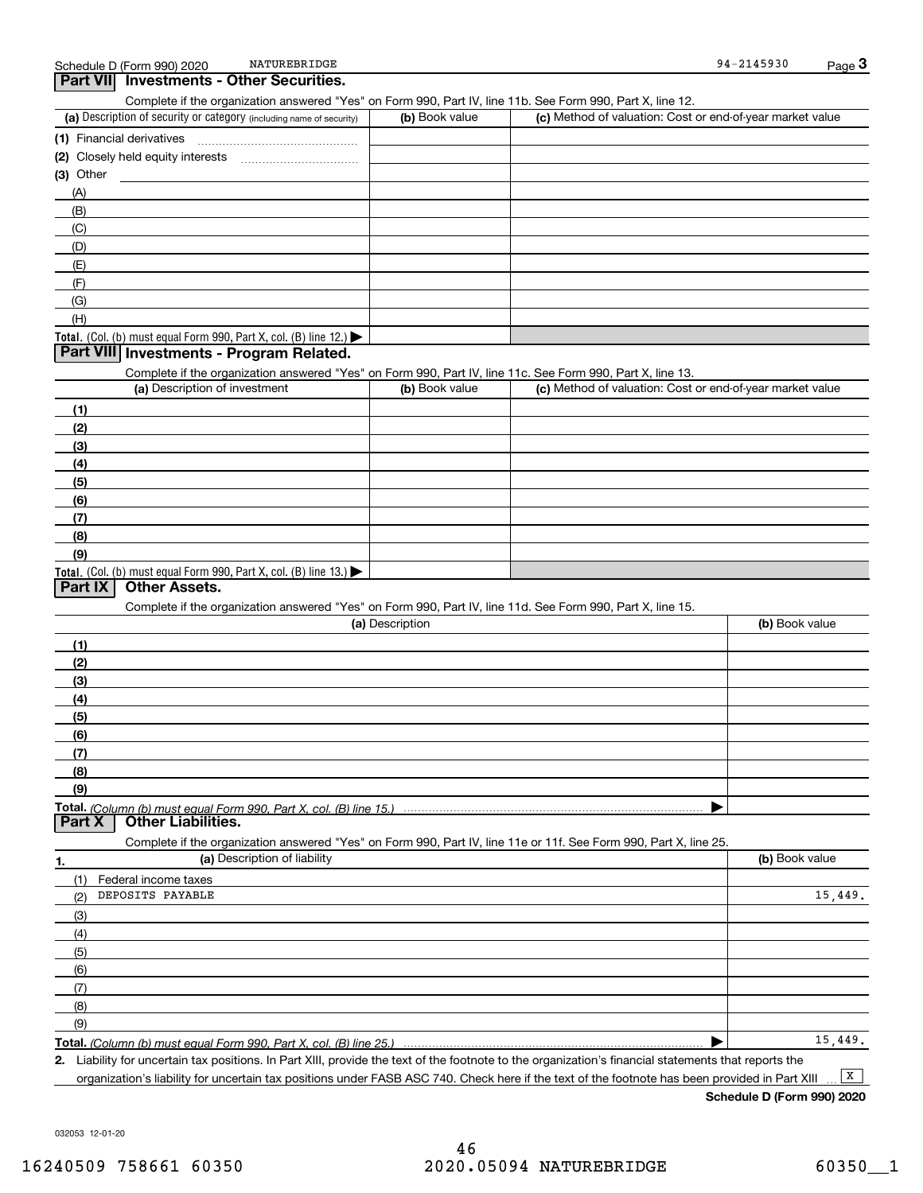Schedule D (Form 990) 2020 NATUREBRIDGE 94-2145930 Page 3

## Part VII Investments - Other Securities.

Complete if the organization answered "Yes" on Form 990, Part IV, line 11b. See Form 990, Part X, line 12.

| (a) Description of security or category (including name of security) | (b) Book value | (c) Method of valuation: Cost or end-of-year market value |
|---|---|---|
| (1) Financial derivatives | | |
| (2) Closely held equity interests | | |
| (3) Other | | |
| (A) | | |
| (B) | | |
| (C) | | |
| (D) | | |
| (E) | | |
| (F) | | |
| (G) | | |
| (H) | | |
| **Total.** (Col. (b) must equal Form 990, Part X, col. (B) line 12.) | | |

## Part VIII Investments - Program Related.

Complete if the organization answered "Yes" on Form 990, Part IV, line 11c. See Form 990, Part X, line 13.

| (a) Description of investment | (b) Book value | (c) Method of valuation: Cost or end-of-year market value |
|---|---|---|
| (1) | | |
| (2) | | |
| (3) | | |
| (4) | | |
| (5) | | |
| (6) | | |
| (7) | | |
| (8) | | |
| (9) | | |
| **Total.** (Col. (b) must equal Form 990, Part X, col. (B) line 13.) | | |

## Part IX Other Assets.

Complete if the organization answered "Yes" on Form 990, Part IV, line 11d. See Form 990, Part X, line 15.

| (a) Description | (b) Book value |
|---|---|
| (1) | |
| (2) | |
| (3) | |
| (4) | |
| (5) | |
| (6) | |
| (7) | |
| (8) | |
| (9) | |
| **Total.** *(Column (b) must equal Form 990, Part X, col. (B) line 15.)* | |

## Part X Other Liabilities.

Complete if the organization answered "Yes" on Form 990, Part IV, line 11e or 11f. See Form 990, Part X, line 25.

| 1. (a) Description of liability | (b) Book value |
|---|---|
| (1) Federal income taxes | |
| (2) DEPOSITS PAYABLE | 15,449. |
| (3) | |
| (4) | |
| (5) | |
| (6) | |
| (7) | |
| (8) | |
| (9) | |
| **Total.** *(Column (b) must equal Form 990, Part X, col. (B) line 25.)* | 15,449. |

2. Liability for uncertain tax positions. In Part XIII, provide the text of the footnote to the organization's financial statements that reports the organization's liability for uncertain tax positions under FASB ASC 740. Check here if the text of the footnote has been provided in Part XIII [X]

**Schedule D (Form 990) 2020**

032053 12-01-20

16240509 758661 60350 2020.05094 NATUREBRIDGE 60350__1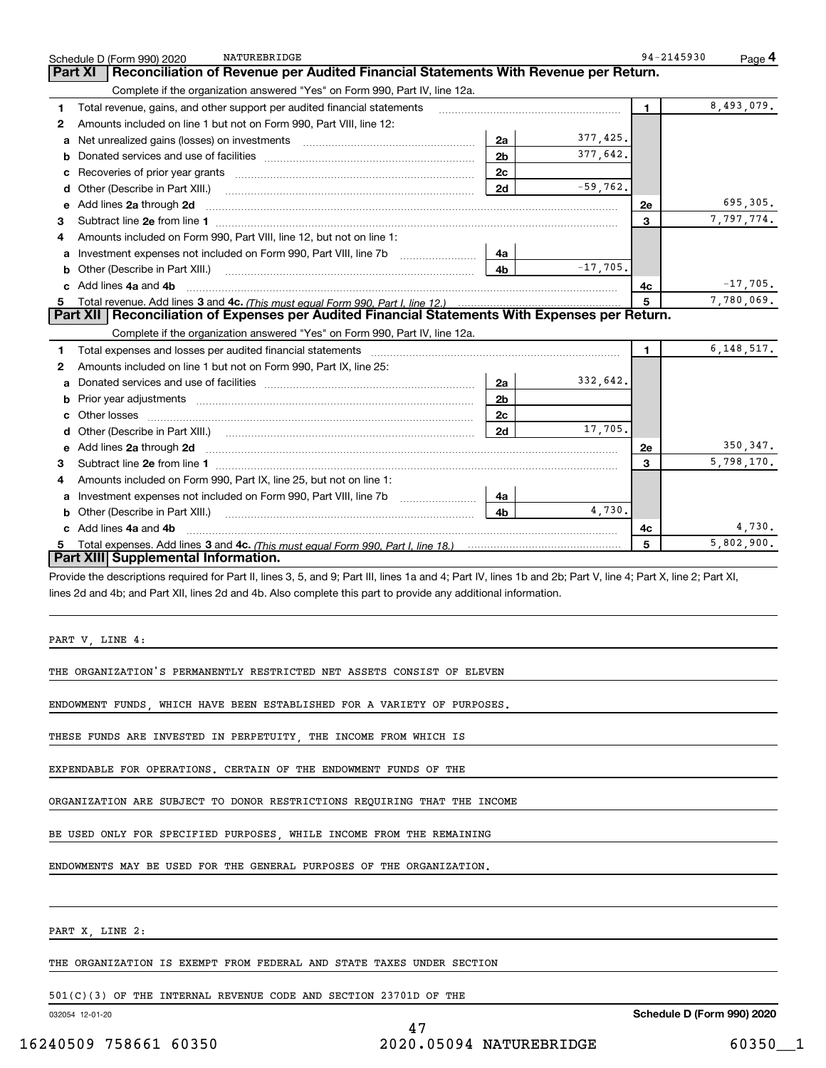Schedule D (Form 990) 2020 NATUREBRIDGE 94-2145930 Page 4

## Part XI Reconciliation of Revenue per Audited Financial Statements With Revenue per Return.

Complete if the organization answered "Yes" on Form 990, Part IV, line 12a.

| | | | | | |
|---|---|---|---|---|---|
| 1 | Total revenue, gains, and other support per audited financial statements | | | 1 | 8,493,079. |
| 2 | Amounts included on line 1 but not on Form 990, Part VIII, line 12: | | | | |
| a | Net unrealized gains (losses) on investments | 2a | 377,425. | | |
| b | Donated services and use of facilities | 2b | 377,642. | | |
| c | Recoveries of prior year grants | 2c | | | |
| d | Other (Describe in Part XIII.) | 2d | -59,762. | | |
| e | Add lines **2a** through **2d** | | | 2e | 695,305. |
| 3 | Subtract line **2e** from line **1** | | | 3 | 7,797,774. |
| 4 | Amounts included on Form 990, Part VIII, line 12, but not on line 1: | | | | |
| a | Investment expenses not included on Form 990, Part VIII, line 7b | 4a | | | |
| b | Other (Describe in Part XIII.) | 4b | -17,705. | | |
| c | Add lines **4a** and **4b** | | | 4c | -17,705. |
| 5 | Total revenue. Add lines **3** and **4c.** *(This must equal Form 990, Part I, line 12.)* | | | 5 | 7,780,069. |

## Part XII Reconciliation of Expenses per Audited Financial Statements With Expenses per Return.

Complete if the organization answered "Yes" on Form 990, Part IV, line 12a.

| | | | | | |
|---|---|---|---|---|---|
| 1 | Total expenses and losses per audited financial statements | | | 1 | 6,148,517. |
| 2 | Amounts included on line 1 but not on Form 990, Part IX, line 25: | | | | |
| a | Donated services and use of facilities | 2a | 332,642. | | |
| b | Prior year adjustments | 2b | | | |
| c | Other losses | 2c | | | |
| d | Other (Describe in Part XIII.) | 2d | 17,705. | | |
| e | Add lines **2a** through **2d** | | | 2e | 350,347. |
| 3 | Subtract line **2e** from line **1** | | | 3 | 5,798,170. |
| 4 | Amounts included on Form 990, Part IX, line 25, but not on line 1: | | | | |
| a | Investment expenses not included on Form 990, Part VIII, line 7b | 4a | | | |
| b | Other (Describe in Part XIII.) | 4b | 4,730. | | |
| c | Add lines **4a** and **4b** | | | 4c | 4,730. |
| 5 | Total expenses. Add lines **3** and **4c.** *(This must equal Form 990, Part I, line 18.)* | | | 5 | 5,802,900. |

## Part XIII Supplemental Information.

Provide the descriptions required for Part II, lines 3, 5, and 9; Part III, lines 1a and 4; Part IV, lines 1b and 2b; Part V, line 4; Part X, line 2; Part XI, lines 2d and 4b; and Part XII, lines 2d and 4b. Also complete this part to provide any additional information.

PART V, LINE 4:

THE ORGANIZATION'S PERMANENTLY RESTRICTED NET ASSETS CONSIST OF ELEVEN ENDOWMENT FUNDS, WHICH HAVE BEEN ESTABLISHED FOR A VARIETY OF PURPOSES. THESE FUNDS ARE INVESTED IN PERPETUITY, THE INCOME FROM WHICH IS EXPENDABLE FOR OPERATIONS. CERTAIN OF THE ENDOWMENT FUNDS OF THE ORGANIZATION ARE SUBJECT TO DONOR RESTRICTIONS REQUIRING THAT THE INCOME BE USED ONLY FOR SPECIFIED PURPOSES, WHILE INCOME FROM THE REMAINING ENDOWMENTS MAY BE USED FOR THE GENERAL PURPOSES OF THE ORGANIZATION.

PART X, LINE 2:

THE ORGANIZATION IS EXEMPT FROM FEDERAL AND STATE TAXES UNDER SECTION 501(C)(3) OF THE INTERNAL REVENUE CODE AND SECTION 23701D OF THE

032054 12-01-20 Schedule D (Form 990) 2020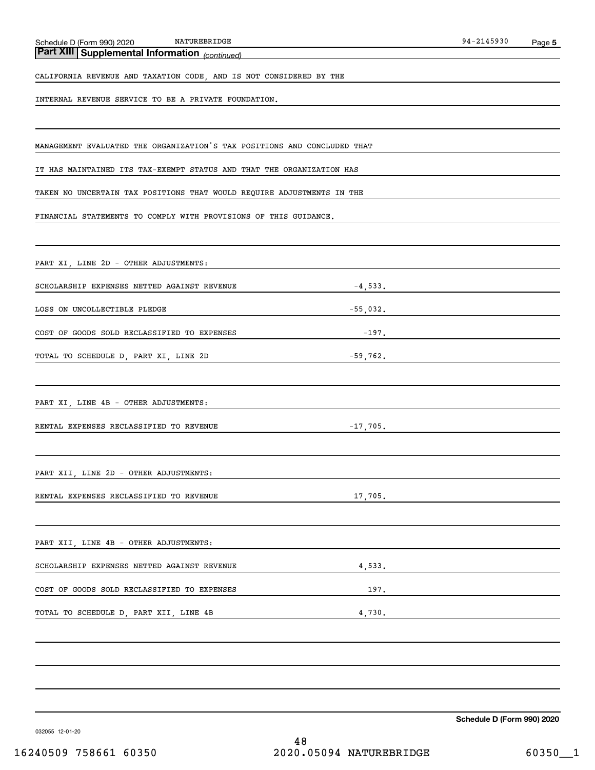## Part XIII | Supplemental Information *(continued)*

CALIFORNIA REVENUE AND TAXATION CODE, AND IS NOT CONSIDERED BY THE INTERNAL REVENUE SERVICE TO BE A PRIVATE FOUNDATION.

MANAGEMENT EVALUATED THE ORGANIZATION'S TAX POSITIONS AND CONCLUDED THAT IT HAS MAINTAINED ITS TAX-EXEMPT STATUS AND THAT THE ORGANIZATION HAS TAKEN NO UNCERTAIN TAX POSITIONS THAT WOULD REQUIRE ADJUSTMENTS IN THE FINANCIAL STATEMENTS TO COMPLY WITH PROVISIONS OF THIS GUIDANCE.

PART XI, LINE 2D - OTHER ADJUSTMENTS:

| | |
|---|---|
| SCHOLARSHIP EXPENSES NETTED AGAINST REVENUE | -4,533. |
| LOSS ON UNCOLLECTIBLE PLEDGE | -55,032. |
| COST OF GOODS SOLD RECLASSIFIED TO EXPENSES | -197. |
| TOTAL TO SCHEDULE D, PART XI, LINE 2D | -59,762. |

PART XI, LINE 4B - OTHER ADJUSTMENTS:

| | |
|---|---|
| RENTAL EXPENSES RECLASSIFIED TO REVENUE | -17,705. |

PART XII, LINE 2D - OTHER ADJUSTMENTS:

| | |
|---|---|
| RENTAL EXPENSES RECLASSIFIED TO REVENUE | 17,705. |

PART XII, LINE 4B - OTHER ADJUSTMENTS:

| | |
|---|---|
| SCHOLARSHIP EXPENSES NETTED AGAINST REVENUE | 4,533. |
| COST OF GOODS SOLD RECLASSIFIED TO EXPENSES | 197. |
| TOTAL TO SCHEDULE D, PART XII, LINE 4B | 4,730. |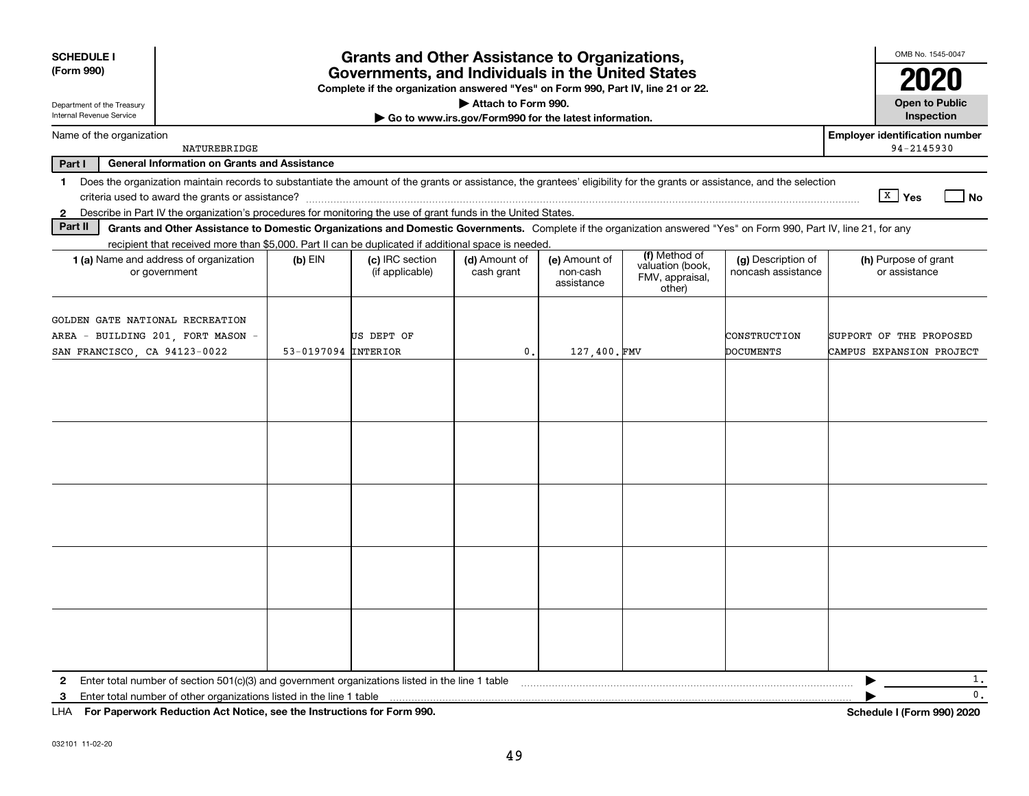**SCHEDULE I**
**(Form 990)**

Department of the Treasury
Internal Revenue Service

# Grants and Other Assistance to Organizations, Governments, and Individuals in the United States

**Complete if the organization answered "Yes" on Form 990, Part IV, line 21 or 22.**
**▶ Attach to Form 990.**
**▶ Go to www.irs.gov/Form990 for the latest information.**

OMB No. 1545-0047

**2020**

**Open to Public Inspection**

Name of the organization: NATUREBRIDGE

**Employer identification number:** 94-2145930

**Part I — General Information on Grants and Assistance**

1. Does the organization maintain records to substantiate the amount of the grants or assistance, the grantees' eligibility for the grants or assistance, and the selection criteria used to award the grants or assistance? [X] Yes [ ] No
2. Describe in Part IV the organization's procedures for monitoring the use of grant funds in the United States.

**Part II — Grants and Other Assistance to Domestic Organizations and Domestic Governments.** Complete if the organization answered "Yes" on Form 990, Part IV, line 21, for any recipient that received more than $5,000. Part II can be duplicated if additional space is needed.

| 1 (a) Name and address of organization or government | (b) EIN | (c) IRC section (if applicable) | (d) Amount of cash grant | (e) Amount of non-cash assistance | (f) Method of valuation (book, FMV, appraisal, other) | (g) Description of noncash assistance | (h) Purpose of grant or assistance |
|---|---|---|---|---|---|---|---|
| GOLDEN GATE NATIONAL RECREATION AREA - BUILDING 201, FORT MASON - SAN FRANCISCO, CA 94123-0022 | 53-0197094 | US DEPT OF INTERIOR | 0. | 127,400. | FMV | CONSTRUCTION DOCUMENTS | SUPPORT OF THE PROPOSED CAMPUS EXPANSION PROJECT |
| | | | | | | | |
| | | | | | | | |
| | | | | | | | |
| | | | | | | | |
| | | | | | | | |

2. Enter total number of section 501(c)(3) and government organizations listed in the line 1 table ▶ 1.
3. Enter total number of other organizations listed in the line 1 table ▶ 0.

LHA **For Paperwork Reduction Act Notice, see the Instructions for Form 990.** **Schedule I (Form 990) 2020**

032101 11-02-20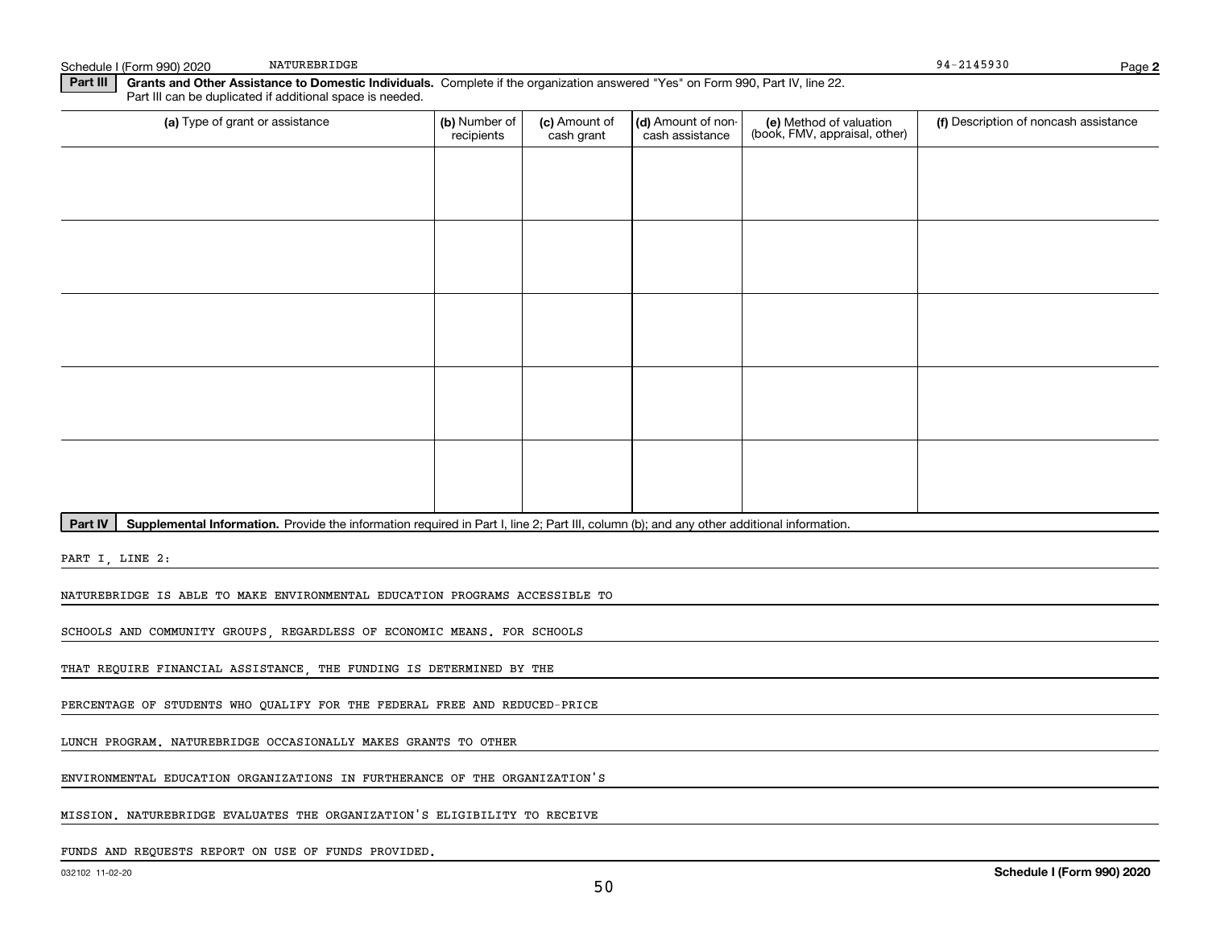Schedule I (Form 990) 2020 NATUREBRIDGE 94-2145930 Page 2

**Part III** **Grants and Other Assistance to Domestic Individuals.** Complete if the organization answered "Yes" on Form 990, Part IV, line 22. Part III can be duplicated if additional space is needed.

| (a) Type of grant or assistance | (b) Number of recipients | (c) Amount of cash grant | (d) Amount of non-cash assistance | (e) Method of valuation (book, FMV, appraisal, other) | (f) Description of noncash assistance |
|---|---|---|---|---|---|
| | | | | | |
| | | | | | |
| | | | | | |
| | | | | | |
| | | | | | |

**Part IV** **Supplemental Information.** Provide the information required in Part I, line 2; Part III, column (b); and any other additional information.

PART I, LINE 2:

NATUREBRIDGE IS ABLE TO MAKE ENVIRONMENTAL EDUCATION PROGRAMS ACCESSIBLE TO SCHOOLS AND COMMUNITY GROUPS, REGARDLESS OF ECONOMIC MEANS. FOR SCHOOLS THAT REQUIRE FINANCIAL ASSISTANCE, THE FUNDING IS DETERMINED BY THE PERCENTAGE OF STUDENTS WHO QUALIFY FOR THE FEDERAL FREE AND REDUCED-PRICE LUNCH PROGRAM. NATUREBRIDGE OCCASIONALLY MAKES GRANTS TO OTHER ENVIRONMENTAL EDUCATION ORGANIZATIONS IN FURTHERANCE OF THE ORGANIZATION'S MISSION. NATUREBRIDGE EVALUATES THE ORGANIZATION'S ELIGIBILITY TO RECEIVE FUNDS AND REQUESTS REPORT ON USE OF FUNDS PROVIDED.

032102 11-02-20 **Schedule I (Form 990) 2020**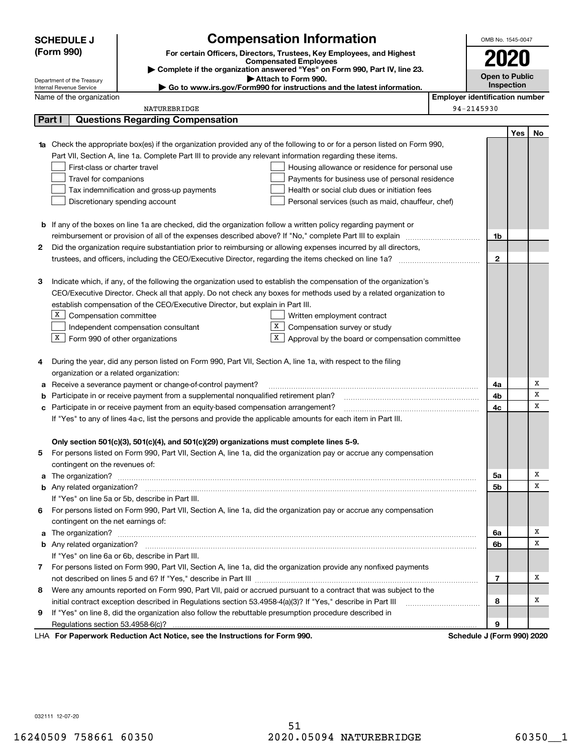**SCHEDULE J (Form 990)**

Department of the Treasury
Internal Revenue Service

# Compensation Information

**For certain Officers, Directors, Trustees, Key Employees, and Highest Compensated Employees**

▶ Complete if the organization answered "Yes" on Form 990, Part IV, line 23.
▶ Attach to Form 990.
▶ Go to www.irs.gov/Form990 for instructions and the latest information.

OMB No. 1545-0047

**2020**

**Open to Public Inspection**

Name of the organization: NATUREBRIDGE

Employer identification number: 94-2145930

## Part I Questions Regarding Compensation

| | | | Yes | No |
|---|---|---|---|---|
| **1a** | Check the appropriate box(es) if the organization provided any of the following to or for a person listed on Form 990, Part VII, Section A, line 1a. Complete Part III to provide any relevant information regarding these items.<br>☐ First-class or charter travel ☐ Housing allowance or residence for personal use<br>☐ Travel for companions ☐ Payments for business use of personal residence<br>☐ Tax indemnification and gross-up payments ☐ Health or social club dues or initiation fees<br>☐ Discretionary spending account ☐ Personal services (such as maid, chauffeur, chef) | | | |
| **b** | If any of the boxes on line 1a are checked, did the organization follow a written policy regarding payment or reimbursement or provision of all of the expenses described above? If "No," complete Part III to explain | 1b | | |
| **2** | Did the organization require substantiation prior to reimbursing or allowing expenses incurred by all directors, trustees, and officers, including the CEO/Executive Director, regarding the items checked on line 1a? | 2 | | |
| **3** | Indicate which, if any, of the following the organization used to establish the compensation of the organization's CEO/Executive Director. Check all that apply. Do not check any boxes for methods used by a related organization to establish compensation of the CEO/Executive Director, but explain in Part III.<br>☒ Compensation committee ☐ Written employment contract<br>☐ Independent compensation consultant ☒ Compensation survey or study<br>☒ Form 990 of other organizations ☒ Approval by the board or compensation committee | | | |
| **4** | During the year, did any person listed on Form 990, Part VII, Section A, line 1a, with respect to the filing organization or a related organization: | | | |
| **a** | Receive a severance payment or change-of-control payment? | 4a | | X |
| **b** | Participate in or receive payment from a supplemental nonqualified retirement plan? | 4b | | X |
| **c** | Participate in or receive payment from an equity-based compensation arrangement? | 4c | | X |
| | If "Yes" to any of lines 4a-c, list the persons and provide the applicable amounts for each item in Part III. | | | |
| | **Only section 501(c)(3), 501(c)(4), and 501(c)(29) organizations must complete lines 5-9.** | | | |
| **5** | For persons listed on Form 990, Part VII, Section A, line 1a, did the organization pay or accrue any compensation contingent on the revenues of: | | | |
| **a** | The organization? | 5a | | X |
| **b** | Any related organization? | 5b | | X |
| | If "Yes" on line 5a or 5b, describe in Part III. | | | |
| **6** | For persons listed on Form 990, Part VII, Section A, line 1a, did the organization pay or accrue any compensation contingent on the net earnings of: | | | |
| **a** | The organization? | 6a | | X |
| **b** | Any related organization? | 6b | | X |
| | If "Yes" on line 6a or 6b, describe in Part III. | | | |
| **7** | For persons listed on Form 990, Part VII, Section A, line 1a, did the organization provide any nonfixed payments not described on lines 5 and 6? If "Yes," describe in Part III | 7 | | X |
| **8** | Were any amounts reported on Form 990, Part VII, paid or accrued pursuant to a contract that was subject to the initial contract exception described in Regulations section 53.4958-4(a)(3)? If "Yes," describe in Part III | 8 | | X |
| **9** | If "Yes" on line 8, did the organization also follow the rebuttable presumption procedure described in Regulations section 53.4958-6(c)? | 9 | | |

LHA **For Paperwork Reduction Act Notice, see the Instructions for Form 990.** **Schedule J (Form 990) 2020**

032111 12-07-20

16240509 758661 60350 2020.05094 NATUREBRIDGE 60350__1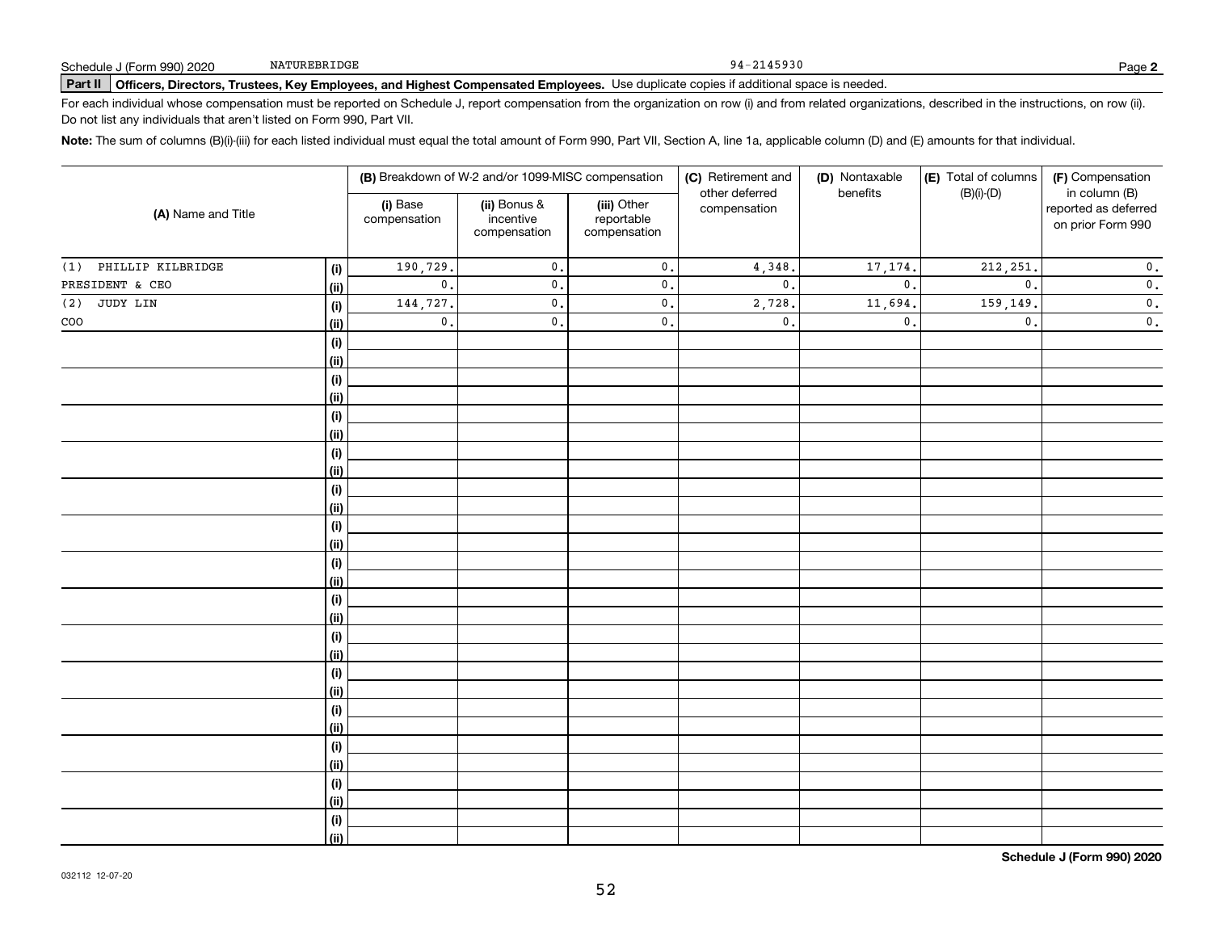Schedule J (Form 990) 2020 NATUREBRIDGE 94-2145930 Page **2**

**Part II** **Officers, Directors, Trustees, Key Employees, and Highest Compensated Employees.** Use duplicate copies if additional space is needed.

For each individual whose compensation must be reported on Schedule J, report compensation from the organization on row (i) and from related organizations, described in the instructions, on row (ii). Do not list any individuals that aren't listed on Form 990, Part VII.

**Note:** The sum of columns (B)(i)-(iii) for each listed individual must equal the total amount of Form 990, Part VII, Section A, line 1a, applicable column (D) and (E) amounts for that individual.

| (A) Name and Title | | (B) Breakdown of W-2 and/or 1099-MISC compensation | | | (C) Retirement and other deferred compensation | (D) Nontaxable benefits | (E) Total of columns (B)(i)-(D) | (F) Compensation in column (B) reported as deferred on prior Form 990 |
|---|---|---|---|---|---|---|---|---|
| | | (i) Base compensation | (ii) Bonus & incentive compensation | (iii) Other reportable compensation | | | | |
| (1) PHILLIP KILBRIDGE | (i) | 190,729. | 0. | 0. | 4,348. | 17,174. | 212,251. | 0. |
| PRESIDENT & CEO | (ii) | 0. | 0. | 0. | 0. | 0. | 0. | 0. |
| (2) JUDY LIN | (i) | 144,727. | 0. | 0. | 2,728. | 11,694. | 159,149. | 0. |
| COO | (ii) | 0. | 0. | 0. | 0. | 0. | 0. | 0. |

**Schedule J (Form 990) 2020**

032112 12-07-20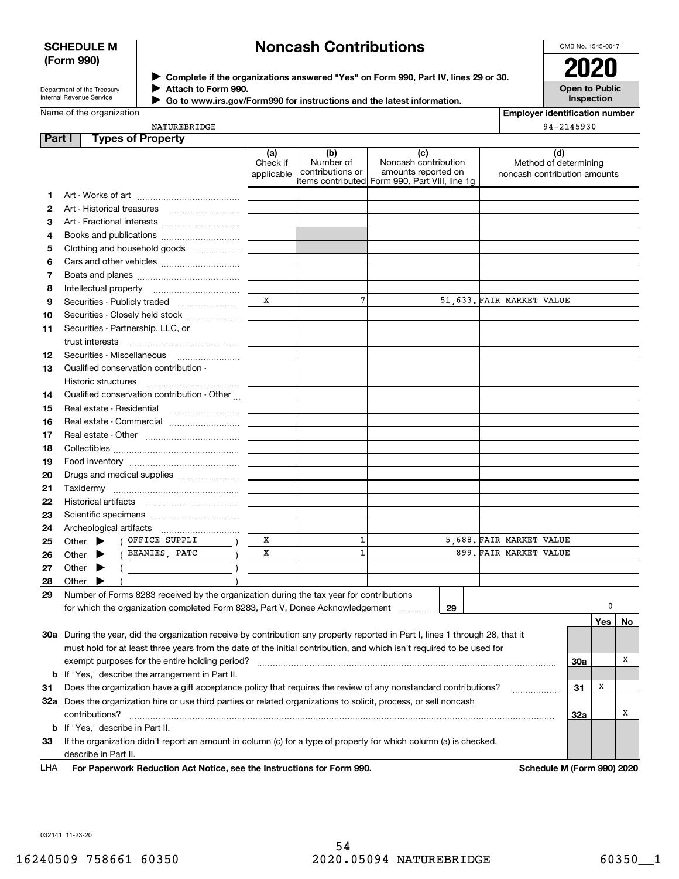**SCHEDULE M (Form 990)**

Department of the Treasury
Internal Revenue Service

# Noncash Contributions

▶ Complete if the organizations answered "Yes" on Form 990, Part IV, lines 29 or 30.
▶ Attach to Form 990.
▶ Go to www.irs.gov/Form990 for instructions and the latest information.

OMB No. 1545-0047

**2020**

**Open to Public Inspection**

Name of the organization: NATUREBRIDGE

Employer identification number: 94-2145930

## Part I Types of Property

| | | (a) Check if applicable | (b) Number of contributions or items contributed | (c) Noncash contribution amounts reported on Form 990, Part VIII, line 1g | (d) Method of determining noncash contribution amounts |
|---|---|---|---|---|---|
| 1 | Art - Works of art | | | | |
| 2 | Art - Historical treasures | | | | |
| 3 | Art - Fractional interests | | | | |
| 4 | Books and publications | | | | |
| 5 | Clothing and household goods | | | | |
| 6 | Cars and other vehicles | | | | |
| 7 | Boats and planes | | | | |
| 8 | Intellectual property | | | | |
| 9 | Securities - Publicly traded | X | 7 | 51,633. | FAIR MARKET VALUE |
| 10 | Securities - Closely held stock | | | | |
| 11 | Securities - Partnership, LLC, or trust interests | | | | |
| 12 | Securities - Miscellaneous | | | | |
| 13 | Qualified conservation contribution - Historic structures | | | | |
| 14 | Qualified conservation contribution - Other | | | | |
| 15 | Real estate - Residential | | | | |
| 16 | Real estate - Commercial | | | | |
| 17 | Real estate - Other | | | | |
| 18 | Collectibles | | | | |
| 19 | Food inventory | | | | |
| 20 | Drugs and medical supplies | | | | |
| 21 | Taxidermy | | | | |
| 22 | Historical artifacts | | | | |
| 23 | Scientific specimens | | | | |
| 24 | Archeological artifacts | | | | |
| 25 | Other ▶ ( OFFICE SUPPLI ) | X | 1 | 5,688. | FAIR MARKET VALUE |
| 26 | Other ▶ ( BEANIES, PATC ) | X | 1 | 899. | FAIR MARKET VALUE |
| 27 | Other ▶ ( ) | | | | |
| 28 | Other ▶ ( ) | | | | |

29 Number of Forms 8283 received by the organization during the tax year for contributions for which the organization completed Form 8283, Part V, Donee Acknowledgement ..... **29** 0

| | | | Yes | No |
|---|---|---|---|---|
| 30a | During the year, did the organization receive by contribution any property reported in Part I, lines 1 through 28, that it must hold for at least three years from the date of the initial contribution, and which isn't required to be used for exempt purposes for the entire holding period? | 30a | | X |
| b | If "Yes," describe the arrangement in Part II. | | | |
| 31 | Does the organization have a gift acceptance policy that requires the review of any nonstandard contributions? | 31 | X | |
| 32a | Does the organization hire or use third parties or related organizations to solicit, process, or sell noncash contributions? | 32a | | X |
| b | If "Yes," describe in Part II. | | | |
| 33 | If the organization didn't report an amount in column (c) for a type of property for which column (a) is checked, describe in Part II. | | | |

LHA **For Paperwork Reduction Act Notice, see the Instructions for Form 990.** **Schedule M (Form 990) 2020**

032141 11-23-20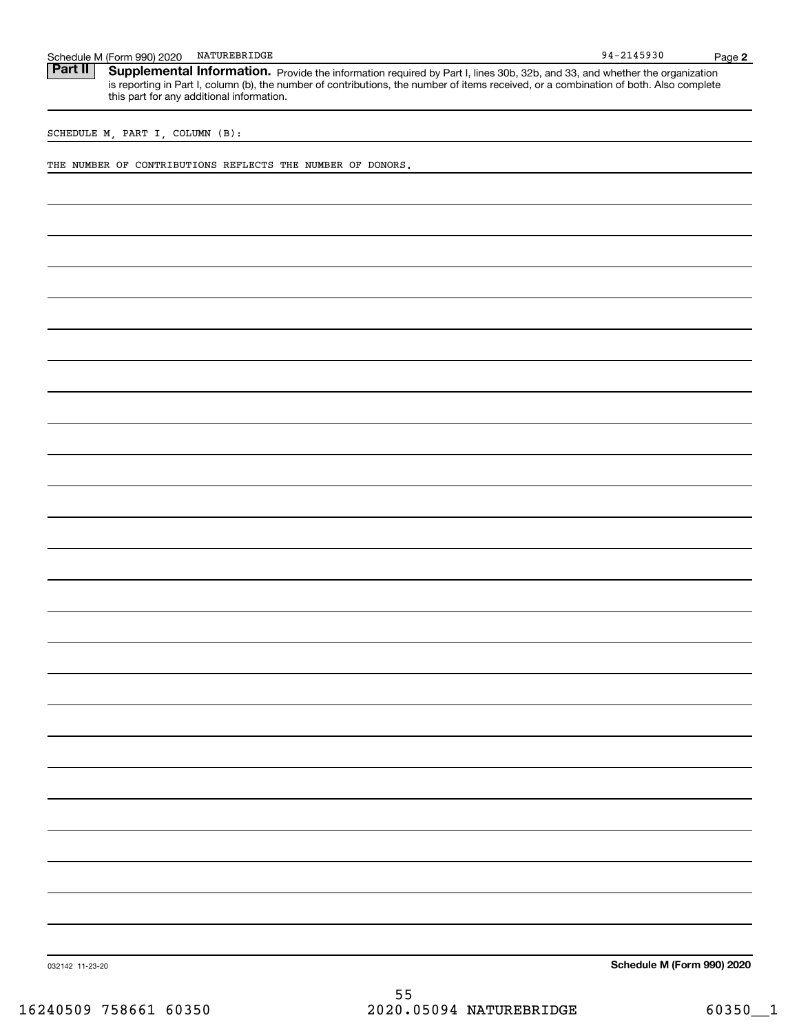Schedule M (Form 990) 2020 NATUREBRIDGE 94-2145930 Page **2**

**Part II** **Supplemental Information.** Provide the information required by Part I, lines 30b, 32b, and 33, and whether the organization is reporting in Part I, column (b), the number of contributions, the number of items received, or a combination of both. Also complete this part for any additional information.

SCHEDULE M, PART I, COLUMN (B):

THE NUMBER OF CONTRIBUTIONS REFLECTS THE NUMBER OF DONORS.

032142 11-23-20 **Schedule M (Form 990) 2020**

16240509 758661 60350 2020.05094 NATUREBRIDGE 60350__1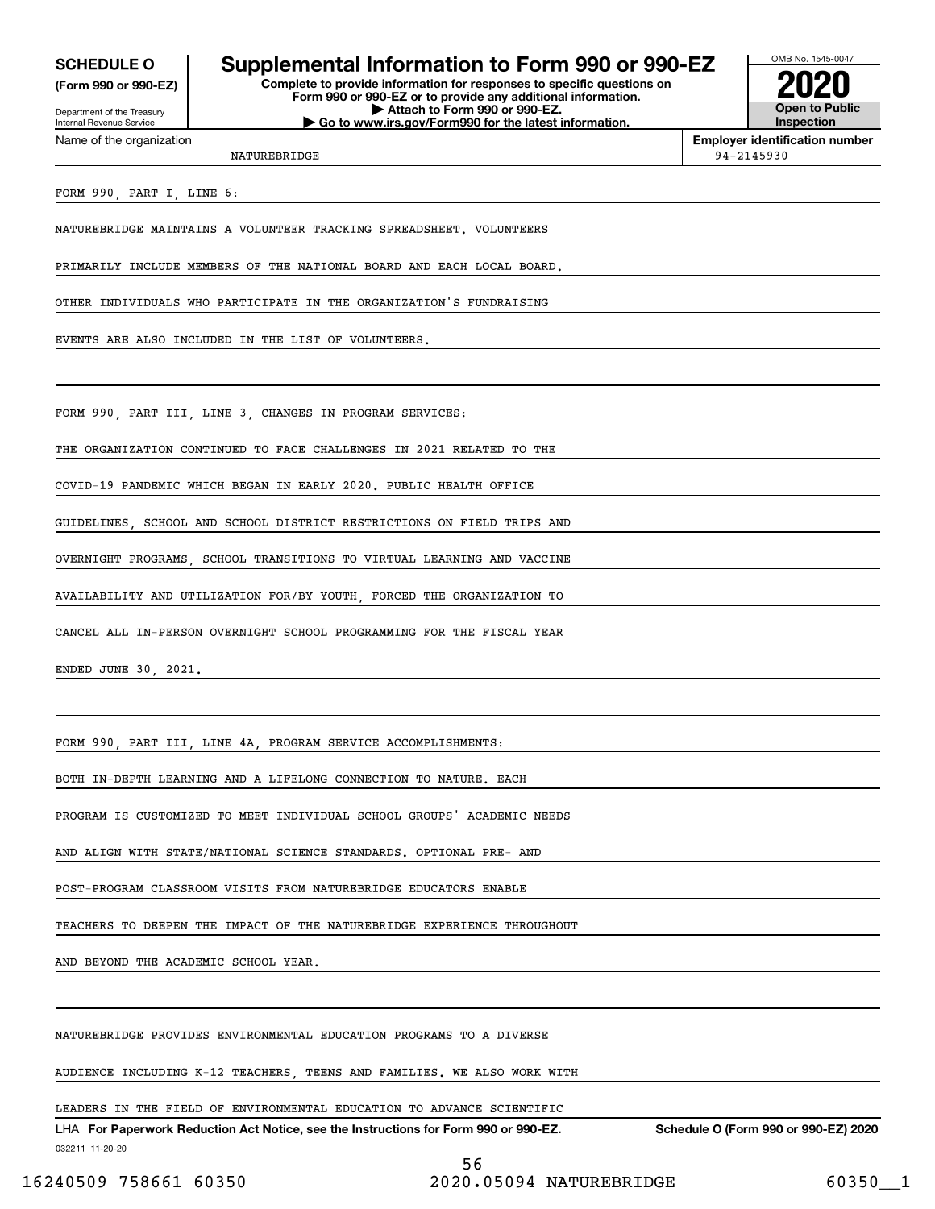**SCHEDULE O**
**(Form 990 or 990-EZ)**

Department of the Treasury
Internal Revenue Service

# Supplemental Information to Form 990 or 990-EZ

**Complete to provide information for responses to specific questions on Form 990 or 990-EZ or to provide any additional information.**
**▶ Attach to Form 990 or 990-EZ.**
**▶ Go to www.irs.gov/Form990 for the latest information.**

OMB No. 1545-0047

**2020**

**Open to Public Inspection**

Name of the organization: NATUREBRIDGE

**Employer identification number:** 94-2145930

FORM 990, PART I, LINE 6:

NATUREBRIDGE MAINTAINS A VOLUNTEER TRACKING SPREADSHEET. VOLUNTEERS PRIMARILY INCLUDE MEMBERS OF THE NATIONAL BOARD AND EACH LOCAL BOARD. OTHER INDIVIDUALS WHO PARTICIPATE IN THE ORGANIZATION'S FUNDRAISING EVENTS ARE ALSO INCLUDED IN THE LIST OF VOLUNTEERS.

FORM 990, PART III, LINE 3, CHANGES IN PROGRAM SERVICES:

THE ORGANIZATION CONTINUED TO FACE CHALLENGES IN 2021 RELATED TO THE COVID-19 PANDEMIC WHICH BEGAN IN EARLY 2020. PUBLIC HEALTH OFFICE GUIDELINES, SCHOOL AND SCHOOL DISTRICT RESTRICTIONS ON FIELD TRIPS AND OVERNIGHT PROGRAMS, SCHOOL TRANSITIONS TO VIRTUAL LEARNING AND VACCINE AVAILABILITY AND UTILIZATION FOR/BY YOUTH, FORCED THE ORGANIZATION TO CANCEL ALL IN-PERSON OVERNIGHT SCHOOL PROGRAMMING FOR THE FISCAL YEAR ENDED JUNE 30, 2021.

FORM 990, PART III, LINE 4A, PROGRAM SERVICE ACCOMPLISHMENTS:

BOTH IN-DEPTH LEARNING AND A LIFELONG CONNECTION TO NATURE. EACH PROGRAM IS CUSTOMIZED TO MEET INDIVIDUAL SCHOOL GROUPS' ACADEMIC NEEDS AND ALIGN WITH STATE/NATIONAL SCIENCE STANDARDS. OPTIONAL PRE- AND POST-PROGRAM CLASSROOM VISITS FROM NATUREBRIDGE EDUCATORS ENABLE TEACHERS TO DEEPEN THE IMPACT OF THE NATUREBRIDGE EXPERIENCE THROUGHOUT AND BEYOND THE ACADEMIC SCHOOL YEAR.

NATUREBRIDGE PROVIDES ENVIRONMENTAL EDUCATION PROGRAMS TO A DIVERSE AUDIENCE INCLUDING K-12 TEACHERS, TEENS AND FAMILIES. WE ALSO WORK WITH LEADERS IN THE FIELD OF ENVIRONMENTAL EDUCATION TO ADVANCE SCIENTIFIC

LHA **For Paperwork Reduction Act Notice, see the Instructions for Form 990 or 990-EZ.** **Schedule O (Form 990 or 990-EZ) 2020**

032211 11-20-20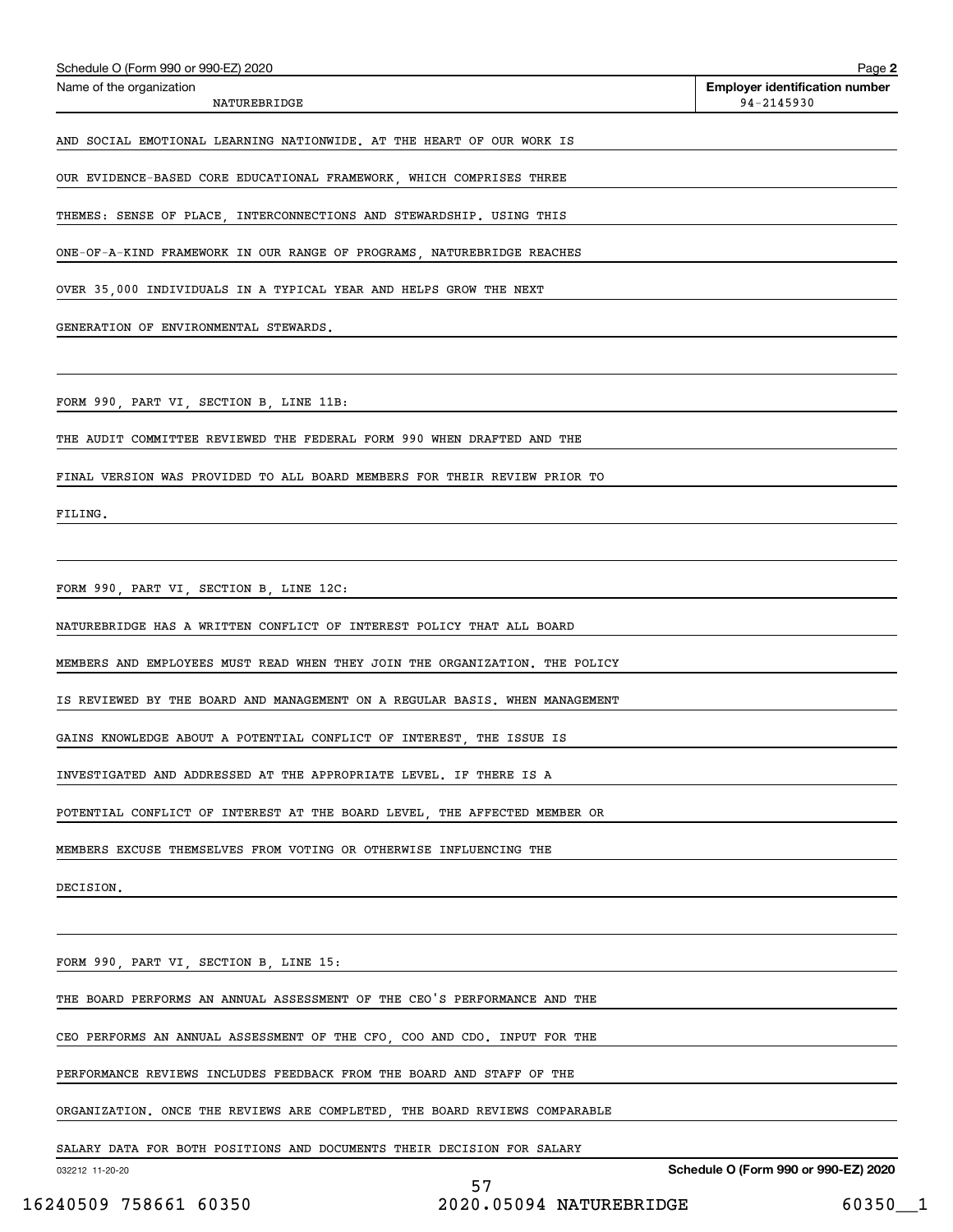Schedule O (Form 990 or 990-EZ) 2020

| Name of the organization | Employer identification number |
| --- | --- |
| NATUREBRIDGE | 94-2145930 |

AND SOCIAL EMOTIONAL LEARNING NATIONWIDE. AT THE HEART OF OUR WORK IS OUR EVIDENCE-BASED CORE EDUCATIONAL FRAMEWORK, WHICH COMPRISES THREE THEMES: SENSE OF PLACE, INTERCONNECTIONS AND STEWARDSHIP. USING THIS ONE-OF-A-KIND FRAMEWORK IN OUR RANGE OF PROGRAMS, NATUREBRIDGE REACHES OVER 35,000 INDIVIDUALS IN A TYPICAL YEAR AND HELPS GROW THE NEXT GENERATION OF ENVIRONMENTAL STEWARDS.

FORM 990, PART VI, SECTION B, LINE 11B:

THE AUDIT COMMITTEE REVIEWED THE FEDERAL FORM 990 WHEN DRAFTED AND THE FINAL VERSION WAS PROVIDED TO ALL BOARD MEMBERS FOR THEIR REVIEW PRIOR TO FILING.

FORM 990, PART VI, SECTION B, LINE 12C:

NATUREBRIDGE HAS A WRITTEN CONFLICT OF INTEREST POLICY THAT ALL BOARD MEMBERS AND EMPLOYEES MUST READ WHEN THEY JOIN THE ORGANIZATION. THE POLICY IS REVIEWED BY THE BOARD AND MANAGEMENT ON A REGULAR BASIS. WHEN MANAGEMENT GAINS KNOWLEDGE ABOUT A POTENTIAL CONFLICT OF INTEREST, THE ISSUE IS INVESTIGATED AND ADDRESSED AT THE APPROPRIATE LEVEL. IF THERE IS A POTENTIAL CONFLICT OF INTEREST AT THE BOARD LEVEL, THE AFFECTED MEMBER OR MEMBERS EXCUSE THEMSELVES FROM VOTING OR OTHERWISE INFLUENCING THE DECISION.

FORM 990, PART VI, SECTION B, LINE 15:

THE BOARD PERFORMS AN ANNUAL ASSESSMENT OF THE CEO'S PERFORMANCE AND THE CEO PERFORMS AN ANNUAL ASSESSMENT OF THE CFO, COO AND CDO. INPUT FOR THE PERFORMANCE REVIEWS INCLUDES FEEDBACK FROM THE BOARD AND STAFF OF THE ORGANIZATION. ONCE THE REVIEWS ARE COMPLETED, THE BOARD REVIEWS COMPARABLE SALARY DATA FOR BOTH POSITIONS AND DOCUMENTS THEIR DECISION FOR SALARY

032212 11-20-20

Schedule O (Form 990 or 990-EZ) 2020

16240509 758661 60350 2020.05094 NATUREBRIDGE 60350__1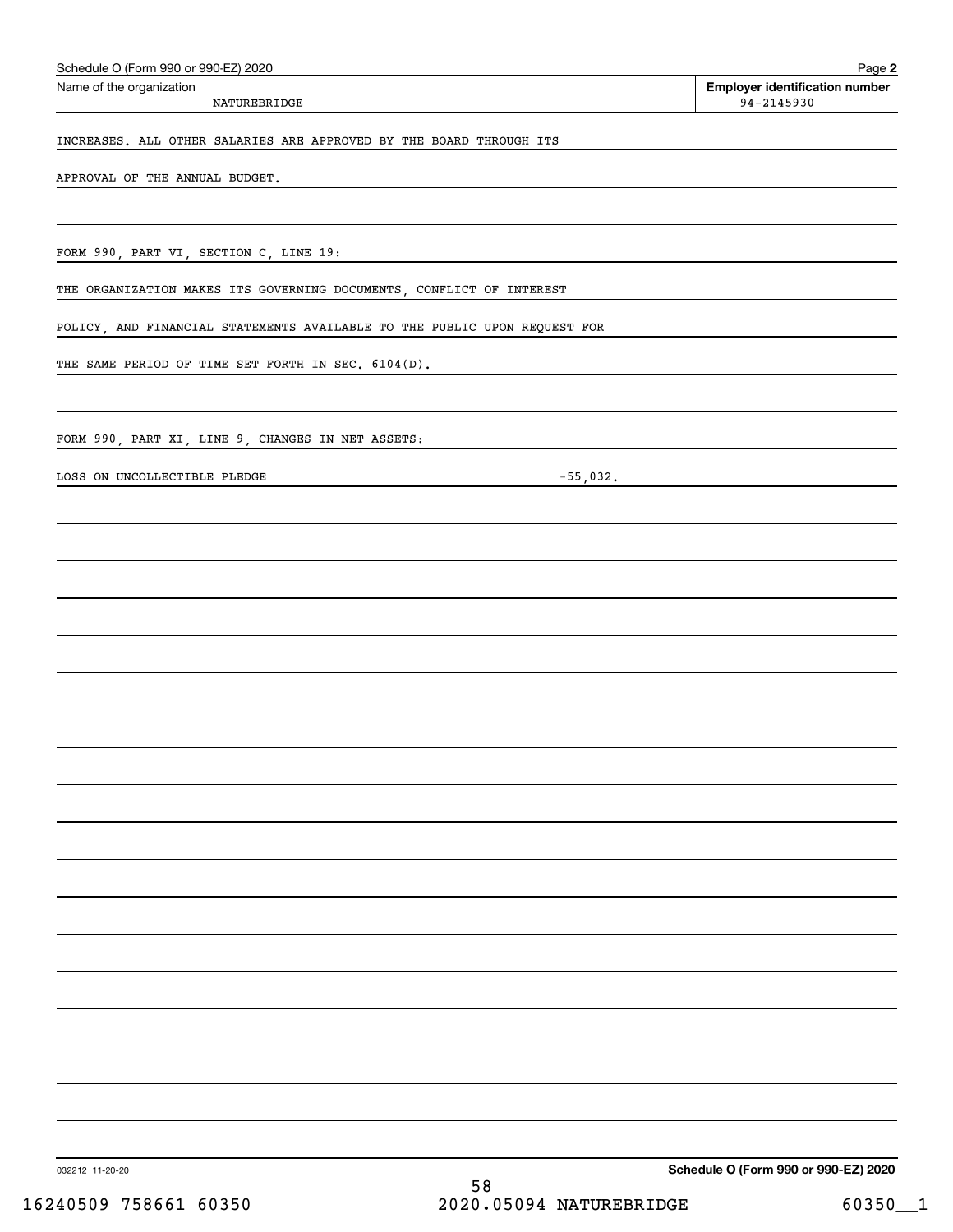Schedule O (Form 990 or 990-EZ) 2020 Page **2**

| Name of the organization | Employer identification number |
|---|---|
| NATUREBRIDGE | 94-2145930 |

INCREASES. ALL OTHER SALARIES ARE APPROVED BY THE BOARD THROUGH ITS

APPROVAL OF THE ANNUAL BUDGET.

FORM 990, PART VI, SECTION C, LINE 19:

THE ORGANIZATION MAKES ITS GOVERNING DOCUMENTS, CONFLICT OF INTEREST

POLICY, AND FINANCIAL STATEMENTS AVAILABLE TO THE PUBLIC UPON REQUEST FOR

THE SAME PERIOD OF TIME SET FORTH IN SEC. 6104(D).

FORM 990, PART XI, LINE 9, CHANGES IN NET ASSETS:

LOSS ON UNCOLLECTIBLE PLEDGE -55,032.

032212 11-20-20 **Schedule O (Form 990 or 990-EZ) 2020**

16240509 758661 60350 2020.05094 NATUREBRIDGE 60350__1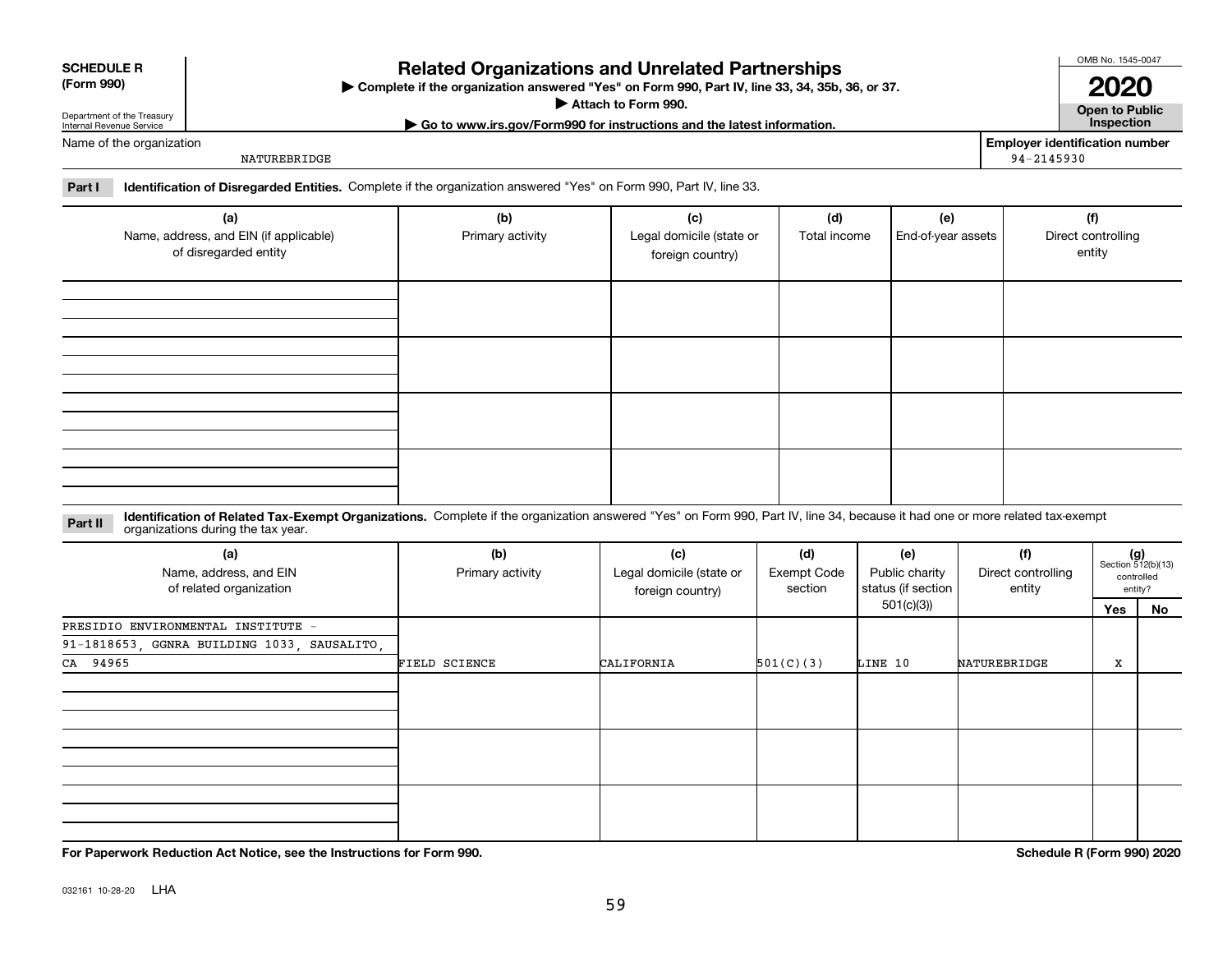**SCHEDULE R (Form 990)**

Department of the Treasury
Internal Revenue Service

# Related Organizations and Unrelated Partnerships

▶ Complete if the organization answered "Yes" on Form 990, Part IV, line 33, 34, 35b, 36, or 37.
▶ Attach to Form 990.
▶ Go to www.irs.gov/Form990 for instructions and the latest information.

OMB No. 1545-0047

**2020**

**Open to Public Inspection**

Name of the organization: NATUREBRIDGE

**Employer identification number:** 94-2145930

**Part I** **Identification of Disregarded Entities.** Complete if the organization answered "Yes" on Form 990, Part IV, line 33.

| (a) Name, address, and EIN (if applicable) of disregarded entity | (b) Primary activity | (c) Legal domicile (state or foreign country) | (d) Total income | (e) End-of-year assets | (f) Direct controlling entity |
|---|---|---|---|---|---|
| | | | | | |
| | | | | | |
| | | | | | |
| | | | | | |

**Part II** **Identification of Related Tax-Exempt Organizations.** Complete if the organization answered "Yes" on Form 990, Part IV, line 34, because it had one or more related tax-exempt organizations during the tax year.

| (a) Name, address, and EIN of related organization | (b) Primary activity | (c) Legal domicile (state or foreign country) | (d) Exempt Code section | (e) Public charity status (if section 501(c)(3)) | (f) Direct controlling entity | (g) Section 512(b)(13) controlled entity? Yes | No |
|---|---|---|---|---|---|---|---|
| PRESIDIO ENVIRONMENTAL INSTITUTE - 91-1818653, GGNRA BUILDING 1033, SAUSALITO, CA 94965 | FIELD SCIENCE | CALIFORNIA | 501(C)(3) | LINE 10 | NATUREBRIDGE | X | |
| | | | | | | | |
| | | | | | | | |
| | | | | | | | |

**For Paperwork Reduction Act Notice, see the Instructions for Form 990.**

**Schedule R (Form 990) 2020**

032161 10-28-20 LHA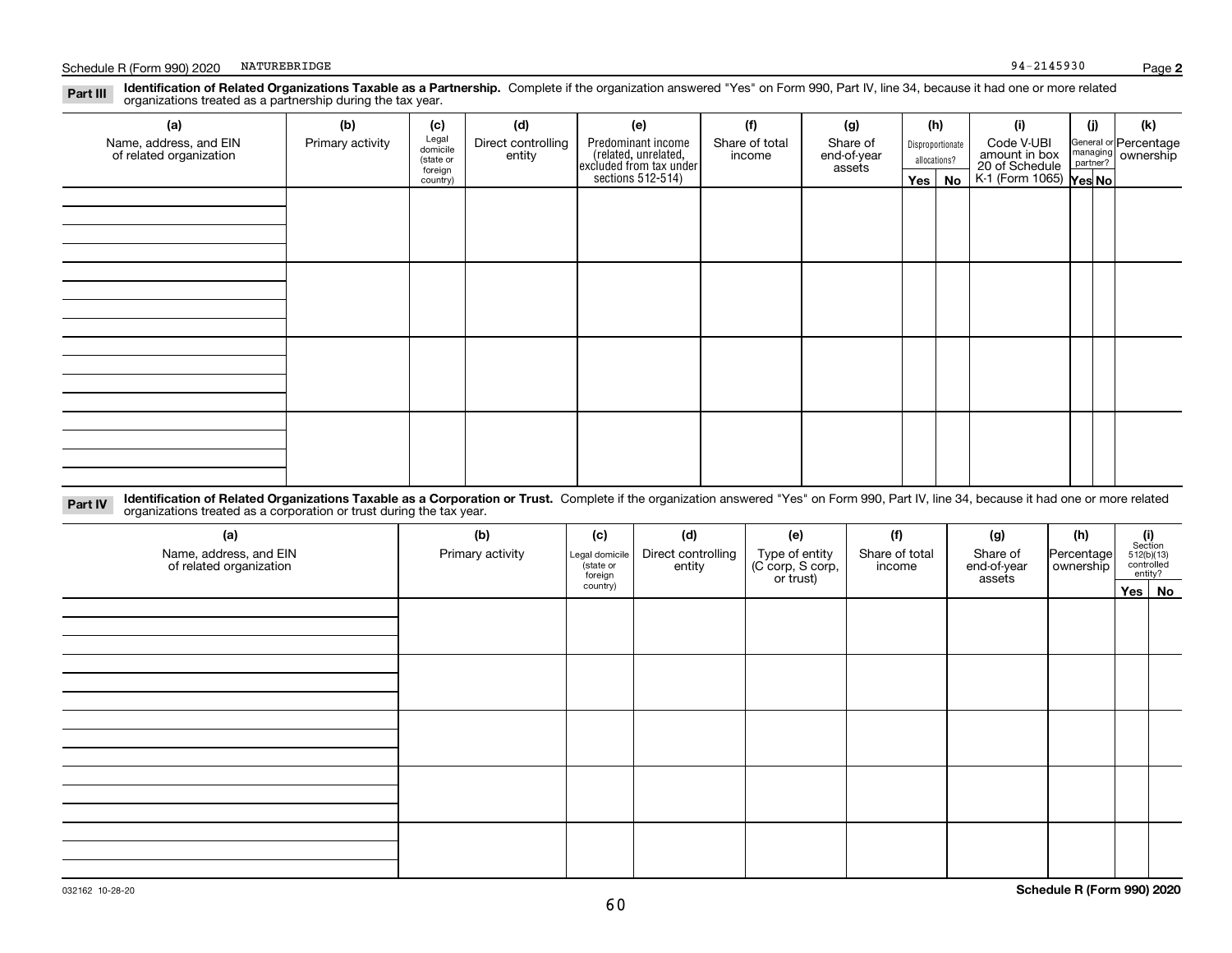**Part III Identification of Related Organizations Taxable as a Partnership.** Complete if the organization answered "Yes" on Form 990, Part IV, line 34, because it had one or more related organizations treated as a partnership during the tax year.

| (a) Name, address, and EIN of related organization | (b) Primary activity | (c) Legal domicile (state or foreign country) | (d) Direct controlling entity | (e) Predominant income (related, unrelated, excluded from tax under sections 512-514) | (f) Share of total income | (g) Share of end-of-year assets | (h) Disproportionate allocations? | | (i) Code V-UBI amount in box 20 of Schedule K-1 (Form 1065) | (j) General or managing partner? | | (k) Percentage ownership |
|---|---|---|---|---|---|---|---|---|---|---|---|---|
| | | | | | | | Yes | No | | Yes | No | |
| | | | | | | | | | | | | |
| | | | | | | | | | | | | |
| | | | | | | | | | | | | |
| | | | | | | | | | | | | |

**Part IV Identification of Related Organizations Taxable as a Corporation or Trust.** Complete if the organization answered "Yes" on Form 990, Part IV, line 34, because it had one or more related organizations treated as a corporation or trust during the tax year.

| (a) Name, address, and EIN of related organization | (b) Primary activity | (c) Legal domicile (state or foreign country) | (d) Direct controlling entity | (e) Type of entity (C corp, S corp, or trust) | (f) Share of total income | (g) Share of end-of-year assets | (h) Percentage ownership | (i) Section 512(b)(13) controlled entity? | |
|---|---|---|---|---|---|---|---|---|---|
| | | | | | | | | Yes | No |
| | | | | | | | | | |
| | | | | | | | | | |
| | | | | | | | | | |
| | | | | | | | | | |
| | | | | | | | | | |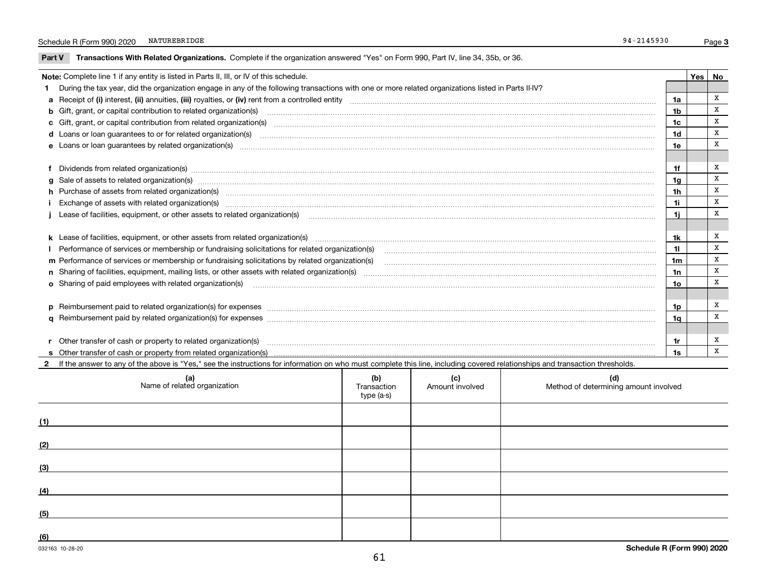Schedule R (Form 990) 2020 NATUREBRIDGE 94-2145930 Page **3**

## Part V Transactions With Related Organizations. 
Complete if the organization answered "Yes" on Form 990, Part IV, line 34, 35b, or 36.

| Note: Complete line 1 if any entity is listed in Parts II, III, or IV of this schedule. | | Yes | No |
|---|---|---|---|
| **1** During the tax year, did the organization engage in any of the following transactions with one or more related organizations listed in Parts II-IV? | | | |
| **a** Receipt of **(i)** interest, **(ii)** annuities, **(iii)** royalties, or **(iv)** rent from a controlled entity | **1a** | | X |
| **b** Gift, grant, or capital contribution to related organization(s) | **1b** | | X |
| **c** Gift, grant, or capital contribution from related organization(s) | **1c** | | X |
| **d** Loans or loan guarantees to or for related organization(s) | **1d** | | X |
| **e** Loans or loan guarantees by related organization(s) | **1e** | | X |
| **f** Dividends from related organization(s) | **1f** | | X |
| **g** Sale of assets to related organization(s) | **1g** | | X |
| **h** Purchase of assets from related organization(s) | **1h** | | X |
| **i** Exchange of assets with related organization(s) | **1i** | | X |
| **j** Lease of facilities, equipment, or other assets to related organization(s) | **1j** | | X |
| **k** Lease of facilities, equipment, or other assets from related organization(s) | **1k** | | X |
| **l** Performance of services or membership or fundraising solicitations for related organization(s) | **1l** | | X |
| **m** Performance of services or membership or fundraising solicitations by related organization(s) | **1m** | | X |
| **n** Sharing of facilities, equipment, mailing lists, or other assets with related organization(s) | **1n** | | X |
| **o** Sharing of paid employees with related organization(s) | **1o** | | X |
| **p** Reimbursement paid to related organization(s) for expenses | **1p** | | X |
| **q** Reimbursement paid by related organization(s) for expenses | **1q** | | X |
| **r** Other transfer of cash or property to related organization(s) | **1r** | | X |
| **s** Other transfer of cash or property from related organization(s) | **1s** | | X |

**2** If the answer to any of the above is "Yes," see the instructions for information on who must complete this line, including covered relationships and transaction thresholds.

| | (a) Name of related organization | (b) Transaction type (a-s) | (c) Amount involved | (d) Method of determining amount involved |
|---|---|---|---|---|
| (1) | | | | |
| (2) | | | | |
| (3) | | | | |
| (4) | | | | |
| (5) | | | | |
| (6) | | | | |

032163 10-28-20 **Schedule R (Form 990) 2020**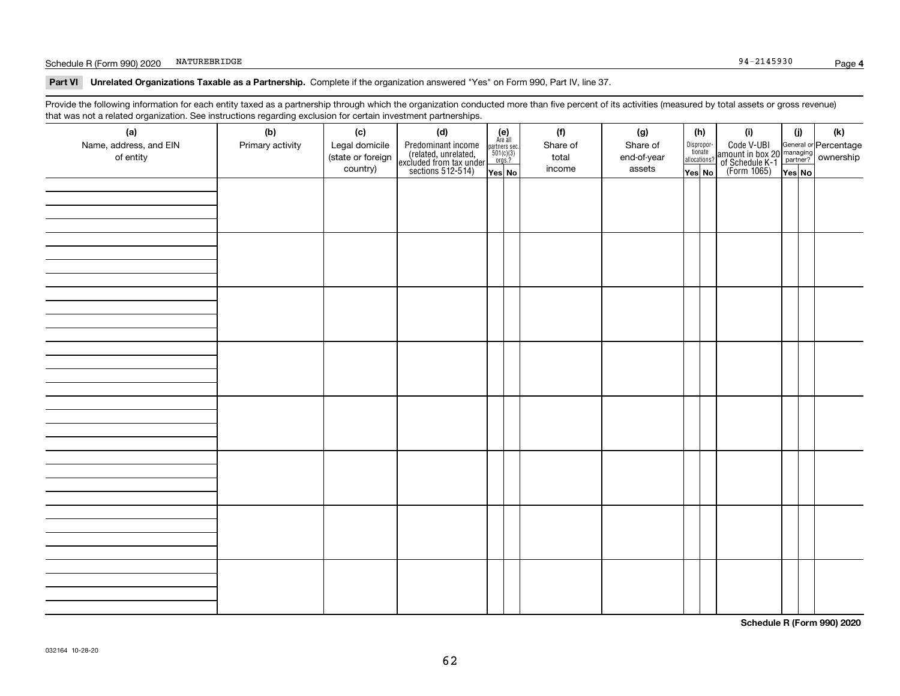Schedule R (Form 990) 2020 NATUREBRIDGE 94-2145930

**Part VI Unrelated Organizations Taxable as a Partnership.** Complete if the organization answered "Yes" on Form 990, Part IV, line 37.

Provide the following information for each entity taxed as a partnership through which the organization conducted more than five percent of its activities (measured by total assets or gross revenue) that was not a related organization. See instructions regarding exclusion for certain investment partnerships.

| (a) Name, address, and EIN of entity | (b) Primary activity | (c) Legal domicile (state or foreign country) | (d) Predominant income (related, unrelated, excluded from tax under sections 512-514) | (e) Are all partners sec. 501(c)(3) orgs.? Yes | (e) No | (f) Share of total income | (g) Share of end-of-year assets | (h) Disproportionate allocations? Yes | (h) No | (i) Code V-UBI amount in box 20 of Schedule K-1 (Form 1065) | (j) General or managing partner? Yes | (j) No | (k) Percentage ownership |
|---|---|---|---|---|---|---|---|---|---|---|---|---|---|
| | | | | | | | | | | | | | |
| | | | | | | | | | | | | | |
| | | | | | | | | | | | | | |
| | | | | | | | | | | | | | |
| | | | | | | | | | | | | | |
| | | | | | | | | | | | | | |
| | | | | | | | | | | | | | |
| | | | | | | | | | | | | | |

**Schedule R (Form 990) 2020**

032164 10-28-20